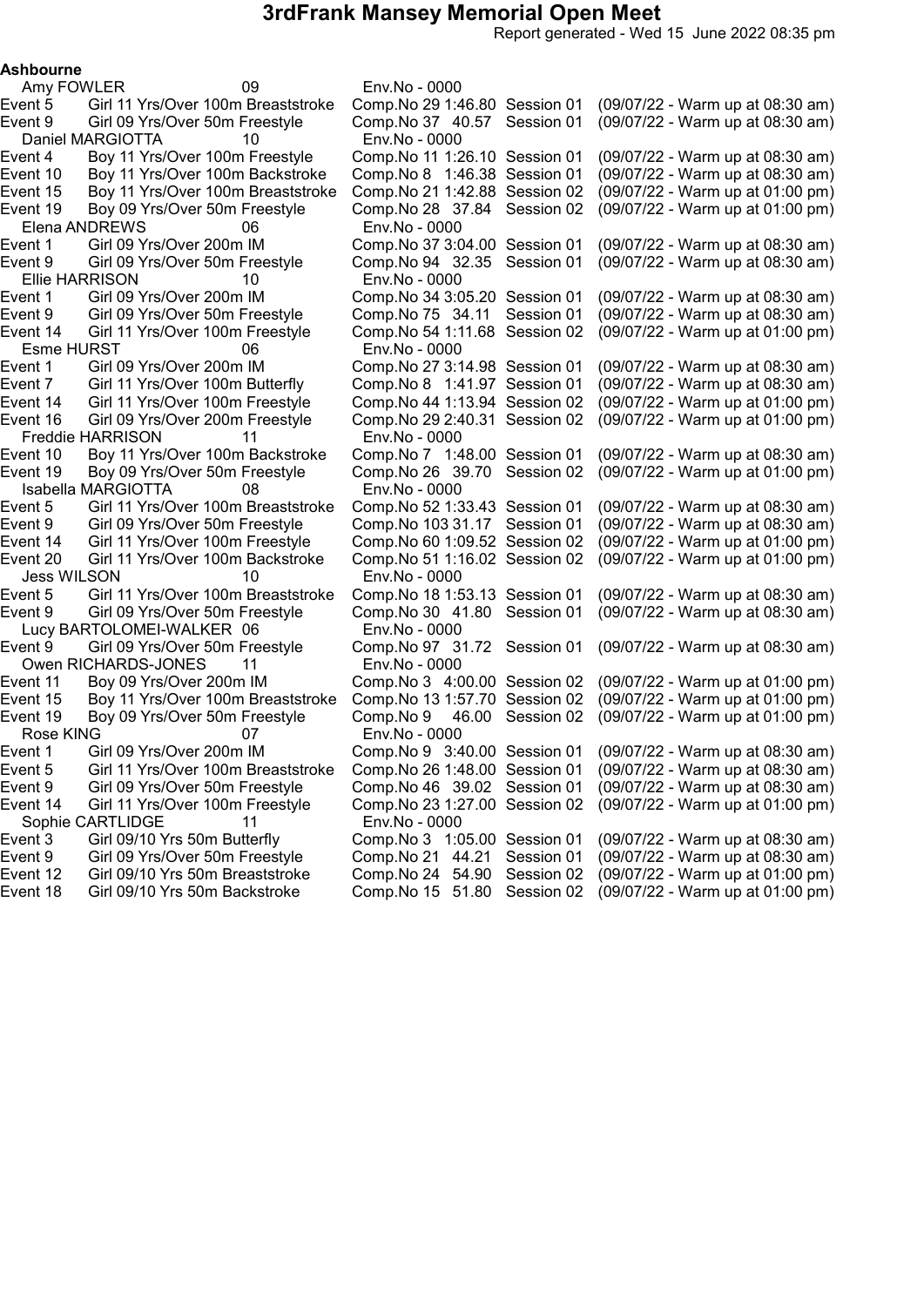# 3rdFrank Mansey Memorial Open Meet

Report generated - Wed 15 June 2022 08:35 pm

**Ashbourne**

Amy FOWLER 09 Env.No - 0000

| Event | Description | Comp.No | Time | Session | Warm up |
|---|---|---|---|---|---|
| Event 5 | Girl 11 Yrs/Over 100m Breaststroke | Comp.No 29 | 1:46.80 | Session 01 | (09/07/22 - Warm up at 08:30 am) |
| Event 9 | Girl 09 Yrs/Over 50m Freestyle | Comp.No 37 | 40.57 | Session 01 | (09/07/22 - Warm up at 08:30 am) |

Daniel MARGIOTTA 10 Env.No - 0000

| Event | Description | Comp.No | Time | Session | Warm up |
|---|---|---|---|---|---|
| Event 4 | Boy 11 Yrs/Over 100m Freestyle | Comp.No 11 | 1:26.10 | Session 01 | (09/07/22 - Warm up at 08:30 am) |
| Event 10 | Boy 11 Yrs/Over 100m Backstroke | Comp.No 8 | 1:46.38 | Session 01 | (09/07/22 - Warm up at 08:30 am) |
| Event 15 | Boy 11 Yrs/Over 100m Breaststroke | Comp.No 21 | 1:42.88 | Session 02 | (09/07/22 - Warm up at 01:00 pm) |
| Event 19 | Boy 09 Yrs/Over 50m Freestyle | Comp.No 28 | 37.84 | Session 02 | (09/07/22 - Warm up at 01:00 pm) |

Elena ANDREWS 06 Env.No - 0000

| Event | Description | Comp.No | Time | Session | Warm up |
|---|---|---|---|---|---|
| Event 1 | Girl 09 Yrs/Over 200m IM | Comp.No 37 | 3:04.00 | Session 01 | (09/07/22 - Warm up at 08:30 am) |
| Event 9 | Girl 09 Yrs/Over 50m Freestyle | Comp.No 94 | 32.35 | Session 01 | (09/07/22 - Warm up at 08:30 am) |

Ellie HARRISON 10 Env.No - 0000

| Event | Description | Comp.No | Time | Session | Warm up |
|---|---|---|---|---|---|
| Event 1 | Girl 09 Yrs/Over 200m IM | Comp.No 34 | 3:05.20 | Session 01 | (09/07/22 - Warm up at 08:30 am) |
| Event 9 | Girl 09 Yrs/Over 50m Freestyle | Comp.No 75 | 34.11 | Session 01 | (09/07/22 - Warm up at 08:30 am) |
| Event 14 | Girl 11 Yrs/Over 100m Freestyle | Comp.No 54 | 1:11.68 | Session 02 | (09/07/22 - Warm up at 01:00 pm) |

Esme HURST 06 Env.No - 0000

| Event | Description | Comp.No | Time | Session | Warm up |
|---|---|---|---|---|---|
| Event 1 | Girl 09 Yrs/Over 200m IM | Comp.No 27 | 3:14.98 | Session 01 | (09/07/22 - Warm up at 08:30 am) |
| Event 7 | Girl 11 Yrs/Over 100m Butterfly | Comp.No 8 | 1:41.97 | Session 01 | (09/07/22 - Warm up at 08:30 am) |
| Event 14 | Girl 11 Yrs/Over 100m Freestyle | Comp.No 44 | 1:13.94 | Session 02 | (09/07/22 - Warm up at 01:00 pm) |
| Event 16 | Girl 09 Yrs/Over 200m Freestyle | Comp.No 29 | 2:40.31 | Session 02 | (09/07/22 - Warm up at 01:00 pm) |

Freddie HARRISON 11 Env.No - 0000

| Event | Description | Comp.No | Time | Session | Warm up |
|---|---|---|---|---|---|
| Event 10 | Boy 11 Yrs/Over 100m Backstroke | Comp.No 7 | 1:48.00 | Session 01 | (09/07/22 - Warm up at 08:30 am) |
| Event 19 | Boy 09 Yrs/Over 50m Freestyle | Comp.No 26 | 39.70 | Session 02 | (09/07/22 - Warm up at 01:00 pm) |

Isabella MARGIOTTA 08 Env.No - 0000

| Event | Description | Comp.No | Time | Session | Warm up |
|---|---|---|---|---|---|
| Event 5 | Girl 11 Yrs/Over 100m Breaststroke | Comp.No 52 | 1:33.43 | Session 01 | (09/07/22 - Warm up at 08:30 am) |
| Event 9 | Girl 09 Yrs/Over 50m Freestyle | Comp.No 103 | 31.17 | Session 01 | (09/07/22 - Warm up at 08:30 am) |
| Event 14 | Girl 11 Yrs/Over 100m Freestyle | Comp.No 60 | 1:09.52 | Session 02 | (09/07/22 - Warm up at 01:00 pm) |
| Event 20 | Girl 11 Yrs/Over 100m Backstroke | Comp.No 51 | 1:16.02 | Session 02 | (09/07/22 - Warm up at 01:00 pm) |

Jess WILSON 10 Env.No - 0000

| Event | Description | Comp.No | Time | Session | Warm up |
|---|---|---|---|---|---|
| Event 5 | Girl 11 Yrs/Over 100m Breaststroke | Comp.No 18 | 1:53.13 | Session 01 | (09/07/22 - Warm up at 08:30 am) |
| Event 9 | Girl 09 Yrs/Over 50m Freestyle | Comp.No 30 | 41.80 | Session 01 | (09/07/22 - Warm up at 08:30 am) |

Lucy BARTOLOMEI-WALKER 06 Env.No - 0000

| Event | Description | Comp.No | Time | Session | Warm up |
|---|---|---|---|---|---|
| Event 9 | Girl 09 Yrs/Over 50m Freestyle | Comp.No 97 | 31.72 | Session 01 | (09/07/22 - Warm up at 08:30 am) |

Owen RICHARDS-JONES 11 Env.No - 0000

| Event | Description | Comp.No | Time | Session | Warm up |
|---|---|---|---|---|---|
| Event 11 | Boy 09 Yrs/Over 200m IM | Comp.No 3 | 4:00.00 | Session 02 | (09/07/22 - Warm up at 01:00 pm) |
| Event 15 | Boy 11 Yrs/Over 100m Breaststroke | Comp.No 13 | 1:57.70 | Session 02 | (09/07/22 - Warm up at 01:00 pm) |
| Event 19 | Boy 09 Yrs/Over 50m Freestyle | Comp.No 9 | 46.00 | Session 02 | (09/07/22 - Warm up at 01:00 pm) |

Rose KING 07 Env.No - 0000

| Event | Description | Comp.No | Time | Session | Warm up |
|---|---|---|---|---|---|
| Event 1 | Girl 09 Yrs/Over 200m IM | Comp.No 9 | 3:40.00 | Session 01 | (09/07/22 - Warm up at 08:30 am) |
| Event 5 | Girl 11 Yrs/Over 100m Breaststroke | Comp.No 26 | 1:48.00 | Session 01 | (09/07/22 - Warm up at 08:30 am) |
| Event 9 | Girl 09 Yrs/Over 50m Freestyle | Comp.No 46 | 39.02 | Session 01 | (09/07/22 - Warm up at 08:30 am) |
| Event 14 | Girl 11 Yrs/Over 100m Freestyle | Comp.No 23 | 1:27.00 | Session 02 | (09/07/22 - Warm up at 01:00 pm) |

Sophie CARTLIDGE 11 Env.No - 0000

| Event | Description | Comp.No | Time | Session | Warm up |
|---|---|---|---|---|---|
| Event 3 | Girl 09/10 Yrs 50m Butterfly | Comp.No 3 | 1:05.00 | Session 01 | (09/07/22 - Warm up at 08:30 am) |
| Event 9 | Girl 09 Yrs/Over 50m Freestyle | Comp.No 21 | 44.21 | Session 01 | (09/07/22 - Warm up at 08:30 am) |
| Event 12 | Girl 09/10 Yrs 50m Breaststroke | Comp.No 24 | 54.90 | Session 02 | (09/07/22 - Warm up at 01:00 pm) |
| Event 18 | Girl 09/10 Yrs 50m Backstroke | Comp.No 15 | 51.80 | Session 02 | (09/07/22 - Warm up at 01:00 pm) |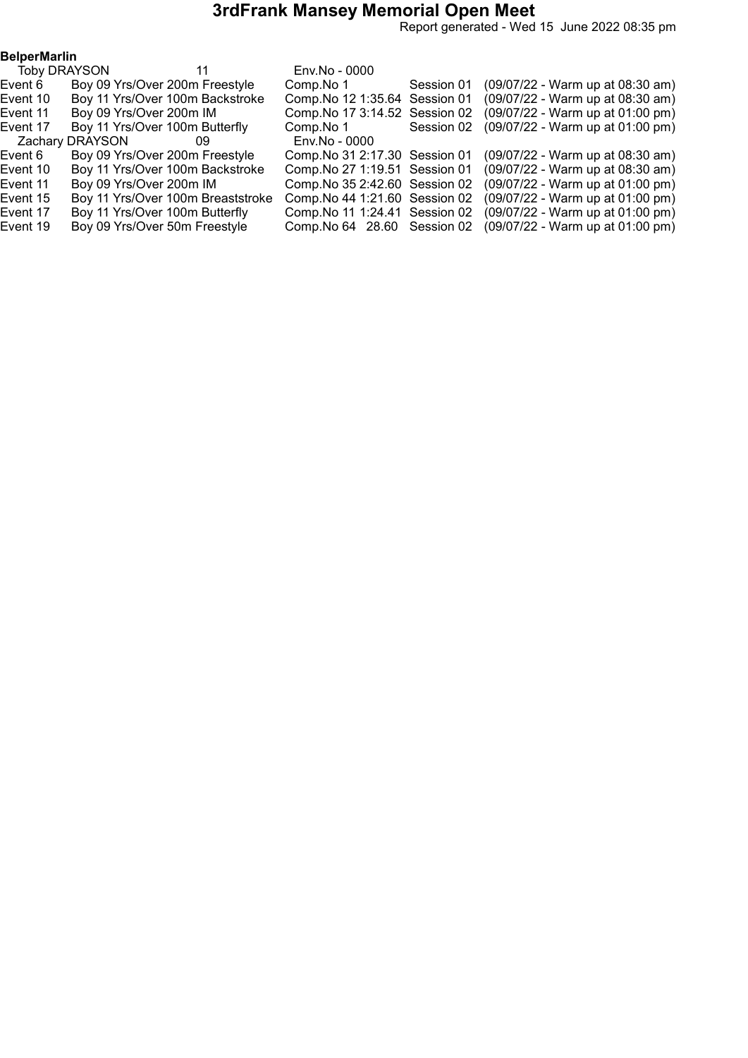# 3rdFrank Mansey Memorial Open Meet

Report generated - Wed 15 June 2022 08:35 pm

**BelperMarlin**

| | | | | |
|---|---|---|---|---|
| Toby DRAYSON | 11 | Env.No - 0000 | | |
| Event 6 | Boy 09 Yrs/Over 200m Freestyle | Comp.No 1 | Session 01 | (09/07/22 - Warm up at 08:30 am) |
| Event 10 | Boy 11 Yrs/Over 100m Backstroke | Comp.No 12 1:35.64 | Session 01 | (09/07/22 - Warm up at 08:30 am) |
| Event 11 | Boy 09 Yrs/Over 200m IM | Comp.No 17 3:14.52 | Session 02 | (09/07/22 - Warm up at 01:00 pm) |
| Event 17 | Boy 11 Yrs/Over 100m Butterfly | Comp.No 1 | Session 02 | (09/07/22 - Warm up at 01:00 pm) |
| Zachary DRAYSON | 09 | Env.No - 0000 | | |
| Event 6 | Boy 09 Yrs/Over 200m Freestyle | Comp.No 31 2:17.30 | Session 01 | (09/07/22 - Warm up at 08:30 am) |
| Event 10 | Boy 11 Yrs/Over 100m Backstroke | Comp.No 27 1:19.51 | Session 01 | (09/07/22 - Warm up at 08:30 am) |
| Event 11 | Boy 09 Yrs/Over 200m IM | Comp.No 35 2:42.60 | Session 02 | (09/07/22 - Warm up at 01:00 pm) |
| Event 15 | Boy 11 Yrs/Over 100m Breaststroke | Comp.No 44 1:21.60 | Session 02 | (09/07/22 - Warm up at 01:00 pm) |
| Event 17 | Boy 11 Yrs/Over 100m Butterfly | Comp.No 11 1:24.41 | Session 02 | (09/07/22 - Warm up at 01:00 pm) |
| Event 19 | Boy 09 Yrs/Over 50m Freestyle | Comp.No 64 28.60 | Session 02 | (09/07/22 - Warm up at 01:00 pm) |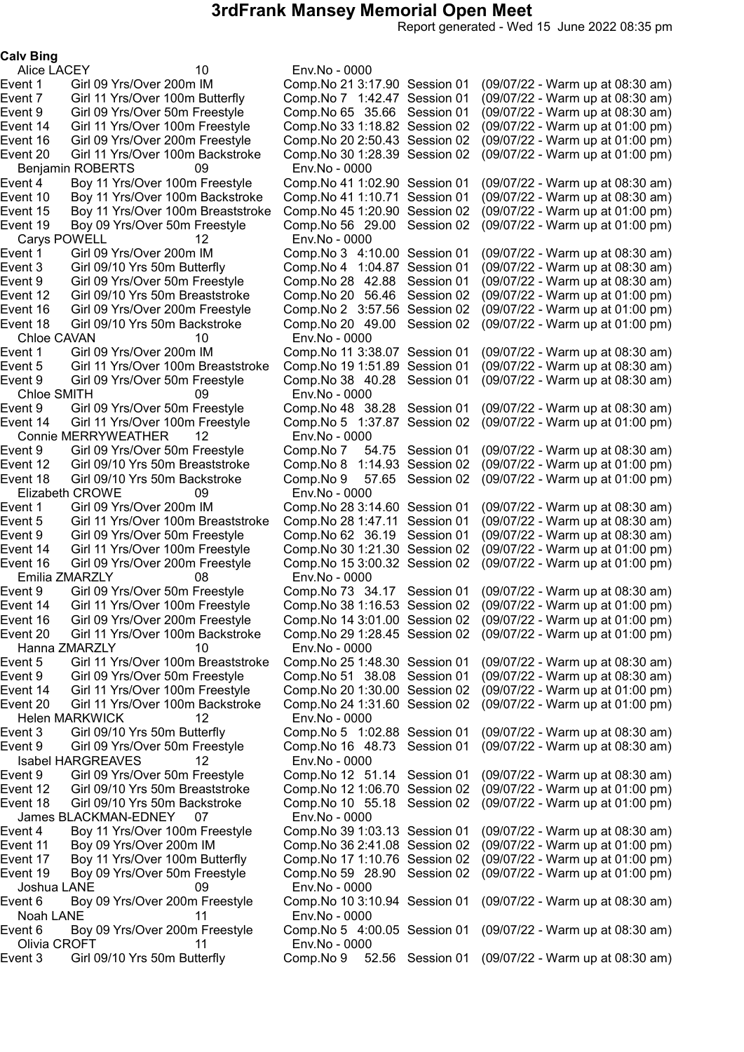# 3rdFrank Mansey Memorial Open Meet

Report generated - Wed 15 June 2022 08:35 pm

**Calv Bing**

Alice LACEY 10 Env.No - 0000

| Event | Description | Comp.No | Time | Session | Warm up |
|---|---|---|---|---|---|
| Event 1 | Girl 09 Yrs/Over 200m IM | Comp.No 21 | 3:17.90 | Session 01 | (09/07/22 - Warm up at 08:30 am) |
| Event 7 | Girl 11 Yrs/Over 100m Butterfly | Comp.No 7 | 1:42.47 | Session 01 | (09/07/22 - Warm up at 08:30 am) |
| Event 9 | Girl 09 Yrs/Over 50m Freestyle | Comp.No 65 | 35.66 | Session 01 | (09/07/22 - Warm up at 08:30 am) |
| Event 14 | Girl 11 Yrs/Over 100m Freestyle | Comp.No 33 | 1:18.82 | Session 02 | (09/07/22 - Warm up at 01:00 pm) |
| Event 16 | Girl 09 Yrs/Over 200m Freestyle | Comp.No 20 | 2:50.43 | Session 02 | (09/07/22 - Warm up at 01:00 pm) |
| Event 20 | Girl 11 Yrs/Over 100m Backstroke | Comp.No 30 | 1:28.39 | Session 02 | (09/07/22 - Warm up at 01:00 pm) |

Benjamin ROBERTS 09 Env.No - 0000

| Event | Description | Comp.No | Time | Session | Warm up |
|---|---|---|---|---|---|
| Event 4 | Boy 11 Yrs/Over 100m Freestyle | Comp.No 41 | 1:02.90 | Session 01 | (09/07/22 - Warm up at 08:30 am) |
| Event 10 | Boy 11 Yrs/Over 100m Backstroke | Comp.No 41 | 1:10.71 | Session 01 | (09/07/22 - Warm up at 08:30 am) |
| Event 15 | Boy 11 Yrs/Over 100m Breaststroke | Comp.No 45 | 1:20.90 | Session 02 | (09/07/22 - Warm up at 01:00 pm) |
| Event 19 | Boy 09 Yrs/Over 50m Freestyle | Comp.No 56 | 29.00 | Session 02 | (09/07/22 - Warm up at 01:00 pm) |

Carys POWELL 12 Env.No - 0000

| Event | Description | Comp.No | Time | Session | Warm up |
|---|---|---|---|---|---|
| Event 1 | Girl 09 Yrs/Over 200m IM | Comp.No 3 | 4:10.00 | Session 01 | (09/07/22 - Warm up at 08:30 am) |
| Event 3 | Girl 09/10 Yrs 50m Butterfly | Comp.No 4 | 1:04.87 | Session 01 | (09/07/22 - Warm up at 08:30 am) |
| Event 9 | Girl 09 Yrs/Over 50m Freestyle | Comp.No 28 | 42.88 | Session 01 | (09/07/22 - Warm up at 08:30 am) |
| Event 12 | Girl 09/10 Yrs 50m Breaststroke | Comp.No 20 | 56.46 | Session 02 | (09/07/22 - Warm up at 01:00 pm) |
| Event 16 | Girl 09 Yrs/Over 200m Freestyle | Comp.No 2 | 3:57.56 | Session 02 | (09/07/22 - Warm up at 01:00 pm) |
| Event 18 | Girl 09/10 Yrs 50m Backstroke | Comp.No 20 | 49.00 | Session 02 | (09/07/22 - Warm up at 01:00 pm) |

Chloe CAVAN 10 Env.No - 0000

| Event | Description | Comp.No | Time | Session | Warm up |
|---|---|---|---|---|---|
| Event 1 | Girl 09 Yrs/Over 200m IM | Comp.No 11 | 3:38.07 | Session 01 | (09/07/22 - Warm up at 08:30 am) |
| Event 5 | Girl 11 Yrs/Over 100m Breaststroke | Comp.No 19 | 1:51.89 | Session 01 | (09/07/22 - Warm up at 08:30 am) |
| Event 9 | Girl 09 Yrs/Over 50m Freestyle | Comp.No 38 | 40.28 | Session 01 | (09/07/22 - Warm up at 08:30 am) |

Chloe SMITH 09 Env.No - 0000

| Event | Description | Comp.No | Time | Session | Warm up |
|---|---|---|---|---|---|
| Event 9 | Girl 09 Yrs/Over 50m Freestyle | Comp.No 48 | 38.28 | Session 01 | (09/07/22 - Warm up at 08:30 am) |
| Event 14 | Girl 11 Yrs/Over 100m Freestyle | Comp.No 5 | 1:37.87 | Session 02 | (09/07/22 - Warm up at 01:00 pm) |

Connie MERRYWEATHER 12 Env.No - 0000

| Event | Description | Comp.No | Time | Session | Warm up |
|---|---|---|---|---|---|
| Event 9 | Girl 09 Yrs/Over 50m Freestyle | Comp.No 7 | 54.75 | Session 01 | (09/07/22 - Warm up at 08:30 am) |
| Event 12 | Girl 09/10 Yrs 50m Breaststroke | Comp.No 8 | 1:14.93 | Session 02 | (09/07/22 - Warm up at 01:00 pm) |
| Event 18 | Girl 09/10 Yrs 50m Backstroke | Comp.No 9 | 57.65 | Session 02 | (09/07/22 - Warm up at 01:00 pm) |

Elizabeth CROWE 09 Env.No - 0000

| Event | Description | Comp.No | Time | Session | Warm up |
|---|---|---|---|---|---|
| Event 1 | Girl 09 Yrs/Over 200m IM | Comp.No 28 | 3:14.60 | Session 01 | (09/07/22 - Warm up at 08:30 am) |
| Event 5 | Girl 11 Yrs/Over 100m Breaststroke | Comp.No 28 | 1:47.11 | Session 01 | (09/07/22 - Warm up at 08:30 am) |
| Event 9 | Girl 09 Yrs/Over 50m Freestyle | Comp.No 62 | 36.19 | Session 01 | (09/07/22 - Warm up at 08:30 am) |
| Event 14 | Girl 11 Yrs/Over 100m Freestyle | Comp.No 30 | 1:21.30 | Session 02 | (09/07/22 - Warm up at 01:00 pm) |
| Event 16 | Girl 09 Yrs/Over 200m Freestyle | Comp.No 15 | 3:00.32 | Session 02 | (09/07/22 - Warm up at 01:00 pm) |

Emilia ZMARZLY 08 Env.No - 0000

| Event | Description | Comp.No | Time | Session | Warm up |
|---|---|---|---|---|---|
| Event 9 | Girl 09 Yrs/Over 50m Freestyle | Comp.No 73 | 34.17 | Session 01 | (09/07/22 - Warm up at 08:30 am) |
| Event 14 | Girl 11 Yrs/Over 100m Freestyle | Comp.No 38 | 1:16.53 | Session 02 | (09/07/22 - Warm up at 01:00 pm) |
| Event 16 | Girl 09 Yrs/Over 200m Freestyle | Comp.No 14 | 3:01.00 | Session 02 | (09/07/22 - Warm up at 01:00 pm) |
| Event 20 | Girl 11 Yrs/Over 100m Backstroke | Comp.No 29 | 1:28.45 | Session 02 | (09/07/22 - Warm up at 01:00 pm) |

Hanna ZMARZLY 10 Env.No - 0000

| Event | Description | Comp.No | Time | Session | Warm up |
|---|---|---|---|---|---|
| Event 5 | Girl 11 Yrs/Over 100m Breaststroke | Comp.No 25 | 1:48.30 | Session 01 | (09/07/22 - Warm up at 08:30 am) |
| Event 9 | Girl 09 Yrs/Over 50m Freestyle | Comp.No 51 | 38.08 | Session 01 | (09/07/22 - Warm up at 08:30 am) |
| Event 14 | Girl 11 Yrs/Over 100m Freestyle | Comp.No 20 | 1:30.00 | Session 02 | (09/07/22 - Warm up at 01:00 pm) |
| Event 20 | Girl 11 Yrs/Over 100m Backstroke | Comp.No 24 | 1:31.60 | Session 02 | (09/07/22 - Warm up at 01:00 pm) |

Helen MARKWICK 12 Env.No - 0000

| Event | Description | Comp.No | Time | Session | Warm up |
|---|---|---|---|---|---|
| Event 3 | Girl 09/10 Yrs 50m Butterfly | Comp.No 5 | 1:02.88 | Session 01 | (09/07/22 - Warm up at 08:30 am) |
| Event 9 | Girl 09 Yrs/Over 50m Freestyle | Comp.No 16 | 48.73 | Session 01 | (09/07/22 - Warm up at 08:30 am) |

Isabel HARGREAVES 12 Env.No - 0000

| Event | Description | Comp.No | Time | Session | Warm up |
|---|---|---|---|---|---|
| Event 9 | Girl 09 Yrs/Over 50m Freestyle | Comp.No 12 | 51.14 | Session 01 | (09/07/22 - Warm up at 08:30 am) |
| Event 12 | Girl 09/10 Yrs 50m Breaststroke | Comp.No 12 | 1:06.70 | Session 02 | (09/07/22 - Warm up at 01:00 pm) |
| Event 18 | Girl 09/10 Yrs 50m Backstroke | Comp.No 10 | 55.18 | Session 02 | (09/07/22 - Warm up at 01:00 pm) |

James BLACKMAN-EDNEY 07 Env.No - 0000

| Event | Description | Comp.No | Time | Session | Warm up |
|---|---|---|---|---|---|
| Event 4 | Boy 11 Yrs/Over 100m Freestyle | Comp.No 39 | 1:03.13 | Session 01 | (09/07/22 - Warm up at 08:30 am) |
| Event 11 | Boy 09 Yrs/Over 200m IM | Comp.No 36 | 2:41.08 | Session 02 | (09/07/22 - Warm up at 01:00 pm) |
| Event 17 | Boy 11 Yrs/Over 100m Butterfly | Comp.No 17 | 1:10.76 | Session 02 | (09/07/22 - Warm up at 01:00 pm) |
| Event 19 | Boy 09 Yrs/Over 50m Freestyle | Comp.No 59 | 28.90 | Session 02 | (09/07/22 - Warm up at 01:00 pm) |

Joshua LANE 09 Env.No - 0000

| Event | Description | Comp.No | Time | Session | Warm up |
|---|---|---|---|---|---|
| Event 6 | Boy 09 Yrs/Over 200m Freestyle | Comp.No 10 | 3:10.94 | Session 01 | (09/07/22 - Warm up at 08:30 am) |

Noah LANE 11 Env.No - 0000

| Event | Description | Comp.No | Time | Session | Warm up |
|---|---|---|---|---|---|
| Event 6 | Boy 09 Yrs/Over 200m Freestyle | Comp.No 5 | 4:00.05 | Session 01 | (09/07/22 - Warm up at 08:30 am) |

Olivia CROFT 11 Env.No - 0000

| Event | Description | Comp.No | Time | Session | Warm up |
|---|---|---|---|---|---|
| Event 3 | Girl 09/10 Yrs 50m Butterfly | Comp.No 9 | 52.56 | Session 01 | (09/07/22 - Warm up at 08:30 am) |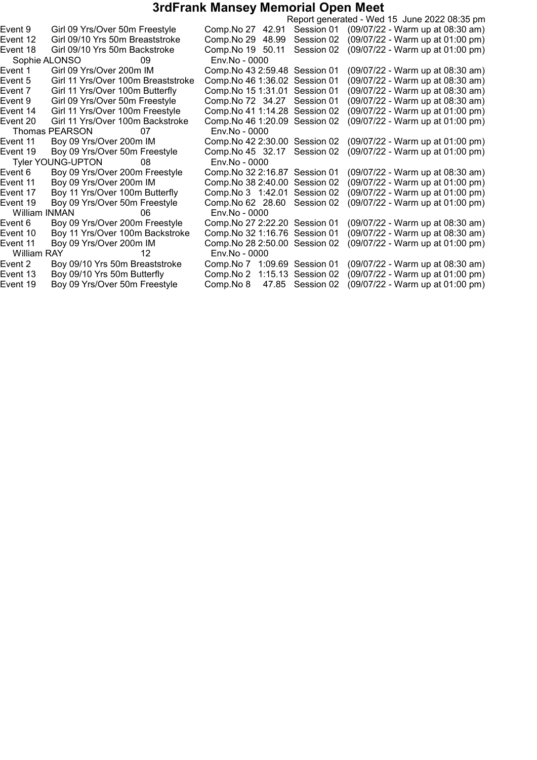# 3rdFrank Mansey Memorial Open Meet

Report generated - Wed 15 June 2022 08:35 pm

| | | | | | |
|---|---|---|---|---|---|
| Event 9 | Girl 09 Yrs/Over 50m Freestyle | Comp.No 27 | 42.91 | Session 01 | (09/07/22 - Warm up at 08:30 am) |
| Event 12 | Girl 09/10 Yrs 50m Breaststroke | Comp.No 29 | 48.99 | Session 02 | (09/07/22 - Warm up at 01:00 pm) |
| Event 18 | Girl 09/10 Yrs 50m Backstroke | Comp.No 19 | 50.11 | Session 02 | (09/07/22 - Warm up at 01:00 pm) |
| Sophie ALONSO | 09 | Env.No - 0000 | | | |
| Event 1 | Girl 09 Yrs/Over 200m IM | Comp.No 43 | 2:59.48 | Session 01 | (09/07/22 - Warm up at 08:30 am) |
| Event 5 | Girl 11 Yrs/Over 100m Breaststroke | Comp.No 46 | 1:36.02 | Session 01 | (09/07/22 - Warm up at 08:30 am) |
| Event 7 | Girl 11 Yrs/Over 100m Butterfly | Comp.No 15 | 1:31.01 | Session 01 | (09/07/22 - Warm up at 08:30 am) |
| Event 9 | Girl 09 Yrs/Over 50m Freestyle | Comp.No 72 | 34.27 | Session 01 | (09/07/22 - Warm up at 08:30 am) |
| Event 14 | Girl 11 Yrs/Over 100m Freestyle | Comp.No 41 | 1:14.28 | Session 02 | (09/07/22 - Warm up at 01:00 pm) |
| Event 20 | Girl 11 Yrs/Over 100m Backstroke | Comp.No 46 | 1:20.09 | Session 02 | (09/07/22 - Warm up at 01:00 pm) |
| Thomas PEARSON | 07 | Env.No - 0000 | | | |
| Event 11 | Boy 09 Yrs/Over 200m IM | Comp.No 42 | 2:30.00 | Session 02 | (09/07/22 - Warm up at 01:00 pm) |
| Event 19 | Boy 09 Yrs/Over 50m Freestyle | Comp.No 45 | 32.17 | Session 02 | (09/07/22 - Warm up at 01:00 pm) |
| Tyler YOUNG-UPTON | 08 | Env.No - 0000 | | | |
| Event 6 | Boy 09 Yrs/Over 200m Freestyle | Comp.No 32 | 2:16.87 | Session 01 | (09/07/22 - Warm up at 08:30 am) |
| Event 11 | Boy 09 Yrs/Over 200m IM | Comp.No 38 | 2:40.00 | Session 02 | (09/07/22 - Warm up at 01:00 pm) |
| Event 17 | Boy 11 Yrs/Over 100m Butterfly | Comp.No 3 | 1:42.01 | Session 02 | (09/07/22 - Warm up at 01:00 pm) |
| Event 19 | Boy 09 Yrs/Over 50m Freestyle | Comp.No 62 | 28.60 | Session 02 | (09/07/22 - Warm up at 01:00 pm) |
| William INMAN | 06 | Env.No - 0000 | | | |
| Event 6 | Boy 09 Yrs/Over 200m Freestyle | Comp.No 27 | 2:22.20 | Session 01 | (09/07/22 - Warm up at 08:30 am) |
| Event 10 | Boy 11 Yrs/Over 100m Backstroke | Comp.No 32 | 1:16.76 | Session 01 | (09/07/22 - Warm up at 08:30 am) |
| Event 11 | Boy 09 Yrs/Over 200m IM | Comp.No 28 | 2:50.00 | Session 02 | (09/07/22 - Warm up at 01:00 pm) |
| William RAY | 12 | Env.No - 0000 | | | |
| Event 2 | Boy 09/10 Yrs 50m Breaststroke | Comp.No 7 | 1:09.69 | Session 01 | (09/07/22 - Warm up at 08:30 am) |
| Event 13 | Boy 09/10 Yrs 50m Butterfly | Comp.No 2 | 1:15.13 | Session 02 | (09/07/22 - Warm up at 01:00 pm) |
| Event 19 | Boy 09 Yrs/Over 50m Freestyle | Comp.No 8 | 47.85 | Session 02 | (09/07/22 - Warm up at 01:00 pm) |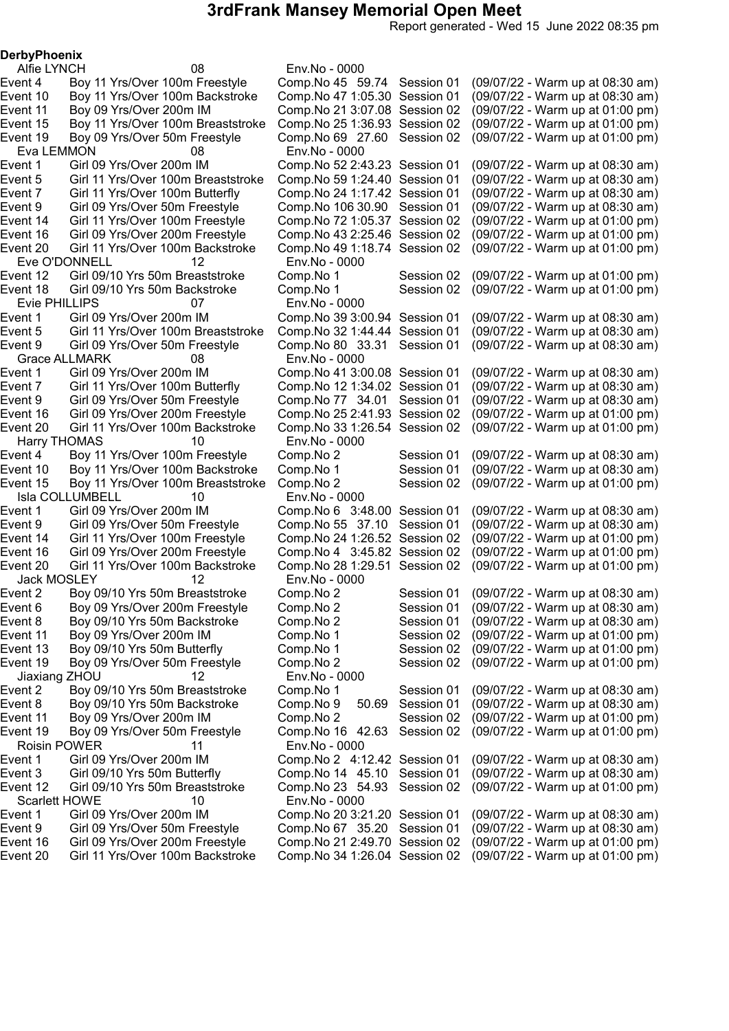# 3rdFrank Mansey Memorial Open Meet

Report generated - Wed 15 June 2022 08:35 pm

**DerbyPhoenix**

Alfie LYNCH 08 Env.No - 0000

| Event | Description | Comp.No | Time | Session | Warm up |
|---|---|---|---|---|---|
| Event 4 | Boy 11 Yrs/Over 100m Freestyle | Comp.No 45 | 59.74 | Session 01 | (09/07/22 - Warm up at 08:30 am) |
| Event 10 | Boy 11 Yrs/Over 100m Backstroke | Comp.No 47 | 1:05.30 | Session 01 | (09/07/22 - Warm up at 08:30 am) |
| Event 11 | Boy 09 Yrs/Over 200m IM | Comp.No 21 | 3:07.08 | Session 02 | (09/07/22 - Warm up at 01:00 pm) |
| Event 15 | Boy 11 Yrs/Over 100m Breaststroke | Comp.No 25 | 1:36.93 | Session 02 | (09/07/22 - Warm up at 01:00 pm) |
| Event 19 | Boy 09 Yrs/Over 50m Freestyle | Comp.No 69 | 27.60 | Session 02 | (09/07/22 - Warm up at 01:00 pm) |

Eva LEMMON 08 Env.No - 0000

| Event | Description | Comp.No | Time | Session | Warm up |
|---|---|---|---|---|---|
| Event 1 | Girl 09 Yrs/Over 200m IM | Comp.No 52 | 2:43.23 | Session 01 | (09/07/22 - Warm up at 08:30 am) |
| Event 5 | Girl 11 Yrs/Over 100m Breaststroke | Comp.No 59 | 1:24.40 | Session 01 | (09/07/22 - Warm up at 08:30 am) |
| Event 7 | Girl 11 Yrs/Over 100m Butterfly | Comp.No 24 | 1:17.42 | Session 01 | (09/07/22 - Warm up at 08:30 am) |
| Event 9 | Girl 09 Yrs/Over 50m Freestyle | Comp.No 106 | 30.90 | Session 01 | (09/07/22 - Warm up at 08:30 am) |
| Event 14 | Girl 11 Yrs/Over 100m Freestyle | Comp.No 72 | 1:05.37 | Session 02 | (09/07/22 - Warm up at 01:00 pm) |
| Event 16 | Girl 09 Yrs/Over 200m Freestyle | Comp.No 43 | 2:25.46 | Session 02 | (09/07/22 - Warm up at 01:00 pm) |
| Event 20 | Girl 11 Yrs/Over 100m Backstroke | Comp.No 49 | 1:18.74 | Session 02 | (09/07/22 - Warm up at 01:00 pm) |

Eve O'DONNELL 12 Env.No - 0000

| Event | Description | Comp.No | Time | Session | Warm up |
|---|---|---|---|---|---|
| Event 12 | Girl 09/10 Yrs 50m Breaststroke | Comp.No 1 | | Session 02 | (09/07/22 - Warm up at 01:00 pm) |
| Event 18 | Girl 09/10 Yrs 50m Backstroke | Comp.No 1 | | Session 02 | (09/07/22 - Warm up at 01:00 pm) |

Evie PHILLIPS 07 Env.No - 0000

| Event | Description | Comp.No | Time | Session | Warm up |
|---|---|---|---|---|---|
| Event 1 | Girl 09 Yrs/Over 200m IM | Comp.No 39 | 3:00.94 | Session 01 | (09/07/22 - Warm up at 08:30 am) |
| Event 5 | Girl 11 Yrs/Over 100m Breaststroke | Comp.No 32 | 1:44.44 | Session 01 | (09/07/22 - Warm up at 08:30 am) |
| Event 9 | Girl 09 Yrs/Over 50m Freestyle | Comp.No 80 | 33.31 | Session 01 | (09/07/22 - Warm up at 08:30 am) |

Grace ALLMARK 08 Env.No - 0000

| Event | Description | Comp.No | Time | Session | Warm up |
|---|---|---|---|---|---|
| Event 1 | Girl 09 Yrs/Over 200m IM | Comp.No 41 | 3:00.08 | Session 01 | (09/07/22 - Warm up at 08:30 am) |
| Event 7 | Girl 11 Yrs/Over 100m Butterfly | Comp.No 12 | 1:34.02 | Session 01 | (09/07/22 - Warm up at 08:30 am) |
| Event 9 | Girl 09 Yrs/Over 50m Freestyle | Comp.No 77 | 34.01 | Session 01 | (09/07/22 - Warm up at 08:30 am) |
| Event 16 | Girl 09 Yrs/Over 200m Freestyle | Comp.No 25 | 2:41.93 | Session 02 | (09/07/22 - Warm up at 01:00 pm) |
| Event 20 | Girl 11 Yrs/Over 100m Backstroke | Comp.No 33 | 1:26.54 | Session 02 | (09/07/22 - Warm up at 01:00 pm) |

Harry THOMAS 10 Env.No - 0000

| Event | Description | Comp.No | Time | Session | Warm up |
|---|---|---|---|---|---|
| Event 4 | Boy 11 Yrs/Over 100m Freestyle | Comp.No 2 | | Session 01 | (09/07/22 - Warm up at 08:30 am) |
| Event 10 | Boy 11 Yrs/Over 100m Backstroke | Comp.No 1 | | Session 01 | (09/07/22 - Warm up at 08:30 am) |
| Event 15 | Boy 11 Yrs/Over 100m Breaststroke | Comp.No 2 | | Session 02 | (09/07/22 - Warm up at 01:00 pm) |

Isla COLLUMBELL 10 Env.No - 0000

| Event | Description | Comp.No | Time | Session | Warm up |
|---|---|---|---|---|---|
| Event 1 | Girl 09 Yrs/Over 200m IM | Comp.No 6 | 3:48.00 | Session 01 | (09/07/22 - Warm up at 08:30 am) |
| Event 9 | Girl 09 Yrs/Over 50m Freestyle | Comp.No 55 | 37.10 | Session 01 | (09/07/22 - Warm up at 08:30 am) |
| Event 14 | Girl 11 Yrs/Over 100m Freestyle | Comp.No 24 | 1:26.52 | Session 02 | (09/07/22 - Warm up at 01:00 pm) |
| Event 16 | Girl 09 Yrs/Over 200m Freestyle | Comp.No 4 | 3:45.82 | Session 02 | (09/07/22 - Warm up at 01:00 pm) |
| Event 20 | Girl 11 Yrs/Over 100m Backstroke | Comp.No 28 | 1:29.51 | Session 02 | (09/07/22 - Warm up at 01:00 pm) |

Jack MOSLEY 12 Env.No - 0000

| Event | Description | Comp.No | Time | Session | Warm up |
|---|---|---|---|---|---|
| Event 2 | Boy 09/10 Yrs 50m Breaststroke | Comp.No 2 | | Session 01 | (09/07/22 - Warm up at 08:30 am) |
| Event 6 | Boy 09 Yrs/Over 200m Freestyle | Comp.No 2 | | Session 01 | (09/07/22 - Warm up at 08:30 am) |
| Event 8 | Boy 09/10 Yrs 50m Backstroke | Comp.No 2 | | Session 01 | (09/07/22 - Warm up at 08:30 am) |
| Event 11 | Boy 09 Yrs/Over 200m IM | Comp.No 1 | | Session 02 | (09/07/22 - Warm up at 01:00 pm) |
| Event 13 | Boy 09/10 Yrs 50m Butterfly | Comp.No 1 | | Session 02 | (09/07/22 - Warm up at 01:00 pm) |
| Event 19 | Boy 09 Yrs/Over 50m Freestyle | Comp.No 2 | | Session 02 | (09/07/22 - Warm up at 01:00 pm) |

Jiaxiang ZHOU 12 Env.No - 0000

| Event | Description | Comp.No | Time | Session | Warm up |
|---|---|---|---|---|---|
| Event 2 | Boy 09/10 Yrs 50m Breaststroke | Comp.No 1 | | Session 01 | (09/07/22 - Warm up at 08:30 am) |
| Event 8 | Boy 09/10 Yrs 50m Backstroke | Comp.No 9 | 50.69 | Session 01 | (09/07/22 - Warm up at 08:30 am) |
| Event 11 | Boy 09 Yrs/Over 200m IM | Comp.No 2 | | Session 02 | (09/07/22 - Warm up at 01:00 pm) |
| Event 19 | Boy 09 Yrs/Over 50m Freestyle | Comp.No 16 | 42.63 | Session 02 | (09/07/22 - Warm up at 01:00 pm) |

Roisin POWER 11 Env.No - 0000

| Event | Description | Comp.No | Time | Session | Warm up |
|---|---|---|---|---|---|
| Event 1 | Girl 09 Yrs/Over 200m IM | Comp.No 2 | 4:12.42 | Session 01 | (09/07/22 - Warm up at 08:30 am) |
| Event 3 | Girl 09/10 Yrs 50m Butterfly | Comp.No 14 | 45.10 | Session 01 | (09/07/22 - Warm up at 08:30 am) |
| Event 12 | Girl 09/10 Yrs 50m Breaststroke | Comp.No 23 | 54.93 | Session 02 | (09/07/22 - Warm up at 01:00 pm) |

Scarlett HOWE 10 Env.No - 0000

| Event | Description | Comp.No | Time | Session | Warm up |
|---|---|---|---|---|---|
| Event 1 | Girl 09 Yrs/Over 200m IM | Comp.No 20 | 3:21.20 | Session 01 | (09/07/22 - Warm up at 08:30 am) |
| Event 9 | Girl 09 Yrs/Over 50m Freestyle | Comp.No 67 | 35.20 | Session 01 | (09/07/22 - Warm up at 08:30 am) |
| Event 16 | Girl 09 Yrs/Over 200m Freestyle | Comp.No 21 | 2:49.70 | Session 02 | (09/07/22 - Warm up at 01:00 pm) |
| Event 20 | Girl 11 Yrs/Over 100m Backstroke | Comp.No 34 | 1:26.04 | Session 02 | (09/07/22 - Warm up at 01:00 pm) |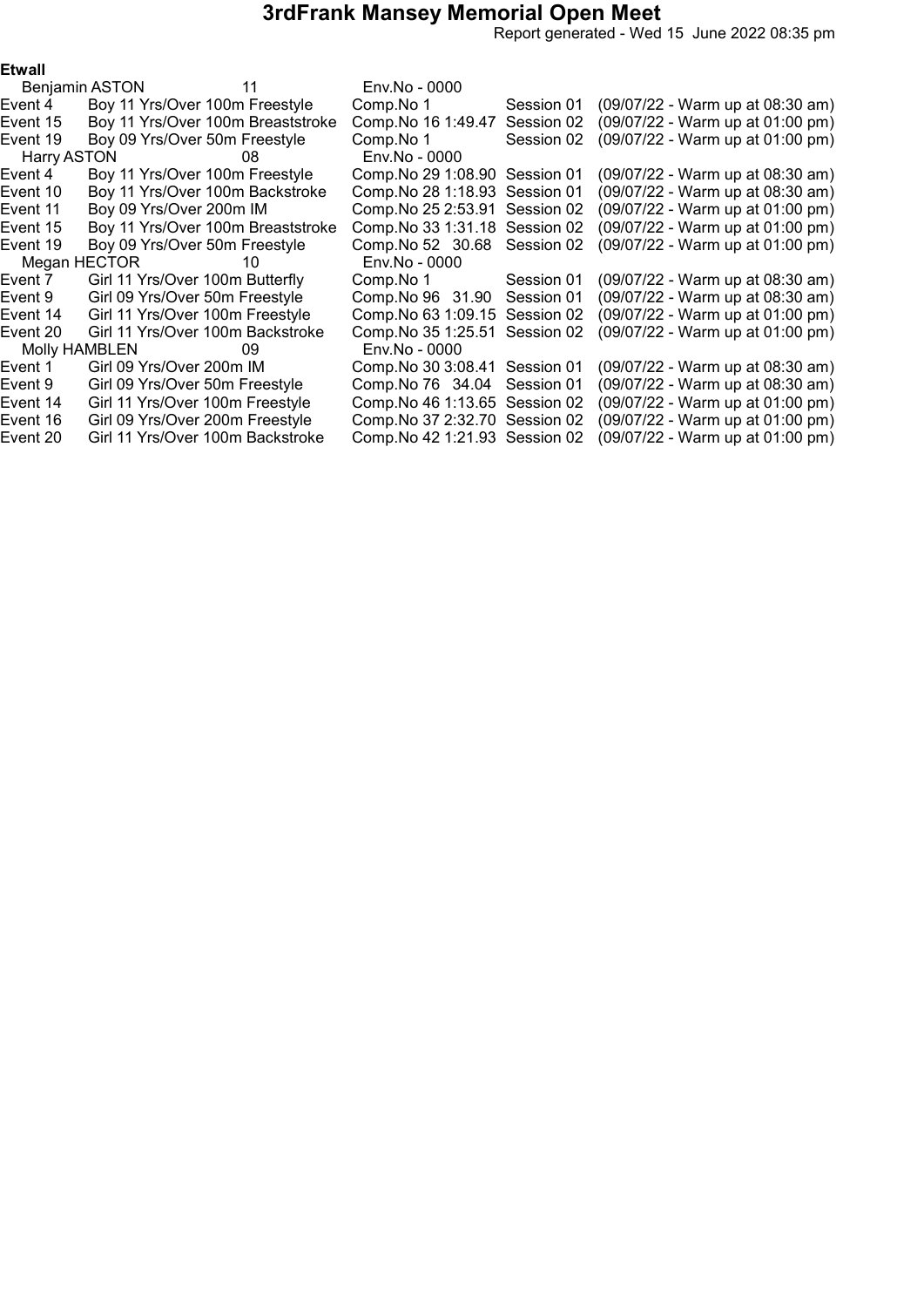# 3rdFrank Mansey Memorial Open Meet

Report generated - Wed 15 June 2022 08:35 pm

**Etwall**

| | | | | |
|---|---|---|---|---|
| Benjamin ASTON | 11 | Env.No - 0000 | | |
| Event 4 | Boy 11 Yrs/Over 100m Freestyle | Comp.No 1 | Session 01 | (09/07/22 - Warm up at 08:30 am) |
| Event 15 | Boy 11 Yrs/Over 100m Breaststroke | Comp.No 16 1:49.47 | Session 02 | (09/07/22 - Warm up at 01:00 pm) |
| Event 19 | Boy 09 Yrs/Over 50m Freestyle | Comp.No 1 | Session 02 | (09/07/22 - Warm up at 01:00 pm) |
| Harry ASTON | 08 | Env.No - 0000 | | |
| Event 4 | Boy 11 Yrs/Over 100m Freestyle | Comp.No 29 1:08.90 | Session 01 | (09/07/22 - Warm up at 08:30 am) |
| Event 10 | Boy 11 Yrs/Over 100m Backstroke | Comp.No 28 1:18.93 | Session 01 | (09/07/22 - Warm up at 08:30 am) |
| Event 11 | Boy 09 Yrs/Over 200m IM | Comp.No 25 2:53.91 | Session 02 | (09/07/22 - Warm up at 01:00 pm) |
| Event 15 | Boy 11 Yrs/Over 100m Breaststroke | Comp.No 33 1:31.18 | Session 02 | (09/07/22 - Warm up at 01:00 pm) |
| Event 19 | Boy 09 Yrs/Over 50m Freestyle | Comp.No 52 30.68 | Session 02 | (09/07/22 - Warm up at 01:00 pm) |
| Megan HECTOR | 10 | Env.No - 0000 | | |
| Event 7 | Girl 11 Yrs/Over 100m Butterfly | Comp.No 1 | Session 01 | (09/07/22 - Warm up at 08:30 am) |
| Event 9 | Girl 09 Yrs/Over 50m Freestyle | Comp.No 96 31.90 | Session 01 | (09/07/22 - Warm up at 08:30 am) |
| Event 14 | Girl 11 Yrs/Over 100m Freestyle | Comp.No 63 1:09.15 | Session 02 | (09/07/22 - Warm up at 01:00 pm) |
| Event 20 | Girl 11 Yrs/Over 100m Backstroke | Comp.No 35 1:25.51 | Session 02 | (09/07/22 - Warm up at 01:00 pm) |
| Molly HAMBLEN | 09 | Env.No - 0000 | | |
| Event 1 | Girl 09 Yrs/Over 200m IM | Comp.No 30 3:08.41 | Session 01 | (09/07/22 - Warm up at 08:30 am) |
| Event 9 | Girl 09 Yrs/Over 50m Freestyle | Comp.No 76 34.04 | Session 01 | (09/07/22 - Warm up at 08:30 am) |
| Event 14 | Girl 11 Yrs/Over 100m Freestyle | Comp.No 46 1:13.65 | Session 02 | (09/07/22 - Warm up at 01:00 pm) |
| Event 16 | Girl 09 Yrs/Over 200m Freestyle | Comp.No 37 2:32.70 | Session 02 | (09/07/22 - Warm up at 01:00 pm) |
| Event 20 | Girl 11 Yrs/Over 100m Backstroke | Comp.No 42 1:21.93 | Session 02 | (09/07/22 - Warm up at 01:00 pm) |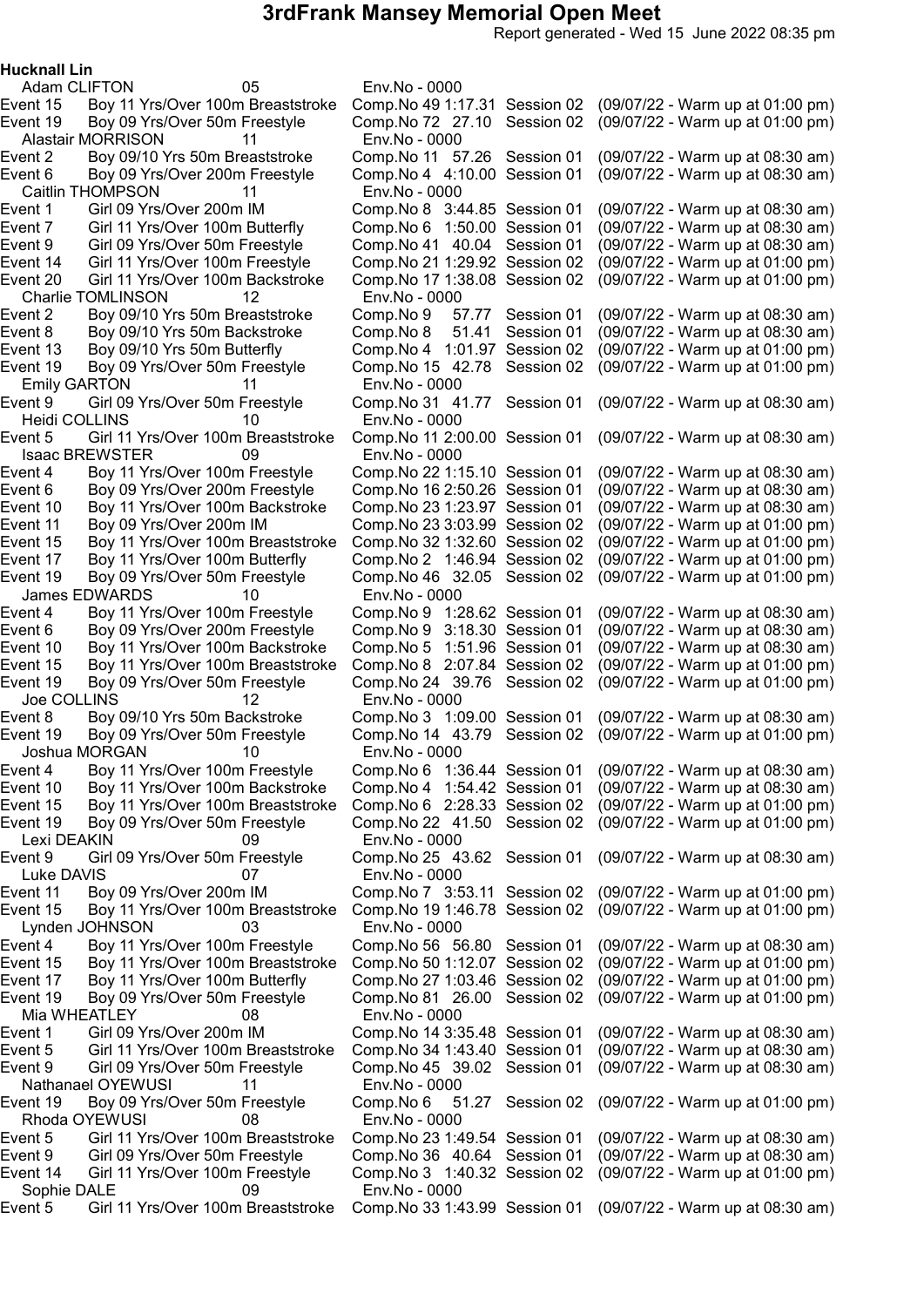# 3rdFrank Mansey Memorial Open Meet

Report generated - Wed 15 June 2022 08:35 pm

**Hucknall Lin**

| Event | Description | Comp.No | Time | Session | Warm up |
|---|---|---|---|---|---|
| **Adam CLIFTON** | 05 | Env.No - 0000 | | | |
| Event 15 | Boy 11 Yrs/Over 100m Breaststroke | Comp.No 49 | 1:17.31 | Session 02 | (09/07/22 - Warm up at 01:00 pm) |
| Event 19 | Boy 09 Yrs/Over 50m Freestyle | Comp.No 72 | 27.10 | Session 02 | (09/07/22 - Warm up at 01:00 pm) |
| **Alastair MORRISON** | 11 | Env.No - 0000 | | | |
| Event 2 | Boy 09/10 Yrs 50m Breaststroke | Comp.No 11 | 57.26 | Session 01 | (09/07/22 - Warm up at 08:30 am) |
| Event 6 | Boy 09 Yrs/Over 200m Freestyle | Comp.No 4 | 4:10.00 | Session 01 | (09/07/22 - Warm up at 08:30 am) |
| **Caitlin THOMPSON** | 11 | Env.No - 0000 | | | |
| Event 1 | Girl 09 Yrs/Over 200m IM | Comp.No 8 | 3:44.85 | Session 01 | (09/07/22 - Warm up at 08:30 am) |
| Event 7 | Girl 11 Yrs/Over 100m Butterfly | Comp.No 6 | 1:50.00 | Session 01 | (09/07/22 - Warm up at 08:30 am) |
| Event 9 | Girl 09 Yrs/Over 50m Freestyle | Comp.No 41 | 40.04 | Session 01 | (09/07/22 - Warm up at 08:30 am) |
| Event 14 | Girl 11 Yrs/Over 100m Freestyle | Comp.No 21 | 1:29.92 | Session 02 | (09/07/22 - Warm up at 01:00 pm) |
| Event 20 | Girl 11 Yrs/Over 100m Backstroke | Comp.No 17 | 1:38.08 | Session 02 | (09/07/22 - Warm up at 01:00 pm) |
| **Charlie TOMLINSON** | 12 | Env.No - 0000 | | | |
| Event 2 | Boy 09/10 Yrs 50m Breaststroke | Comp.No 9 | 57.77 | Session 01 | (09/07/22 - Warm up at 08:30 am) |
| Event 8 | Boy 09/10 Yrs 50m Backstroke | Comp.No 8 | 51.41 | Session 01 | (09/07/22 - Warm up at 08:30 am) |
| Event 13 | Boy 09/10 Yrs 50m Butterfly | Comp.No 4 | 1:01.97 | Session 02 | (09/07/22 - Warm up at 01:00 pm) |
| Event 19 | Boy 09 Yrs/Over 50m Freestyle | Comp.No 15 | 42.78 | Session 02 | (09/07/22 - Warm up at 01:00 pm) |
| **Emily GARTON** | 11 | Env.No - 0000 | | | |
| Event 9 | Girl 09 Yrs/Over 50m Freestyle | Comp.No 31 | 41.77 | Session 01 | (09/07/22 - Warm up at 08:30 am) |
| **Heidi COLLINS** | 10 | Env.No - 0000 | | | |
| Event 5 | Girl 11 Yrs/Over 100m Breaststroke | Comp.No 11 | 2:00.00 | Session 01 | (09/07/22 - Warm up at 08:30 am) |
| **Isaac BREWSTER** | 09 | Env.No - 0000 | | | |
| Event 4 | Boy 11 Yrs/Over 100m Freestyle | Comp.No 22 | 1:15.10 | Session 01 | (09/07/22 - Warm up at 08:30 am) |
| Event 6 | Boy 09 Yrs/Over 200m Freestyle | Comp.No 16 | 2:50.26 | Session 01 | (09/07/22 - Warm up at 08:30 am) |
| Event 10 | Boy 11 Yrs/Over 100m Backstroke | Comp.No 23 | 1:23.97 | Session 01 | (09/07/22 - Warm up at 08:30 am) |
| Event 11 | Boy 09 Yrs/Over 200m IM | Comp.No 23 | 3:03.99 | Session 02 | (09/07/22 - Warm up at 01:00 pm) |
| Event 15 | Boy 11 Yrs/Over 100m Breaststroke | Comp.No 32 | 1:32.60 | Session 02 | (09/07/22 - Warm up at 01:00 pm) |
| Event 17 | Boy 11 Yrs/Over 100m Butterfly | Comp.No 2 | 1:46.94 | Session 02 | (09/07/22 - Warm up at 01:00 pm) |
| Event 19 | Boy 09 Yrs/Over 50m Freestyle | Comp.No 46 | 32.05 | Session 02 | (09/07/22 - Warm up at 01:00 pm) |
| **James EDWARDS** | 10 | Env.No - 0000 | | | |
| Event 4 | Boy 11 Yrs/Over 100m Freestyle | Comp.No 9 | 1:28.62 | Session 01 | (09/07/22 - Warm up at 08:30 am) |
| Event 6 | Boy 09 Yrs/Over 200m Freestyle | Comp.No 9 | 3:18.30 | Session 01 | (09/07/22 - Warm up at 08:30 am) |
| Event 10 | Boy 11 Yrs/Over 100m Backstroke | Comp.No 5 | 1:51.96 | Session 01 | (09/07/22 - Warm up at 08:30 am) |
| Event 15 | Boy 11 Yrs/Over 100m Breaststroke | Comp.No 8 | 2:07.84 | Session 02 | (09/07/22 - Warm up at 01:00 pm) |
| Event 19 | Boy 09 Yrs/Over 50m Freestyle | Comp.No 24 | 39.76 | Session 02 | (09/07/22 - Warm up at 01:00 pm) |
| **Joe COLLINS** | 12 | Env.No - 0000 | | | |
| Event 8 | Boy 09/10 Yrs 50m Backstroke | Comp.No 3 | 1:09.00 | Session 01 | (09/07/22 - Warm up at 08:30 am) |
| Event 19 | Boy 09 Yrs/Over 50m Freestyle | Comp.No 14 | 43.79 | Session 02 | (09/07/22 - Warm up at 01:00 pm) |
| **Joshua MORGAN** | 10 | Env.No - 0000 | | | |
| Event 4 | Boy 11 Yrs/Over 100m Freestyle | Comp.No 6 | 1:36.44 | Session 01 | (09/07/22 - Warm up at 08:30 am) |
| Event 10 | Boy 11 Yrs/Over 100m Backstroke | Comp.No 4 | 1:54.42 | Session 01 | (09/07/22 - Warm up at 08:30 am) |
| Event 15 | Boy 11 Yrs/Over 100m Breaststroke | Comp.No 6 | 2:28.33 | Session 02 | (09/07/22 - Warm up at 01:00 pm) |
| Event 19 | Boy 09 Yrs/Over 50m Freestyle | Comp.No 22 | 41.50 | Session 02 | (09/07/22 - Warm up at 01:00 pm) |
| **Lexi DEAKIN** | 09 | Env.No - 0000 | | | |
| Event 9 | Girl 09 Yrs/Over 50m Freestyle | Comp.No 25 | 43.62 | Session 01 | (09/07/22 - Warm up at 08:30 am) |
| **Luke DAVIS** | 07 | Env.No - 0000 | | | |
| Event 11 | Boy 09 Yrs/Over 200m IM | Comp.No 7 | 3:53.11 | Session 02 | (09/07/22 - Warm up at 01:00 pm) |
| Event 15 | Boy 11 Yrs/Over 100m Breaststroke | Comp.No 19 | 1:46.78 | Session 02 | (09/07/22 - Warm up at 01:00 pm) |
| **Lynden JOHNSON** | 03 | Env.No - 0000 | | | |
| Event 4 | Boy 11 Yrs/Over 100m Freestyle | Comp.No 56 | 56.80 | Session 01 | (09/07/22 - Warm up at 08:30 am) |
| Event 15 | Boy 11 Yrs/Over 100m Breaststroke | Comp.No 50 | 1:12.07 | Session 02 | (09/07/22 - Warm up at 01:00 pm) |
| Event 17 | Boy 11 Yrs/Over 100m Butterfly | Comp.No 27 | 1:03.46 | Session 02 | (09/07/22 - Warm up at 01:00 pm) |
| Event 19 | Boy 09 Yrs/Over 50m Freestyle | Comp.No 81 | 26.00 | Session 02 | (09/07/22 - Warm up at 01:00 pm) |
| **Mia WHEATLEY** | 08 | Env.No - 0000 | | | |
| Event 1 | Girl 09 Yrs/Over 200m IM | Comp.No 14 | 3:35.48 | Session 01 | (09/07/22 - Warm up at 08:30 am) |
| Event 5 | Girl 11 Yrs/Over 100m Breaststroke | Comp.No 34 | 1:43.40 | Session 01 | (09/07/22 - Warm up at 08:30 am) |
| Event 9 | Girl 09 Yrs/Over 50m Freestyle | Comp.No 45 | 39.02 | Session 01 | (09/07/22 - Warm up at 08:30 am) |
| **Nathanael OYEWUSI** | 11 | Env.No - 0000 | | | |
| Event 19 | Boy 09 Yrs/Over 50m Freestyle | Comp.No 6 | 51.27 | Session 02 | (09/07/22 - Warm up at 01:00 pm) |
| **Rhoda OYEWUSI** | 08 | Env.No - 0000 | | | |
| Event 5 | Girl 11 Yrs/Over 100m Breaststroke | Comp.No 23 | 1:49.54 | Session 01 | (09/07/22 - Warm up at 08:30 am) |
| Event 9 | Girl 09 Yrs/Over 50m Freestyle | Comp.No 36 | 40.64 | Session 01 | (09/07/22 - Warm up at 08:30 am) |
| Event 14 | Girl 11 Yrs/Over 100m Freestyle | Comp.No 3 | 1:40.32 | Session 02 | (09/07/22 - Warm up at 01:00 pm) |
| **Sophie DALE** | 09 | Env.No - 0000 | | | |
| Event 5 | Girl 11 Yrs/Over 100m Breaststroke | Comp.No 33 | 1:43.99 | Session 01 | (09/07/22 - Warm up at 08:30 am) |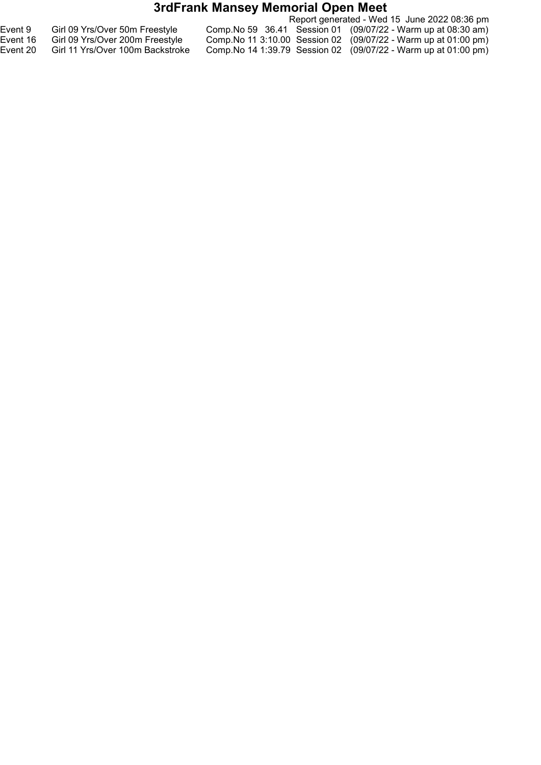# 3rdFrank Mansey Memorial Open Meet

Report generated - Wed 15 June 2022 08:36 pm

| | | | | | |
|---|---|---|---|---|---|
| Event 9 | Girl 09 Yrs/Over 50m Freestyle | Comp.No 59 | 36.41 | Session 01 | (09/07/22 - Warm up at 08:30 am) |
| Event 16 | Girl 09 Yrs/Over 200m Freestyle | Comp.No 11 | 3:10.00 | Session 02 | (09/07/22 - Warm up at 01:00 pm) |
| Event 20 | Girl 11 Yrs/Over 100m Backstroke | Comp.No 14 | 1:39.79 | Session 02 | (09/07/22 - Warm up at 01:00 pm) |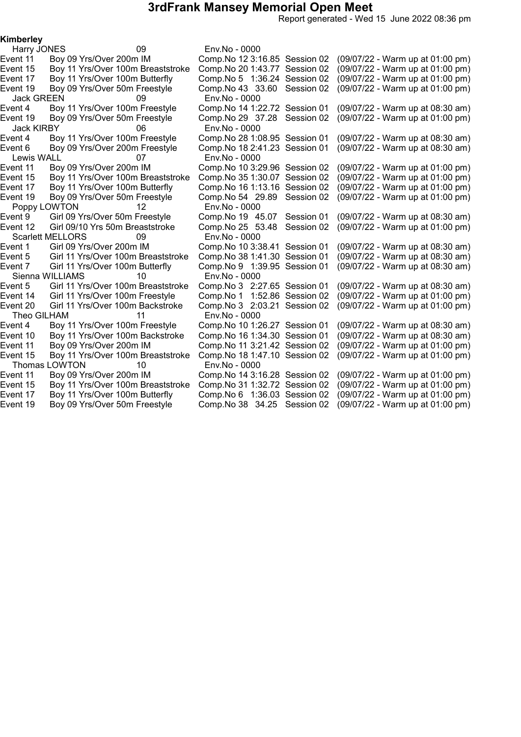# 3rdFrank Mansey Memorial Open Meet

Report generated - Wed 15 June 2022 08:36 pm

**Kimberley**

Harry JONES 09 Env.No - 0000

| Event | Description | Comp.No | Time | Session | Warm up |
|---|---|---|---|---|---|
| Event 11 | Boy 09 Yrs/Over 200m IM | Comp.No 12 | 3:16.85 | Session 02 | (09/07/22 - Warm up at 01:00 pm) |
| Event 15 | Boy 11 Yrs/Over 100m Breaststroke | Comp.No 20 | 1:43.77 | Session 02 | (09/07/22 - Warm up at 01:00 pm) |
| Event 17 | Boy 11 Yrs/Over 100m Butterfly | Comp.No 5 | 1:36.24 | Session 02 | (09/07/22 - Warm up at 01:00 pm) |
| Event 19 | Boy 09 Yrs/Over 50m Freestyle | Comp.No 43 | 33.60 | Session 02 | (09/07/22 - Warm up at 01:00 pm) |

Jack GREEN 09 Env.No - 0000

| Event | Description | Comp.No | Time | Session | Warm up |
|---|---|---|---|---|---|
| Event 4 | Boy 11 Yrs/Over 100m Freestyle | Comp.No 14 | 1:22.72 | Session 01 | (09/07/22 - Warm up at 08:30 am) |
| Event 19 | Boy 09 Yrs/Over 50m Freestyle | Comp.No 29 | 37.28 | Session 02 | (09/07/22 - Warm up at 01:00 pm) |

Jack KIRBY 06 Env.No - 0000

| Event | Description | Comp.No | Time | Session | Warm up |
|---|---|---|---|---|---|
| Event 4 | Boy 11 Yrs/Over 100m Freestyle | Comp.No 28 | 1:08.95 | Session 01 | (09/07/22 - Warm up at 08:30 am) |
| Event 6 | Boy 09 Yrs/Over 200m Freestyle | Comp.No 18 | 2:41.23 | Session 01 | (09/07/22 - Warm up at 08:30 am) |

Lewis WALL 07 Env.No - 0000

| Event | Description | Comp.No | Time | Session | Warm up |
|---|---|---|---|---|---|
| Event 11 | Boy 09 Yrs/Over 200m IM | Comp.No 10 | 3:29.96 | Session 02 | (09/07/22 - Warm up at 01:00 pm) |
| Event 15 | Boy 11 Yrs/Over 100m Breaststroke | Comp.No 35 | 1:30.07 | Session 02 | (09/07/22 - Warm up at 01:00 pm) |
| Event 17 | Boy 11 Yrs/Over 100m Butterfly | Comp.No 16 | 1:13.16 | Session 02 | (09/07/22 - Warm up at 01:00 pm) |
| Event 19 | Boy 09 Yrs/Over 50m Freestyle | Comp.No 54 | 29.89 | Session 02 | (09/07/22 - Warm up at 01:00 pm) |

Poppy LOWTON 12 Env.No - 0000

| Event | Description | Comp.No | Time | Session | Warm up |
|---|---|---|---|---|---|
| Event 9 | Girl 09 Yrs/Over 50m Freestyle | Comp.No 19 | 45.07 | Session 01 | (09/07/22 - Warm up at 08:30 am) |
| Event 12 | Girl 09/10 Yrs 50m Breaststroke | Comp.No 25 | 53.48 | Session 02 | (09/07/22 - Warm up at 01:00 pm) |

Scarlett MELLORS 09 Env.No - 0000

| Event | Description | Comp.No | Time | Session | Warm up |
|---|---|---|---|---|---|
| Event 1 | Girl 09 Yrs/Over 200m IM | Comp.No 10 | 3:38.41 | Session 01 | (09/07/22 - Warm up at 08:30 am) |
| Event 5 | Girl 11 Yrs/Over 100m Breaststroke | Comp.No 38 | 1:41.30 | Session 01 | (09/07/22 - Warm up at 08:30 am) |
| Event 7 | Girl 11 Yrs/Over 100m Butterfly | Comp.No 9 | 1:39.95 | Session 01 | (09/07/22 - Warm up at 08:30 am) |

Sienna WILLIAMS 10 Env.No - 0000

| Event | Description | Comp.No | Time | Session | Warm up |
|---|---|---|---|---|---|
| Event 5 | Girl 11 Yrs/Over 100m Breaststroke | Comp.No 3 | 2:27.65 | Session 01 | (09/07/22 - Warm up at 08:30 am) |
| Event 14 | Girl 11 Yrs/Over 100m Freestyle | Comp.No 1 | 1:52.86 | Session 02 | (09/07/22 - Warm up at 01:00 pm) |
| Event 20 | Girl 11 Yrs/Over 100m Backstroke | Comp.No 3 | 2:03.21 | Session 02 | (09/07/22 - Warm up at 01:00 pm) |

Theo GILHAM 11 Env.No - 0000

| Event | Description | Comp.No | Time | Session | Warm up |
|---|---|---|---|---|---|
| Event 4 | Boy 11 Yrs/Over 100m Freestyle | Comp.No 10 | 1:26.27 | Session 01 | (09/07/22 - Warm up at 08:30 am) |
| Event 10 | Boy 11 Yrs/Over 100m Backstroke | Comp.No 16 | 1:34.30 | Session 01 | (09/07/22 - Warm up at 08:30 am) |
| Event 11 | Boy 09 Yrs/Over 200m IM | Comp.No 11 | 3:21.42 | Session 02 | (09/07/22 - Warm up at 01:00 pm) |
| Event 15 | Boy 11 Yrs/Over 100m Breaststroke | Comp.No 18 | 1:47.10 | Session 02 | (09/07/22 - Warm up at 01:00 pm) |

Thomas LOWTON 10 Env.No - 0000

| Event | Description | Comp.No | Time | Session | Warm up |
|---|---|---|---|---|---|
| Event 11 | Boy 09 Yrs/Over 200m IM | Comp.No 14 | 3:16.28 | Session 02 | (09/07/22 - Warm up at 01:00 pm) |
| Event 15 | Boy 11 Yrs/Over 100m Breaststroke | Comp.No 31 | 1:32.72 | Session 02 | (09/07/22 - Warm up at 01:00 pm) |
| Event 17 | Boy 11 Yrs/Over 100m Butterfly | Comp.No 6 | 1:36.03 | Session 02 | (09/07/22 - Warm up at 01:00 pm) |
| Event 19 | Boy 09 Yrs/Over 50m Freestyle | Comp.No 38 | 34.25 | Session 02 | (09/07/22 - Warm up at 01:00 pm) |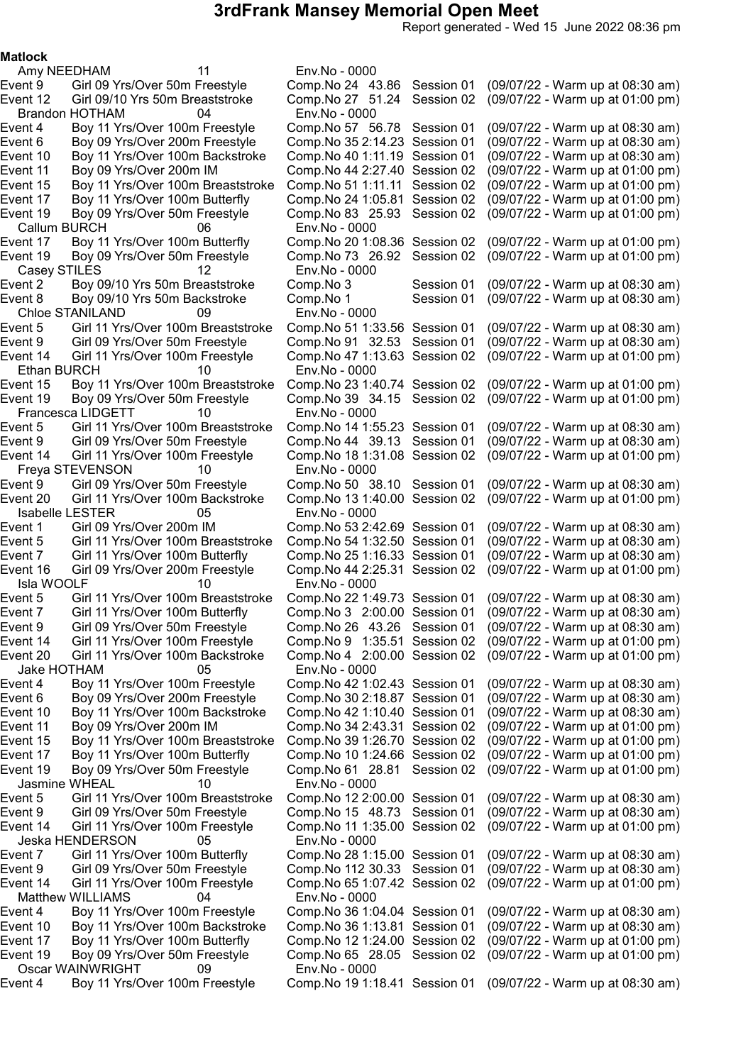# 3rdFrank Mansey Memorial Open Meet

Report generated - Wed 15 June 2022 08:36 pm

**Matlock**

Amy NEEDHAM 11 Env.No - 0000

| Event | Description | Comp.No | Time | Session | Warm up |
|---|---|---|---|---|---|
| Event 9 | Girl 09 Yrs/Over 50m Freestyle | Comp.No 24 | 43.86 | Session 01 | (09/07/22 - Warm up at 08:30 am) |
| Event 12 | Girl 09/10 Yrs 50m Breaststroke | Comp.No 27 | 51.24 | Session 02 | (09/07/22 - Warm up at 01:00 pm) |

Brandon HOTHAM 04 Env.No - 0000

| Event | Description | Comp.No | Time | Session | Warm up |
|---|---|---|---|---|---|
| Event 4 | Boy 11 Yrs/Over 100m Freestyle | Comp.No 57 | 56.78 | Session 01 | (09/07/22 - Warm up at 08:30 am) |
| Event 6 | Boy 09 Yrs/Over 200m Freestyle | Comp.No 35 | 2:14.23 | Session 01 | (09/07/22 - Warm up at 08:30 am) |
| Event 10 | Boy 11 Yrs/Over 100m Backstroke | Comp.No 40 | 1:11.19 | Session 01 | (09/07/22 - Warm up at 08:30 am) |
| Event 11 | Boy 09 Yrs/Over 200m IM | Comp.No 44 | 2:27.40 | Session 02 | (09/07/22 - Warm up at 01:00 pm) |
| Event 15 | Boy 11 Yrs/Over 100m Breaststroke | Comp.No 51 | 1:11.11 | Session 02 | (09/07/22 - Warm up at 01:00 pm) |
| Event 17 | Boy 11 Yrs/Over 100m Butterfly | Comp.No 24 | 1:05.81 | Session 02 | (09/07/22 - Warm up at 01:00 pm) |
| Event 19 | Boy 09 Yrs/Over 50m Freestyle | Comp.No 83 | 25.93 | Session 02 | (09/07/22 - Warm up at 01:00 pm) |

Callum BURCH 06 Env.No - 0000

| Event | Description | Comp.No | Time | Session | Warm up |
|---|---|---|---|---|---|
| Event 17 | Boy 11 Yrs/Over 100m Butterfly | Comp.No 20 | 1:08.36 | Session 02 | (09/07/22 - Warm up at 01:00 pm) |
| Event 19 | Boy 09 Yrs/Over 50m Freestyle | Comp.No 73 | 26.92 | Session 02 | (09/07/22 - Warm up at 01:00 pm) |

Casey STILES 12 Env.No - 0000

| Event | Description | Comp.No | Time | Session | Warm up |
|---|---|---|---|---|---|
| Event 2 | Boy 09/10 Yrs 50m Breaststroke | Comp.No 3 | | Session 01 | (09/07/22 - Warm up at 08:30 am) |
| Event 8 | Boy 09/10 Yrs 50m Backstroke | Comp.No 1 | | Session 01 | (09/07/22 - Warm up at 08:30 am) |

Chloe STANILAND 09 Env.No - 0000

| Event | Description | Comp.No | Time | Session | Warm up |
|---|---|---|---|---|---|
| Event 5 | Girl 11 Yrs/Over 100m Breaststroke | Comp.No 51 | 1:33.56 | Session 01 | (09/07/22 - Warm up at 08:30 am) |
| Event 9 | Girl 09 Yrs/Over 50m Freestyle | Comp.No 91 | 32.53 | Session 01 | (09/07/22 - Warm up at 08:30 am) |
| Event 14 | Girl 11 Yrs/Over 100m Freestyle | Comp.No 47 | 1:13.63 | Session 02 | (09/07/22 - Warm up at 01:00 pm) |

Ethan BURCH 10 Env.No - 0000

| Event | Description | Comp.No | Time | Session | Warm up |
|---|---|---|---|---|---|
| Event 15 | Boy 11 Yrs/Over 100m Breaststroke | Comp.No 23 | 1:40.74 | Session 02 | (09/07/22 - Warm up at 01:00 pm) |
| Event 19 | Boy 09 Yrs/Over 50m Freestyle | Comp.No 39 | 34.15 | Session 02 | (09/07/22 - Warm up at 01:00 pm) |

Francesca LIDGETT 10 Env.No - 0000

| Event | Description | Comp.No | Time | Session | Warm up |
|---|---|---|---|---|---|
| Event 5 | Girl 11 Yrs/Over 100m Breaststroke | Comp.No 14 | 1:55.23 | Session 01 | (09/07/22 - Warm up at 08:30 am) |
| Event 9 | Girl 09 Yrs/Over 50m Freestyle | Comp.No 44 | 39.13 | Session 01 | (09/07/22 - Warm up at 08:30 am) |
| Event 14 | Girl 11 Yrs/Over 100m Freestyle | Comp.No 18 | 1:31.08 | Session 02 | (09/07/22 - Warm up at 01:00 pm) |

Freya STEVENSON 10 Env.No - 0000

| Event | Description | Comp.No | Time | Session | Warm up |
|---|---|---|---|---|---|
| Event 9 | Girl 09 Yrs/Over 50m Freestyle | Comp.No 50 | 38.10 | Session 01 | (09/07/22 - Warm up at 08:30 am) |
| Event 20 | Girl 11 Yrs/Over 100m Backstroke | Comp.No 13 | 1:40.00 | Session 02 | (09/07/22 - Warm up at 01:00 pm) |

Isabelle LESTER 05 Env.No - 0000

| Event | Description | Comp.No | Time | Session | Warm up |
|---|---|---|---|---|---|
| Event 1 | Girl 09 Yrs/Over 200m IM | Comp.No 53 | 2:42.69 | Session 01 | (09/07/22 - Warm up at 08:30 am) |
| Event 5 | Girl 11 Yrs/Over 100m Breaststroke | Comp.No 54 | 1:32.50 | Session 01 | (09/07/22 - Warm up at 08:30 am) |
| Event 7 | Girl 11 Yrs/Over 100m Butterfly | Comp.No 25 | 1:16.33 | Session 01 | (09/07/22 - Warm up at 08:30 am) |
| Event 16 | Girl 09 Yrs/Over 200m Freestyle | Comp.No 44 | 2:25.31 | Session 02 | (09/07/22 - Warm up at 01:00 pm) |

Isla WOOLF 10 Env.No - 0000

| Event | Description | Comp.No | Time | Session | Warm up |
|---|---|---|---|---|---|
| Event 5 | Girl 11 Yrs/Over 100m Breaststroke | Comp.No 22 | 1:49.73 | Session 01 | (09/07/22 - Warm up at 08:30 am) |
| Event 7 | Girl 11 Yrs/Over 100m Butterfly | Comp.No 3 | 2:00.00 | Session 01 | (09/07/22 - Warm up at 08:30 am) |
| Event 9 | Girl 09 Yrs/Over 50m Freestyle | Comp.No 26 | 43.26 | Session 01 | (09/07/22 - Warm up at 08:30 am) |
| Event 14 | Girl 11 Yrs/Over 100m Freestyle | Comp.No 9 | 1:35.51 | Session 02 | (09/07/22 - Warm up at 01:00 pm) |
| Event 20 | Girl 11 Yrs/Over 100m Backstroke | Comp.No 4 | 2:00.00 | Session 02 | (09/07/22 - Warm up at 01:00 pm) |

Jake HOTHAM 05 Env.No - 0000

| Event | Description | Comp.No | Time | Session | Warm up |
|---|---|---|---|---|---|
| Event 4 | Boy 11 Yrs/Over 100m Freestyle | Comp.No 42 | 1:02.43 | Session 01 | (09/07/22 - Warm up at 08:30 am) |
| Event 6 | Boy 09 Yrs/Over 200m Freestyle | Comp.No 30 | 2:18.87 | Session 01 | (09/07/22 - Warm up at 08:30 am) |
| Event 10 | Boy 11 Yrs/Over 100m Backstroke | Comp.No 42 | 1:10.40 | Session 01 | (09/07/22 - Warm up at 08:30 am) |
| Event 11 | Boy 09 Yrs/Over 200m IM | Comp.No 34 | 2:43.31 | Session 02 | (09/07/22 - Warm up at 01:00 pm) |
| Event 15 | Boy 11 Yrs/Over 100m Breaststroke | Comp.No 39 | 1:26.70 | Session 02 | (09/07/22 - Warm up at 01:00 pm) |
| Event 17 | Boy 11 Yrs/Over 100m Butterfly | Comp.No 10 | 1:24.66 | Session 02 | (09/07/22 - Warm up at 01:00 pm) |
| Event 19 | Boy 09 Yrs/Over 50m Freestyle | Comp.No 61 | 28.81 | Session 02 | (09/07/22 - Warm up at 01:00 pm) |

Jasmine WHEAL 10 Env.No - 0000

| Event | Description | Comp.No | Time | Session | Warm up |
|---|---|---|---|---|---|
| Event 5 | Girl 11 Yrs/Over 100m Breaststroke | Comp.No 12 | 2:00.00 | Session 01 | (09/07/22 - Warm up at 08:30 am) |
| Event 9 | Girl 09 Yrs/Over 50m Freestyle | Comp.No 15 | 48.73 | Session 01 | (09/07/22 - Warm up at 08:30 am) |
| Event 14 | Girl 11 Yrs/Over 100m Freestyle | Comp.No 11 | 1:35.00 | Session 02 | (09/07/22 - Warm up at 01:00 pm) |

Jeska HENDERSON 05 Env.No - 0000

| Event | Description | Comp.No | Time | Session | Warm up |
|---|---|---|---|---|---|
| Event 7 | Girl 11 Yrs/Over 100m Butterfly | Comp.No 28 | 1:15.00 | Session 01 | (09/07/22 - Warm up at 08:30 am) |
| Event 9 | Girl 09 Yrs/Over 50m Freestyle | Comp.No 112 | 30.33 | Session 01 | (09/07/22 - Warm up at 08:30 am) |
| Event 14 | Girl 11 Yrs/Over 100m Freestyle | Comp.No 65 | 1:07.42 | Session 02 | (09/07/22 - Warm up at 01:00 pm) |

Matthew WILLIAMS 04 Env.No - 0000

| Event | Description | Comp.No | Time | Session | Warm up |
|---|---|---|---|---|---|
| Event 4 | Boy 11 Yrs/Over 100m Freestyle | Comp.No 36 | 1:04.04 | Session 01 | (09/07/22 - Warm up at 08:30 am) |
| Event 10 | Boy 11 Yrs/Over 100m Backstroke | Comp.No 36 | 1:13.81 | Session 01 | (09/07/22 - Warm up at 08:30 am) |
| Event 17 | Boy 11 Yrs/Over 100m Butterfly | Comp.No 12 | 1:24.00 | Session 02 | (09/07/22 - Warm up at 01:00 pm) |
| Event 19 | Boy 09 Yrs/Over 50m Freestyle | Comp.No 65 | 28.05 | Session 02 | (09/07/22 - Warm up at 01:00 pm) |

Oscar WAINWRIGHT 09 Env.No - 0000

| Event | Description | Comp.No | Time | Session | Warm up |
|---|---|---|---|---|---|
| Event 4 | Boy 11 Yrs/Over 100m Freestyle | Comp.No 19 | 1:18.41 | Session 01 | (09/07/22 - Warm up at 08:30 am) |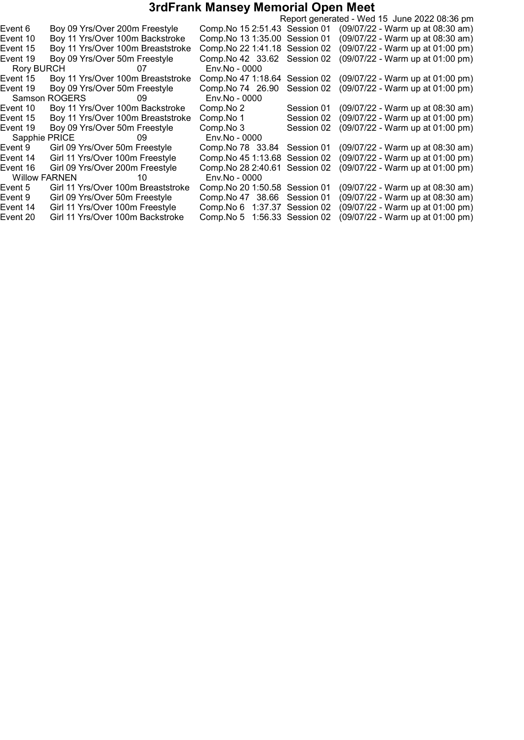# 3rdFrank Mansey Memorial Open Meet

Report generated - Wed 15 June 2022 08:36 pm

| | | | | |
|---|---|---|---|---|
| Event 6 | Boy 09 Yrs/Over 200m Freestyle | Comp.No 15 2:51.43 | Session 01 | (09/07/22 - Warm up at 08:30 am) |
| Event 10 | Boy 11 Yrs/Over 100m Backstroke | Comp.No 13 1:35.00 | Session 01 | (09/07/22 - Warm up at 08:30 am) |
| Event 15 | Boy 11 Yrs/Over 100m Breaststroke | Comp.No 22 1:41.18 | Session 02 | (09/07/22 - Warm up at 01:00 pm) |
| Event 19 | Boy 09 Yrs/Over 50m Freestyle | Comp.No 42 33.62 | Session 02 | (09/07/22 - Warm up at 01:00 pm) |
| Rory BURCH | 07 | Env.No - 0000 | | |
| Event 15 | Boy 11 Yrs/Over 100m Breaststroke | Comp.No 47 1:18.64 | Session 02 | (09/07/22 - Warm up at 01:00 pm) |
| Event 19 | Boy 09 Yrs/Over 50m Freestyle | Comp.No 74 26.90 | Session 02 | (09/07/22 - Warm up at 01:00 pm) |
| Samson ROGERS | 09 | Env.No - 0000 | | |
| Event 10 | Boy 11 Yrs/Over 100m Backstroke | Comp.No 2 | Session 01 | (09/07/22 - Warm up at 08:30 am) |
| Event 15 | Boy 11 Yrs/Over 100m Breaststroke | Comp.No 1 | Session 02 | (09/07/22 - Warm up at 01:00 pm) |
| Event 19 | Boy 09 Yrs/Over 50m Freestyle | Comp.No 3 | Session 02 | (09/07/22 - Warm up at 01:00 pm) |
| Sapphie PRICE | 09 | Env.No - 0000 | | |
| Event 9 | Girl 09 Yrs/Over 50m Freestyle | Comp.No 78 33.84 | Session 01 | (09/07/22 - Warm up at 08:30 am) |
| Event 14 | Girl 11 Yrs/Over 100m Freestyle | Comp.No 45 1:13.68 | Session 02 | (09/07/22 - Warm up at 01:00 pm) |
| Event 16 | Girl 09 Yrs/Over 200m Freestyle | Comp.No 28 2:40.61 | Session 02 | (09/07/22 - Warm up at 01:00 pm) |
| Willow FARNEN | 10 | Env.No - 0000 | | |
| Event 5 | Girl 11 Yrs/Over 100m Breaststroke | Comp.No 20 1:50.58 | Session 01 | (09/07/22 - Warm up at 08:30 am) |
| Event 9 | Girl 09 Yrs/Over 50m Freestyle | Comp.No 47 38.66 | Session 01 | (09/07/22 - Warm up at 08:30 am) |
| Event 14 | Girl 11 Yrs/Over 100m Freestyle | Comp.No 6 1:37.37 | Session 02 | (09/07/22 - Warm up at 01:00 pm) |
| Event 20 | Girl 11 Yrs/Over 100m Backstroke | Comp.No 5 1:56.33 | Session 02 | (09/07/22 - Warm up at 01:00 pm) |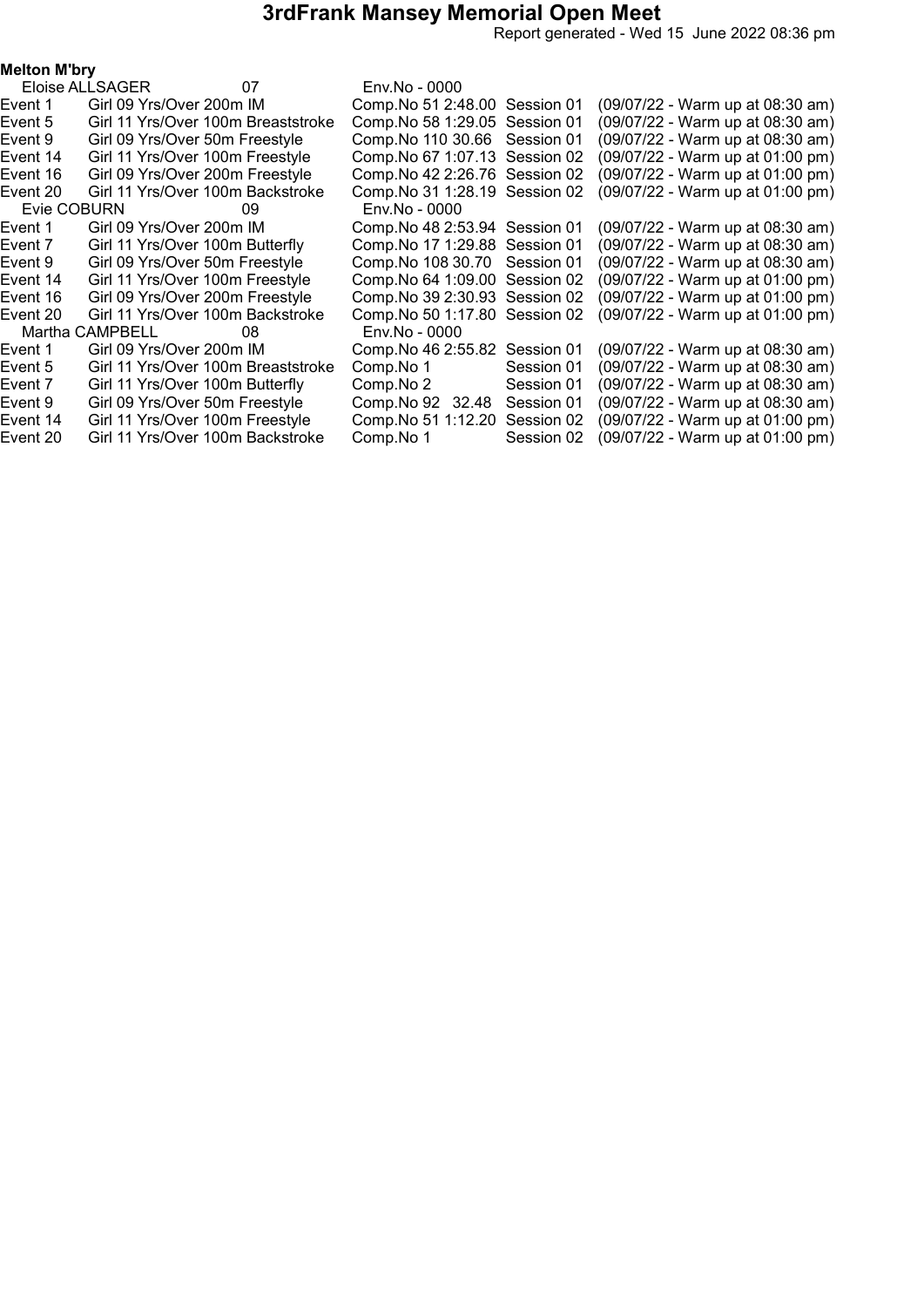# 3rdFrank Mansey Memorial Open Meet

Report generated - Wed 15 June 2022 08:36 pm

**Melton M'bry**

Eloise ALLSAGER 07 Env.No - 0000

| | | | | |
|---|---|---|---|---|
| Event 1 | Girl 09 Yrs/Over 200m IM | Comp.No 51 2:48.00 | Session 01 | (09/07/22 - Warm up at 08:30 am) |
| Event 5 | Girl 11 Yrs/Over 100m Breaststroke | Comp.No 58 1:29.05 | Session 01 | (09/07/22 - Warm up at 08:30 am) |
| Event 9 | Girl 09 Yrs/Over 50m Freestyle | Comp.No 110 30.66 | Session 01 | (09/07/22 - Warm up at 08:30 am) |
| Event 14 | Girl 11 Yrs/Over 100m Freestyle | Comp.No 67 1:07.13 | Session 02 | (09/07/22 - Warm up at 01:00 pm) |
| Event 16 | Girl 09 Yrs/Over 200m Freestyle | Comp.No 42 2:26.76 | Session 02 | (09/07/22 - Warm up at 01:00 pm) |
| Event 20 | Girl 11 Yrs/Over 100m Backstroke | Comp.No 31 1:28.19 | Session 02 | (09/07/22 - Warm up at 01:00 pm) |

Evie COBURN 09 Env.No - 0000

| | | | | |
|---|---|---|---|---|
| Event 1 | Girl 09 Yrs/Over 200m IM | Comp.No 48 2:53.94 | Session 01 | (09/07/22 - Warm up at 08:30 am) |
| Event 7 | Girl 11 Yrs/Over 100m Butterfly | Comp.No 17 1:29.88 | Session 01 | (09/07/22 - Warm up at 08:30 am) |
| Event 9 | Girl 09 Yrs/Over 50m Freestyle | Comp.No 108 30.70 | Session 01 | (09/07/22 - Warm up at 08:30 am) |
| Event 14 | Girl 11 Yrs/Over 100m Freestyle | Comp.No 64 1:09.00 | Session 02 | (09/07/22 - Warm up at 01:00 pm) |
| Event 16 | Girl 09 Yrs/Over 200m Freestyle | Comp.No 39 2:30.93 | Session 02 | (09/07/22 - Warm up at 01:00 pm) |
| Event 20 | Girl 11 Yrs/Over 100m Backstroke | Comp.No 50 1:17.80 | Session 02 | (09/07/22 - Warm up at 01:00 pm) |

Martha CAMPBELL 08 Env.No - 0000

| | | | | |
|---|---|---|---|---|
| Event 1 | Girl 09 Yrs/Over 200m IM | Comp.No 46 2:55.82 | Session 01 | (09/07/22 - Warm up at 08:30 am) |
| Event 5 | Girl 11 Yrs/Over 100m Breaststroke | Comp.No 1 | Session 01 | (09/07/22 - Warm up at 08:30 am) |
| Event 7 | Girl 11 Yrs/Over 100m Butterfly | Comp.No 2 | Session 01 | (09/07/22 - Warm up at 08:30 am) |
| Event 9 | Girl 09 Yrs/Over 50m Freestyle | Comp.No 92 32.48 | Session 01 | (09/07/22 - Warm up at 08:30 am) |
| Event 14 | Girl 11 Yrs/Over 100m Freestyle | Comp.No 51 1:12.20 | Session 02 | (09/07/22 - Warm up at 01:00 pm) |
| Event 20 | Girl 11 Yrs/Over 100m Backstroke | Comp.No 1 | Session 02 | (09/07/22 - Warm up at 01:00 pm) |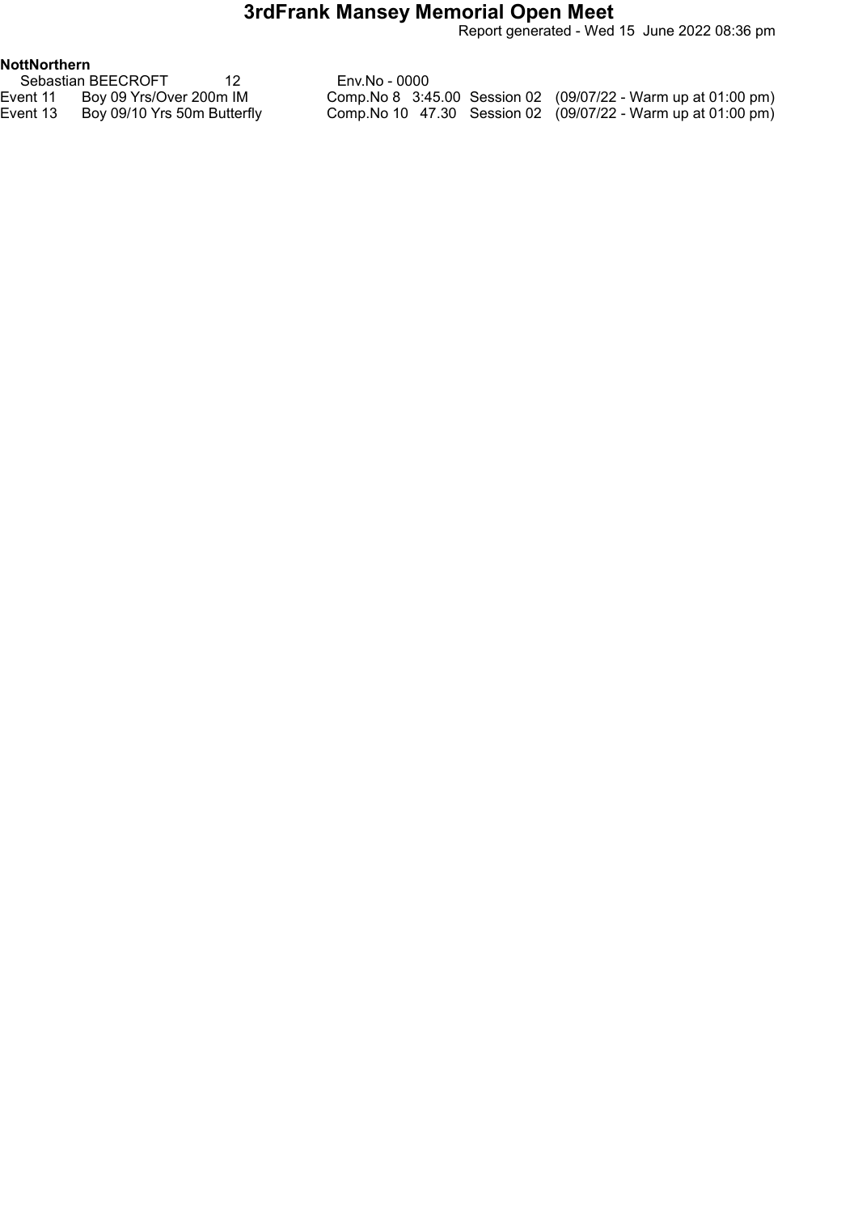# 3rdFrank Mansey Memorial Open Meet

Report generated - Wed 15 June 2022 08:36 pm

**NottNorthern**

| Sebastian BEECROFT | 12 | Env.No - 0000 | | | |
|---|---|---|---|---|---|
| Event 11 | Boy 09 Yrs/Over 200m IM | Comp.No 8 | 3:45.00 | Session 02 | (09/07/22 - Warm up at 01:00 pm) |
| Event 13 | Boy 09/10 Yrs 50m Butterfly | Comp.No 10 | 47.30 | Session 02 | (09/07/22 - Warm up at 01:00 pm) |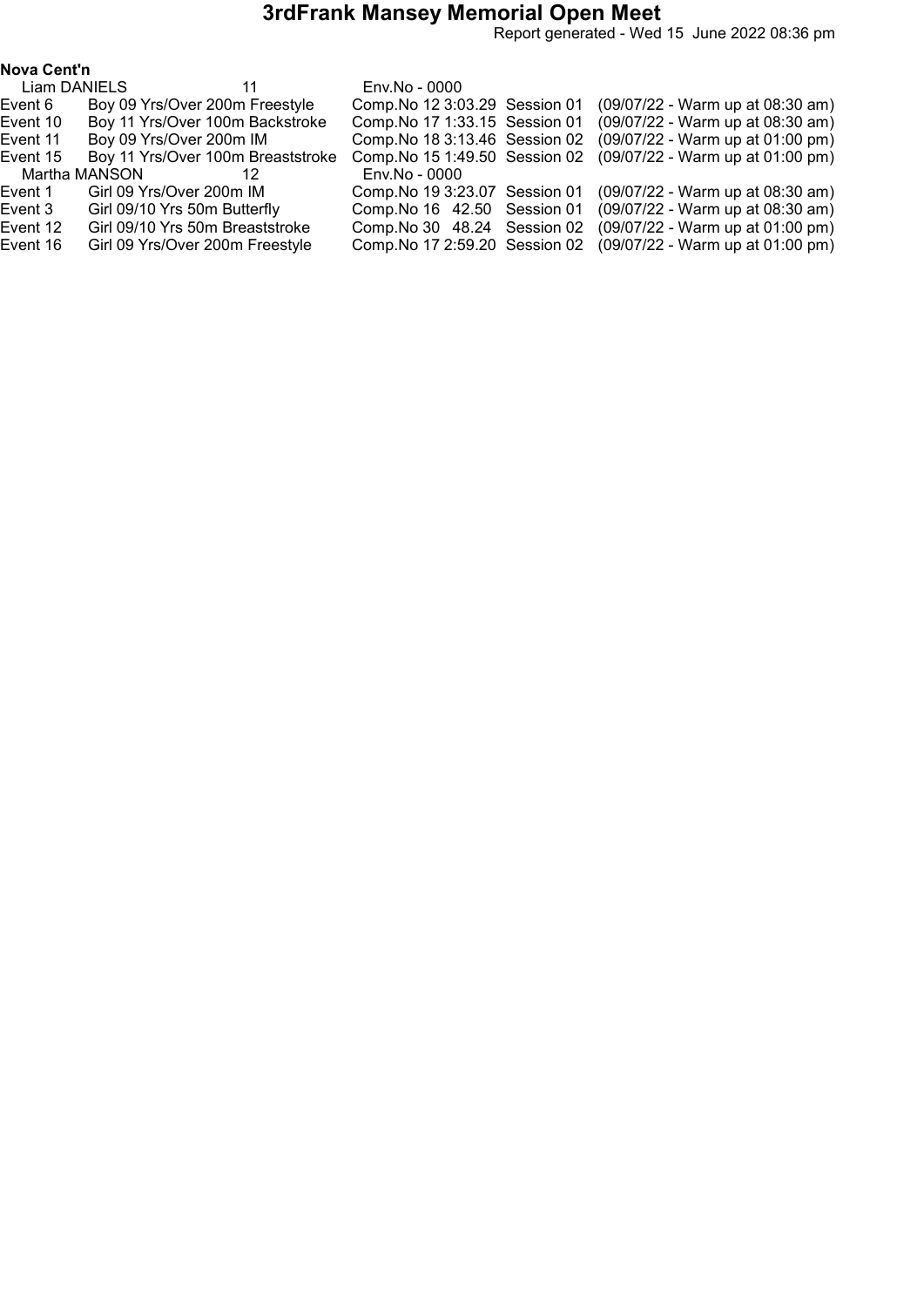# 3rdFrank Mansey Memorial Open Meet

Report generated - Wed 15 June 2022 08:36 pm

**Nova Cent'n**

Liam DANIELS 11 Env.No - 0000

| | | | | | |
|---|---|---|---|---|---|
| Event 6 | Boy 09 Yrs/Over 200m Freestyle | Comp.No 12 | 3:03.29 | Session 01 | (09/07/22 - Warm up at 08:30 am) |
| Event 10 | Boy 11 Yrs/Over 100m Backstroke | Comp.No 17 | 1:33.15 | Session 01 | (09/07/22 - Warm up at 08:30 am) |
| Event 11 | Boy 09 Yrs/Over 200m IM | Comp.No 18 | 3:13.46 | Session 02 | (09/07/22 - Warm up at 01:00 pm) |
| Event 15 | Boy 11 Yrs/Over 100m Breaststroke | Comp.No 15 | 1:49.50 | Session 02 | (09/07/22 - Warm up at 01:00 pm) |

Martha MANSON 12 Env.No - 0000

| | | | | | |
|---|---|---|---|---|---|
| Event 1 | Girl 09 Yrs/Over 200m IM | Comp.No 19 | 3:23.07 | Session 01 | (09/07/22 - Warm up at 08:30 am) |
| Event 3 | Girl 09/10 Yrs 50m Butterfly | Comp.No 16 | 42.50 | Session 01 | (09/07/22 - Warm up at 08:30 am) |
| Event 12 | Girl 09/10 Yrs 50m Breaststroke | Comp.No 30 | 48.24 | Session 02 | (09/07/22 - Warm up at 01:00 pm) |
| Event 16 | Girl 09 Yrs/Over 200m Freestyle | Comp.No 17 | 2:59.20 | Session 02 | (09/07/22 - Warm up at 01:00 pm) |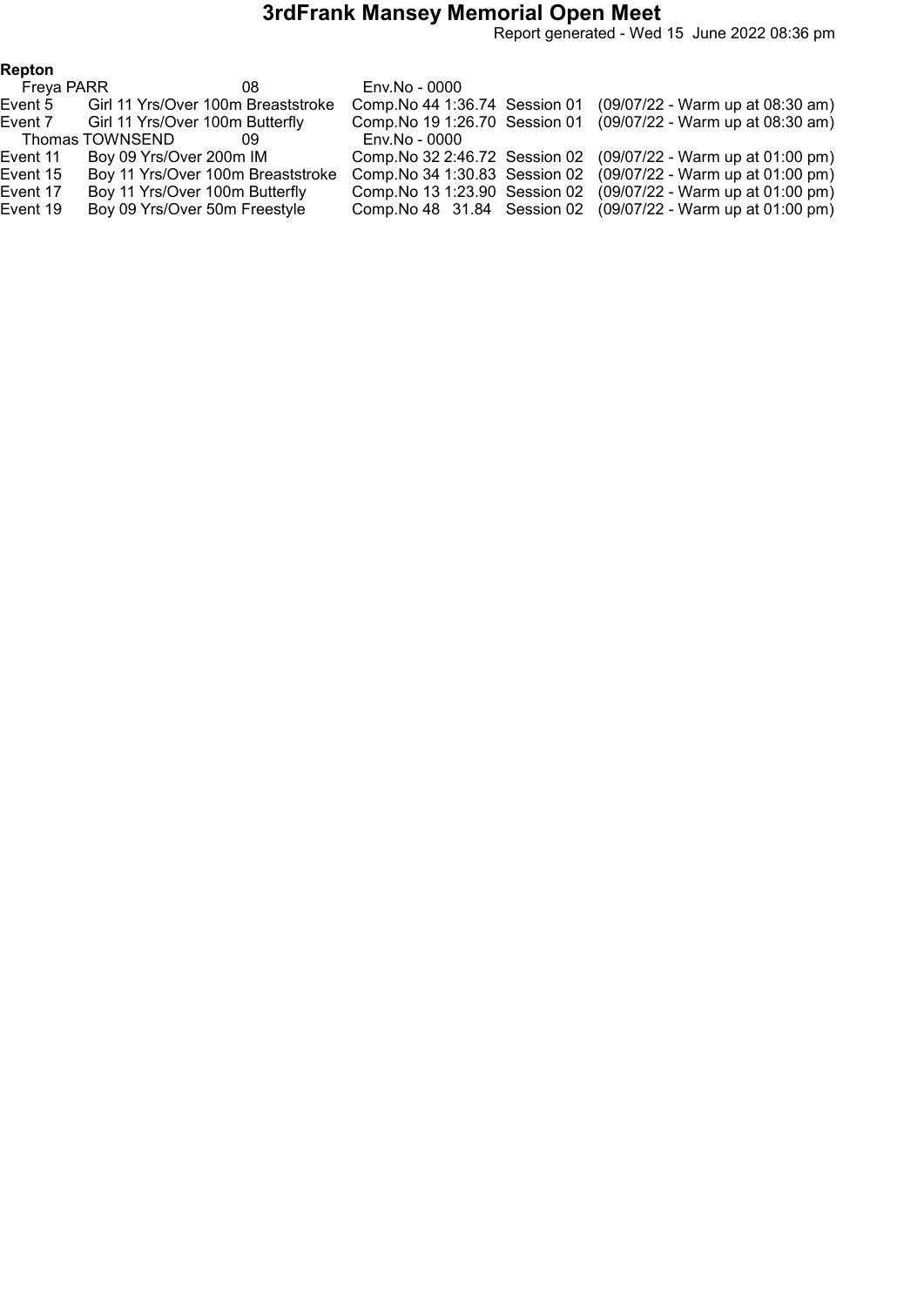# 3rdFrank Mansey Memorial Open Meet

Report generated - Wed 15 June 2022 08:36 pm

**Repton**

Freya PARR 08 Env.No - 0000

| Event | Description | Comp.No | Time | Session | Warm up |
|---|---|---|---|---|---|
| Event 5 | Girl 11 Yrs/Over 100m Breaststroke | Comp.No 44 | 1:36.74 | Session 01 | (09/07/22 - Warm up at 08:30 am) |
| Event 7 | Girl 11 Yrs/Over 100m Butterfly | Comp.No 19 | 1:26.70 | Session 01 | (09/07/22 - Warm up at 08:30 am) |

Thomas TOWNSEND 09 Env.No - 0000

| Event | Description | Comp.No | Time | Session | Warm up |
|---|---|---|---|---|---|
| Event 11 | Boy 09 Yrs/Over 200m IM | Comp.No 32 | 2:46.72 | Session 02 | (09/07/22 - Warm up at 01:00 pm) |
| Event 15 | Boy 11 Yrs/Over 100m Breaststroke | Comp.No 34 | 1:30.83 | Session 02 | (09/07/22 - Warm up at 01:00 pm) |
| Event 17 | Boy 11 Yrs/Over 100m Butterfly | Comp.No 13 | 1:23.90 | Session 02 | (09/07/22 - Warm up at 01:00 pm) |
| Event 19 | Boy 09 Yrs/Over 50m Freestyle | Comp.No 48 | 31.84 | Session 02 | (09/07/22 - Warm up at 01:00 pm) |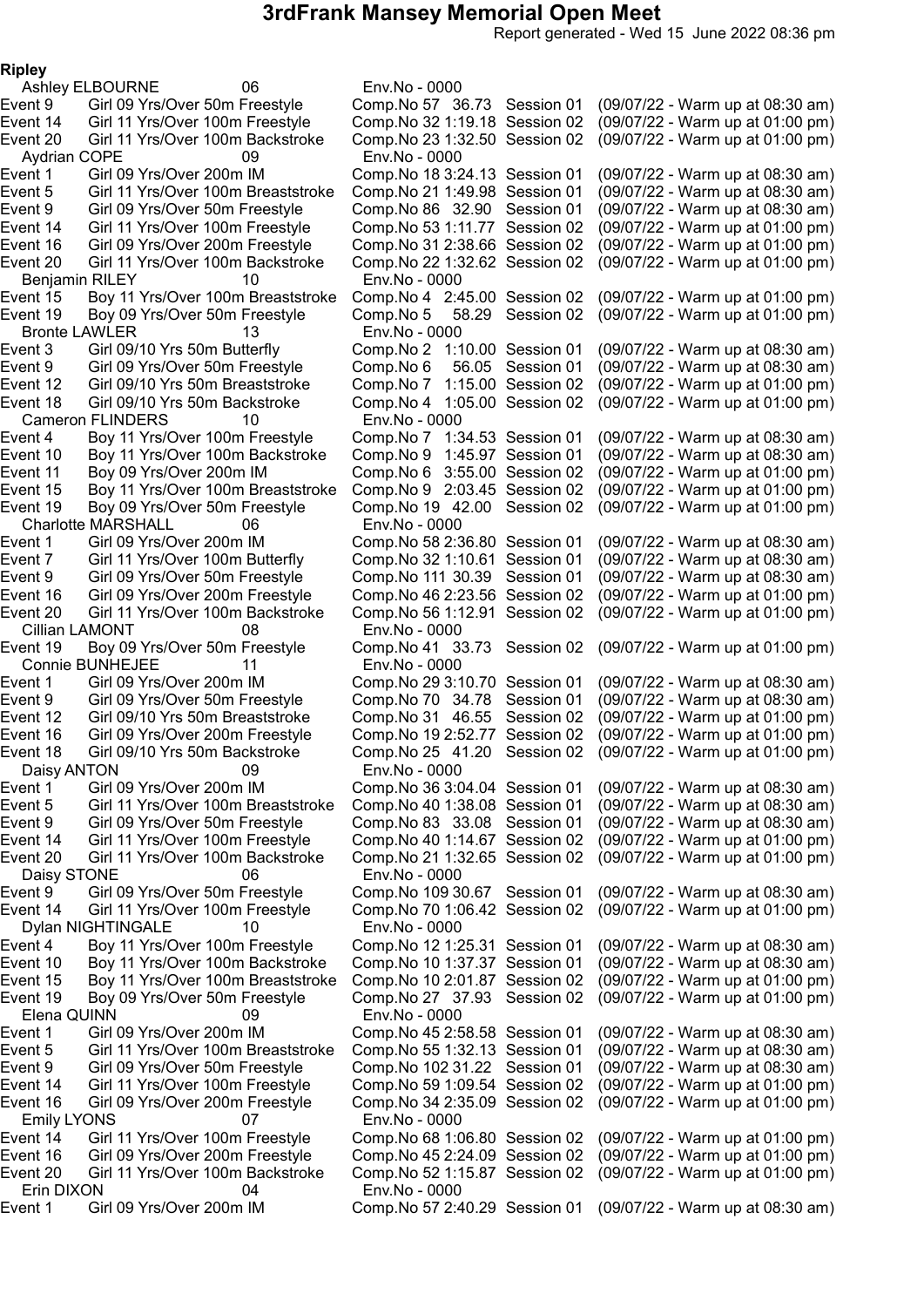# 3rdFrank Mansey Memorial Open Meet

Report generated - Wed 15 June 2022 08:36 pm

**Ripley**

Ashley ELBOURNE 06 Env.No - 0000
Event 9 Girl 09 Yrs/Over 50m Freestyle Comp.No 57 36.73 Session 01 (09/07/22 - Warm up at 08:30 am)
Event 14 Girl 11 Yrs/Over 100m Freestyle Comp.No 32 1:19.18 Session 02 (09/07/22 - Warm up at 01:00 pm)
Event 20 Girl 11 Yrs/Over 100m Backstroke Comp.No 23 1:32.50 Session 02 (09/07/22 - Warm up at 01:00 pm)

Aydrian COPE 09 Env.No - 0000
Event 1 Girl 09 Yrs/Over 200m IM Comp.No 18 3:24.13 Session 01 (09/07/22 - Warm up at 08:30 am)
Event 5 Girl 11 Yrs/Over 100m Breaststroke Comp.No 21 1:49.98 Session 01 (09/07/22 - Warm up at 08:30 am)
Event 9 Girl 09 Yrs/Over 50m Freestyle Comp.No 86 32.90 Session 01 (09/07/22 - Warm up at 08:30 am)
Event 14 Girl 11 Yrs/Over 100m Freestyle Comp.No 53 1:11.77 Session 02 (09/07/22 - Warm up at 01:00 pm)
Event 16 Girl 09 Yrs/Over 200m Freestyle Comp.No 31 2:38.66 Session 02 (09/07/22 - Warm up at 01:00 pm)
Event 20 Girl 11 Yrs/Over 100m Backstroke Comp.No 22 1:32.62 Session 02 (09/07/22 - Warm up at 01:00 pm)

Benjamin RILEY 10 Env.No - 0000
Event 15 Boy 11 Yrs/Over 100m Breaststroke Comp.No 4 2:45.00 Session 02 (09/07/22 - Warm up at 01:00 pm)
Event 19 Boy 09 Yrs/Over 50m Freestyle Comp.No 5 58.29 Session 02 (09/07/22 - Warm up at 01:00 pm)

Bronte LAWLER 13 Env.No - 0000
Event 3 Girl 09/10 Yrs 50m Butterfly Comp.No 2 1:10.00 Session 01 (09/07/22 - Warm up at 08:30 am)
Event 9 Girl 09 Yrs/Over 50m Freestyle Comp.No 6 56.05 Session 01 (09/07/22 - Warm up at 08:30 am)
Event 12 Girl 09/10 Yrs 50m Breaststroke Comp.No 7 1:15.00 Session 02 (09/07/22 - Warm up at 01:00 pm)
Event 18 Girl 09/10 Yrs 50m Backstroke Comp.No 4 1:05.00 Session 02 (09/07/22 - Warm up at 01:00 pm)

Cameron FLINDERS 10 Env.No - 0000
Event 4 Boy 11 Yrs/Over 100m Freestyle Comp.No 7 1:34.53 Session 01 (09/07/22 - Warm up at 08:30 am)
Event 10 Boy 11 Yrs/Over 100m Backstroke Comp.No 9 1:45.97 Session 01 (09/07/22 - Warm up at 08:30 am)
Event 11 Boy 09 Yrs/Over 200m IM Comp.No 6 3:55.00 Session 02 (09/07/22 - Warm up at 01:00 pm)
Event 15 Boy 11 Yrs/Over 100m Breaststroke Comp.No 9 2:03.45 Session 02 (09/07/22 - Warm up at 01:00 pm)
Event 19 Boy 09 Yrs/Over 50m Freestyle Comp.No 19 42.00 Session 02 (09/07/22 - Warm up at 01:00 pm)

Charlotte MARSHALL 06 Env.No - 0000
Event 1 Girl 09 Yrs/Over 200m IM Comp.No 58 2:36.80 Session 01 (09/07/22 - Warm up at 08:30 am)
Event 7 Girl 11 Yrs/Over 100m Butterfly Comp.No 32 1:10.61 Session 01 (09/07/22 - Warm up at 08:30 am)
Event 9 Girl 09 Yrs/Over 50m Freestyle Comp.No 111 30.39 Session 01 (09/07/22 - Warm up at 08:30 am)
Event 16 Girl 09 Yrs/Over 200m Freestyle Comp.No 46 2:23.56 Session 02 (09/07/22 - Warm up at 01:00 pm)
Event 20 Girl 11 Yrs/Over 100m Backstroke Comp.No 56 1:12.91 Session 02 (09/07/22 - Warm up at 01:00 pm)

Cillian LAMONT 08 Env.No - 0000
Event 19 Boy 09 Yrs/Over 50m Freestyle Comp.No 41 33.73 Session 02 (09/07/22 - Warm up at 01:00 pm)

Connie BUNHEJEE 11 Env.No - 0000
Event 1 Girl 09 Yrs/Over 200m IM Comp.No 29 3:10.70 Session 01 (09/07/22 - Warm up at 08:30 am)
Event 9 Girl 09 Yrs/Over 50m Freestyle Comp.No 70 34.78 Session 01 (09/07/22 - Warm up at 08:30 am)
Event 12 Girl 09/10 Yrs 50m Breaststroke Comp.No 31 46.55 Session 02 (09/07/22 - Warm up at 01:00 pm)
Event 16 Girl 09 Yrs/Over 200m Freestyle Comp.No 19 2:52.77 Session 02 (09/07/22 - Warm up at 01:00 pm)
Event 18 Girl 09/10 Yrs 50m Backstroke Comp.No 25 41.20 Session 02 (09/07/22 - Warm up at 01:00 pm)

Daisy ANTON 09 Env.No - 0000
Event 1 Girl 09 Yrs/Over 200m IM Comp.No 36 3:04.04 Session 01 (09/07/22 - Warm up at 08:30 am)
Event 5 Girl 11 Yrs/Over 100m Breaststroke Comp.No 40 1:38.08 Session 01 (09/07/22 - Warm up at 08:30 am)
Event 9 Girl 09 Yrs/Over 50m Freestyle Comp.No 83 33.08 Session 01 (09/07/22 - Warm up at 08:30 am)
Event 14 Girl 11 Yrs/Over 100m Freestyle Comp.No 40 1:14.67 Session 02 (09/07/22 - Warm up at 01:00 pm)
Event 20 Girl 11 Yrs/Over 100m Backstroke Comp.No 21 1:32.65 Session 02 (09/07/22 - Warm up at 01:00 pm)

Daisy STONE 06 Env.No - 0000
Event 9 Girl 09 Yrs/Over 50m Freestyle Comp.No 109 30.67 Session 01 (09/07/22 - Warm up at 08:30 am)
Event 14 Girl 11 Yrs/Over 100m Freestyle Comp.No 70 1:06.42 Session 02 (09/07/22 - Warm up at 01:00 pm)

Dylan NIGHTINGALE 10 Env.No - 0000
Event 4 Boy 11 Yrs/Over 100m Freestyle Comp.No 12 1:25.31 Session 01 (09/07/22 - Warm up at 08:30 am)
Event 10 Boy 11 Yrs/Over 100m Backstroke Comp.No 10 1:37.37 Session 01 (09/07/22 - Warm up at 08:30 am)
Event 15 Boy 11 Yrs/Over 100m Breaststroke Comp.No 10 2:01.87 Session 02 (09/07/22 - Warm up at 01:00 pm)
Event 19 Boy 09 Yrs/Over 50m Freestyle Comp.No 27 37.93 Session 02 (09/07/22 - Warm up at 01:00 pm)

Elena QUINN 09 Env.No - 0000
Event 1 Girl 09 Yrs/Over 200m IM Comp.No 45 2:58.58 Session 01 (09/07/22 - Warm up at 08:30 am)
Event 5 Girl 11 Yrs/Over 100m Breaststroke Comp.No 55 1:32.13 Session 01 (09/07/22 - Warm up at 08:30 am)
Event 9 Girl 09 Yrs/Over 50m Freestyle Comp.No 102 31.22 Session 01 (09/07/22 - Warm up at 08:30 am)
Event 14 Girl 11 Yrs/Over 100m Freestyle Comp.No 59 1:09.54 Session 02 (09/07/22 - Warm up at 01:00 pm)
Event 16 Girl 09 Yrs/Over 200m Freestyle Comp.No 34 2:35.09 Session 02 (09/07/22 - Warm up at 01:00 pm)

Emily LYONS 07 Env.No - 0000
Event 14 Girl 11 Yrs/Over 100m Freestyle Comp.No 68 1:06.80 Session 02 (09/07/22 - Warm up at 01:00 pm)
Event 16 Girl 09 Yrs/Over 200m Freestyle Comp.No 45 2:24.09 Session 02 (09/07/22 - Warm up at 01:00 pm)
Event 20 Girl 11 Yrs/Over 100m Backstroke Comp.No 52 1:15.87 Session 02 (09/07/22 - Warm up at 01:00 pm)

Erin DIXON 04 Env.No - 0000
Event 1 Girl 09 Yrs/Over 200m IM Comp.No 57 2:40.29 Session 01 (09/07/22 - Warm up at 08:30 am)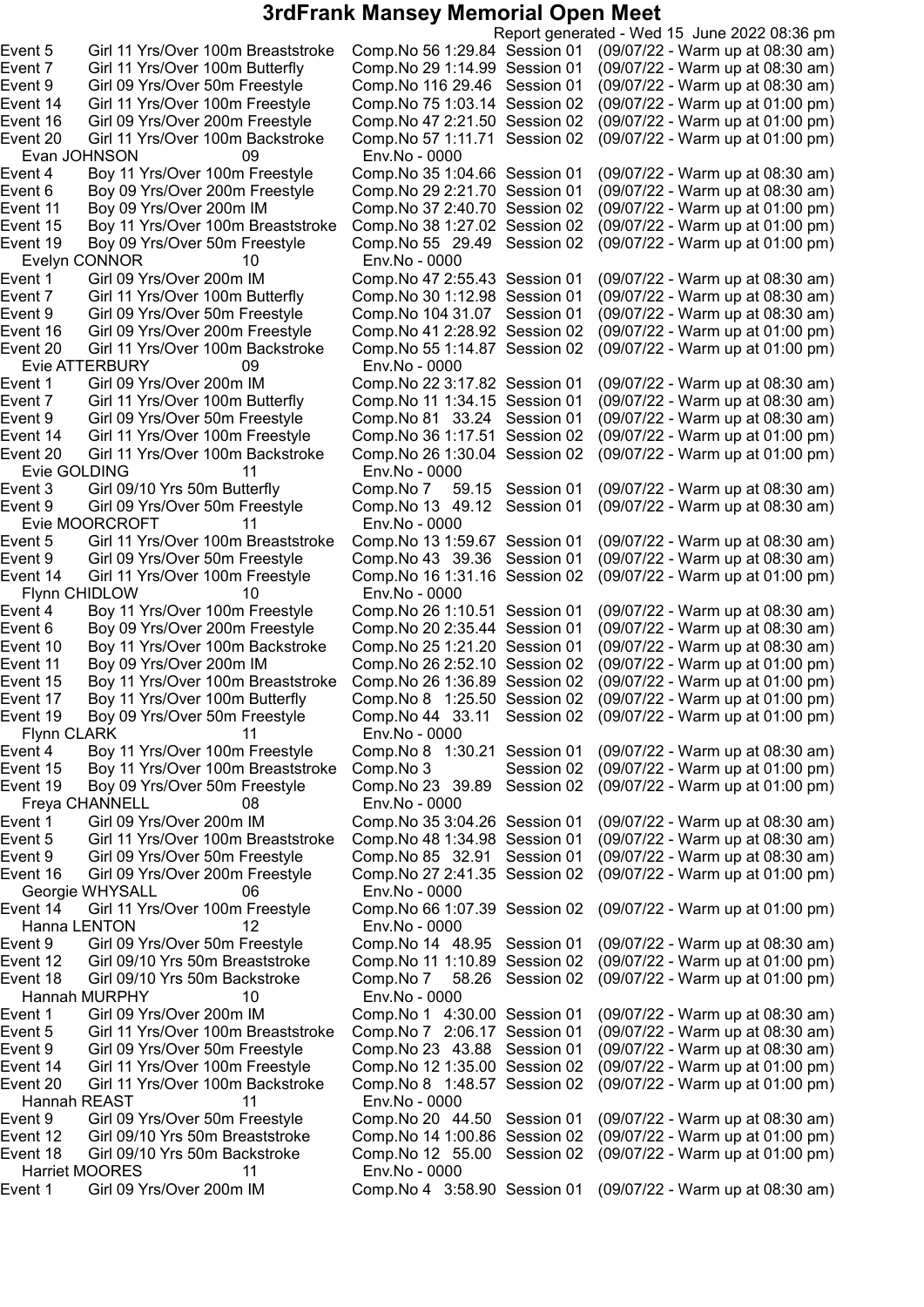# 3rdFrank Mansey Memorial Open Meet

Report generated - Wed 15 June 2022 08:36 pm

| | | | | |
|---|---|---|---|---|
| Event 5 | Girl 11 Yrs/Over 100m Breaststroke | Comp.No 56 1:29.84 | Session 01 | (09/07/22 - Warm up at 08:30 am) |
| Event 7 | Girl 11 Yrs/Over 100m Butterfly | Comp.No 29 1:14.99 | Session 01 | (09/07/22 - Warm up at 08:30 am) |
| Event 9 | Girl 09 Yrs/Over 50m Freestyle | Comp.No 116 29.46 | Session 01 | (09/07/22 - Warm up at 08:30 am) |
| Event 14 | Girl 11 Yrs/Over 100m Freestyle | Comp.No 75 1:03.14 | Session 02 | (09/07/22 - Warm up at 01:00 pm) |
| Event 16 | Girl 09 Yrs/Over 200m Freestyle | Comp.No 47 2:21.50 | Session 02 | (09/07/22 - Warm up at 01:00 pm) |
| Event 20 | Girl 11 Yrs/Over 100m Backstroke | Comp.No 57 1:11.71 | Session 02 | (09/07/22 - Warm up at 01:00 pm) |
| Evan JOHNSON | 09 | Env.No - 0000 | | |
| Event 4 | Boy 11 Yrs/Over 100m Freestyle | Comp.No 35 1:04.66 | Session 01 | (09/07/22 - Warm up at 08:30 am) |
| Event 6 | Boy 09 Yrs/Over 200m Freestyle | Comp.No 29 2:21.70 | Session 01 | (09/07/22 - Warm up at 08:30 am) |
| Event 11 | Boy 09 Yrs/Over 200m IM | Comp.No 37 2:40.70 | Session 02 | (09/07/22 - Warm up at 01:00 pm) |
| Event 15 | Boy 11 Yrs/Over 100m Breaststroke | Comp.No 38 1:27.02 | Session 02 | (09/07/22 - Warm up at 01:00 pm) |
| Event 19 | Boy 09 Yrs/Over 50m Freestyle | Comp.No 55 29.49 | Session 02 | (09/07/22 - Warm up at 01:00 pm) |
| Evelyn CONNOR | 10 | Env.No - 0000 | | |
| Event 1 | Girl 09 Yrs/Over 200m IM | Comp.No 47 2:55.43 | Session 01 | (09/07/22 - Warm up at 08:30 am) |
| Event 7 | Girl 11 Yrs/Over 100m Butterfly | Comp.No 30 1:12.98 | Session 01 | (09/07/22 - Warm up at 08:30 am) |
| Event 9 | Girl 09 Yrs/Over 50m Freestyle | Comp.No 104 31.07 | Session 01 | (09/07/22 - Warm up at 08:30 am) |
| Event 16 | Girl 09 Yrs/Over 200m Freestyle | Comp.No 41 2:28.92 | Session 02 | (09/07/22 - Warm up at 01:00 pm) |
| Event 20 | Girl 11 Yrs/Over 100m Backstroke | Comp.No 55 1:14.87 | Session 02 | (09/07/22 - Warm up at 01:00 pm) |
| Evie ATTERBURY | 09 | Env.No - 0000 | | |
| Event 1 | Girl 09 Yrs/Over 200m IM | Comp.No 22 3:17.82 | Session 01 | (09/07/22 - Warm up at 08:30 am) |
| Event 7 | Girl 11 Yrs/Over 100m Butterfly | Comp.No 11 1:34.15 | Session 01 | (09/07/22 - Warm up at 08:30 am) |
| Event 9 | Girl 09 Yrs/Over 50m Freestyle | Comp.No 81 33.24 | Session 01 | (09/07/22 - Warm up at 08:30 am) |
| Event 14 | Girl 11 Yrs/Over 100m Freestyle | Comp.No 36 1:17.51 | Session 02 | (09/07/22 - Warm up at 01:00 pm) |
| Event 20 | Girl 11 Yrs/Over 100m Backstroke | Comp.No 26 1:30.04 | Session 02 | (09/07/22 - Warm up at 01:00 pm) |
| Evie GOLDING | 11 | Env.No - 0000 | | |
| Event 3 | Girl 09/10 Yrs 50m Butterfly | Comp.No 7 59.15 | Session 01 | (09/07/22 - Warm up at 08:30 am) |
| Event 9 | Girl 09 Yrs/Over 50m Freestyle | Comp.No 13 49.12 | Session 01 | (09/07/22 - Warm up at 08:30 am) |
| Evie MOORCROFT | 11 | Env.No - 0000 | | |
| Event 5 | Girl 11 Yrs/Over 100m Breaststroke | Comp.No 13 1:59.67 | Session 01 | (09/07/22 - Warm up at 08:30 am) |
| Event 9 | Girl 09 Yrs/Over 50m Freestyle | Comp.No 43 39.36 | Session 01 | (09/07/22 - Warm up at 08:30 am) |
| Event 14 | Girl 11 Yrs/Over 100m Freestyle | Comp.No 16 1:31.16 | Session 02 | (09/07/22 - Warm up at 01:00 pm) |
| Flynn CHIDLOW | 10 | Env.No - 0000 | | |
| Event 4 | Boy 11 Yrs/Over 100m Freestyle | Comp.No 26 1:10.51 | Session 01 | (09/07/22 - Warm up at 08:30 am) |
| Event 6 | Boy 09 Yrs/Over 200m Freestyle | Comp.No 20 2:35.44 | Session 01 | (09/07/22 - Warm up at 08:30 am) |
| Event 10 | Boy 11 Yrs/Over 100m Backstroke | Comp.No 25 1:21.20 | Session 01 | (09/07/22 - Warm up at 08:30 am) |
| Event 11 | Boy 09 Yrs/Over 200m IM | Comp.No 26 2:52.10 | Session 02 | (09/07/22 - Warm up at 01:00 pm) |
| Event 15 | Boy 11 Yrs/Over 100m Breaststroke | Comp.No 26 1:36.89 | Session 02 | (09/07/22 - Warm up at 01:00 pm) |
| Event 17 | Boy 11 Yrs/Over 100m Butterfly | Comp.No 8 1:25.50 | Session 02 | (09/07/22 - Warm up at 01:00 pm) |
| Event 19 | Boy 09 Yrs/Over 50m Freestyle | Comp.No 44 33.11 | Session 02 | (09/07/22 - Warm up at 01:00 pm) |
| Flynn CLARK | 11 | Env.No - 0000 | | |
| Event 4 | Boy 11 Yrs/Over 100m Freestyle | Comp.No 8 1:30.21 | Session 01 | (09/07/22 - Warm up at 08:30 am) |
| Event 15 | Boy 11 Yrs/Over 100m Breaststroke | Comp.No 3 | Session 02 | (09/07/22 - Warm up at 01:00 pm) |
| Event 19 | Boy 09 Yrs/Over 50m Freestyle | Comp.No 23 39.89 | Session 02 | (09/07/22 - Warm up at 01:00 pm) |
| Freya CHANNELL | 08 | Env.No - 0000 | | |
| Event 1 | Girl 09 Yrs/Over 200m IM | Comp.No 35 3:04.26 | Session 01 | (09/07/22 - Warm up at 08:30 am) |
| Event 5 | Girl 11 Yrs/Over 100m Breaststroke | Comp.No 48 1:34.98 | Session 01 | (09/07/22 - Warm up at 08:30 am) |
| Event 9 | Girl 09 Yrs/Over 50m Freestyle | Comp.No 85 32.91 | Session 01 | (09/07/22 - Warm up at 08:30 am) |
| Event 16 | Girl 09 Yrs/Over 200m Freestyle | Comp.No 27 2:41.35 | Session 02 | (09/07/22 - Warm up at 01:00 pm) |
| Georgie WHYSALL | 06 | Env.No - 0000 | | |
| Event 14 | Girl 11 Yrs/Over 100m Freestyle | Comp.No 66 1:07.39 | Session 02 | (09/07/22 - Warm up at 01:00 pm) |
| Hanna LENTON | 12 | Env.No - 0000 | | |
| Event 9 | Girl 09 Yrs/Over 50m Freestyle | Comp.No 14 48.95 | Session 01 | (09/07/22 - Warm up at 08:30 am) |
| Event 12 | Girl 09/10 Yrs 50m Breaststroke | Comp.No 11 1:10.89 | Session 02 | (09/07/22 - Warm up at 01:00 pm) |
| Event 18 | Girl 09/10 Yrs 50m Backstroke | Comp.No 7 58.26 | Session 02 | (09/07/22 - Warm up at 01:00 pm) |
| Hannah MURPHY | 10 | Env.No - 0000 | | |
| Event 1 | Girl 09 Yrs/Over 200m IM | Comp.No 1 4:30.00 | Session 01 | (09/07/22 - Warm up at 08:30 am) |
| Event 5 | Girl 11 Yrs/Over 100m Breaststroke | Comp.No 7 2:06.17 | Session 01 | (09/07/22 - Warm up at 08:30 am) |
| Event 9 | Girl 09 Yrs/Over 50m Freestyle | Comp.No 23 43.88 | Session 01 | (09/07/22 - Warm up at 08:30 am) |
| Event 14 | Girl 11 Yrs/Over 100m Freestyle | Comp.No 12 1:35.00 | Session 02 | (09/07/22 - Warm up at 01:00 pm) |
| Event 20 | Girl 11 Yrs/Over 100m Backstroke | Comp.No 8 1:48.57 | Session 02 | (09/07/22 - Warm up at 01:00 pm) |
| Hannah REAST | 11 | Env.No - 0000 | | |
| Event 9 | Girl 09 Yrs/Over 50m Freestyle | Comp.No 20 44.50 | Session 01 | (09/07/22 - Warm up at 08:30 am) |
| Event 12 | Girl 09/10 Yrs 50m Breaststroke | Comp.No 14 1:00.86 | Session 02 | (09/07/22 - Warm up at 01:00 pm) |
| Event 18 | Girl 09/10 Yrs 50m Backstroke | Comp.No 12 55.00 | Session 02 | (09/07/22 - Warm up at 01:00 pm) |
| Harriet MOORES | 11 | Env.No - 0000 | | |
| Event 1 | Girl 09 Yrs/Over 200m IM | Comp.No 4 3:58.90 | Session 01 | (09/07/22 - Warm up at 08:30 am) |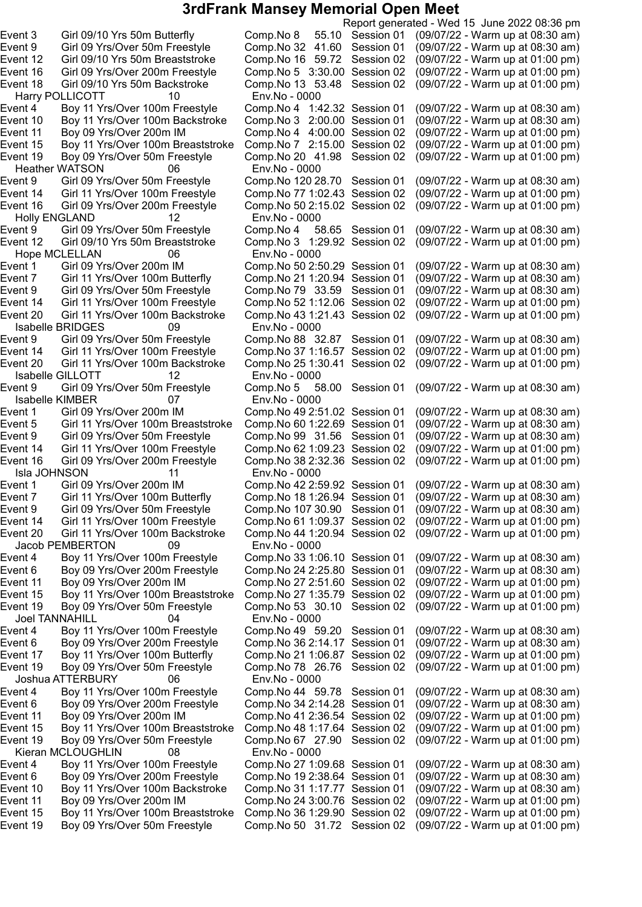# 3rdFrank Mansey Memorial Open Meet

Report generated - Wed 15 June 2022 08:36 pm

| | | | | | |
|---|---|---|---|---|---|
| Event 3 | Girl 09/10 Yrs 50m Butterfly | Comp.No 8 | 55.10 | Session 01 | (09/07/22 - Warm up at 08:30 am) |
| Event 9 | Girl 09 Yrs/Over 50m Freestyle | Comp.No 32 | 41.60 | Session 01 | (09/07/22 - Warm up at 08:30 am) |
| Event 12 | Girl 09/10 Yrs 50m Breaststroke | Comp.No 16 | 59.72 | Session 02 | (09/07/22 - Warm up at 01:00 pm) |
| Event 16 | Girl 09 Yrs/Over 200m Freestyle | Comp.No 5 | 3:30.00 | Session 02 | (09/07/22 - Warm up at 01:00 pm) |
| Event 18 | Girl 09/10 Yrs 50m Backstroke | Comp.No 13 | 53.48 | Session 02 | (09/07/22 - Warm up at 01:00 pm) |
| Harry POLLICOTT | 10 | Env.No - 0000 | | | |
| Event 4 | Boy 11 Yrs/Over 100m Freestyle | Comp.No 4 | 1:42.32 | Session 01 | (09/07/22 - Warm up at 08:30 am) |
| Event 10 | Boy 11 Yrs/Over 100m Backstroke | Comp.No 3 | 2:00.00 | Session 01 | (09/07/22 - Warm up at 08:30 am) |
| Event 11 | Boy 09 Yrs/Over 200m IM | Comp.No 4 | 4:00.00 | Session 02 | (09/07/22 - Warm up at 01:00 pm) |
| Event 15 | Boy 11 Yrs/Over 100m Breaststroke | Comp.No 7 | 2:15.00 | Session 02 | (09/07/22 - Warm up at 01:00 pm) |
| Event 19 | Boy 09 Yrs/Over 50m Freestyle | Comp.No 20 | 41.98 | Session 02 | (09/07/22 - Warm up at 01:00 pm) |
| Heather WATSON | 06 | Env.No - 0000 | | | |
| Event 9 | Girl 09 Yrs/Over 50m Freestyle | Comp.No 120 | 28.70 | Session 01 | (09/07/22 - Warm up at 08:30 am) |
| Event 14 | Girl 11 Yrs/Over 100m Freestyle | Comp.No 77 | 1:02.43 | Session 02 | (09/07/22 - Warm up at 01:00 pm) |
| Event 16 | Girl 09 Yrs/Over 200m Freestyle | Comp.No 50 | 2:15.02 | Session 02 | (09/07/22 - Warm up at 01:00 pm) |
| Holly ENGLAND | 12 | Env.No - 0000 | | | |
| Event 9 | Girl 09 Yrs/Over 50m Freestyle | Comp.No 4 | 58.65 | Session 01 | (09/07/22 - Warm up at 08:30 am) |
| Event 12 | Girl 09/10 Yrs 50m Breaststroke | Comp.No 3 | 1:29.92 | Session 02 | (09/07/22 - Warm up at 01:00 pm) |
| Hope MCLELLAN | 06 | Env.No - 0000 | | | |
| Event 1 | Girl 09 Yrs/Over 200m IM | Comp.No 50 | 2:50.29 | Session 01 | (09/07/22 - Warm up at 08:30 am) |
| Event 7 | Girl 11 Yrs/Over 100m Butterfly | Comp.No 21 | 1:20.94 | Session 01 | (09/07/22 - Warm up at 08:30 am) |
| Event 9 | Girl 09 Yrs/Over 50m Freestyle | Comp.No 79 | 33.59 | Session 01 | (09/07/22 - Warm up at 08:30 am) |
| Event 14 | Girl 11 Yrs/Over 100m Freestyle | Comp.No 52 | 1:12.06 | Session 02 | (09/07/22 - Warm up at 01:00 pm) |
| Event 20 | Girl 11 Yrs/Over 100m Backstroke | Comp.No 43 | 1:21.43 | Session 02 | (09/07/22 - Warm up at 01:00 pm) |
| Isabelle BRIDGES | 09 | Env.No - 0000 | | | |
| Event 9 | Girl 09 Yrs/Over 50m Freestyle | Comp.No 88 | 32.87 | Session 01 | (09/07/22 - Warm up at 08:30 am) |
| Event 14 | Girl 11 Yrs/Over 100m Freestyle | Comp.No 37 | 1:16.57 | Session 02 | (09/07/22 - Warm up at 01:00 pm) |
| Event 20 | Girl 11 Yrs/Over 100m Backstroke | Comp.No 25 | 1:30.41 | Session 02 | (09/07/22 - Warm up at 01:00 pm) |
| Isabelle GILLOTT | 12 | Env.No - 0000 | | | |
| Event 9 | Girl 09 Yrs/Over 50m Freestyle | Comp.No 5 | 58.00 | Session 01 | (09/07/22 - Warm up at 08:30 am) |
| Isabelle KIMBER | 07 | Env.No - 0000 | | | |
| Event 1 | Girl 09 Yrs/Over 200m IM | Comp.No 49 | 2:51.02 | Session 01 | (09/07/22 - Warm up at 08:30 am) |
| Event 5 | Girl 11 Yrs/Over 100m Breaststroke | Comp.No 60 | 1:22.69 | Session 01 | (09/07/22 - Warm up at 08:30 am) |
| Event 9 | Girl 09 Yrs/Over 50m Freestyle | Comp.No 99 | 31.56 | Session 01 | (09/07/22 - Warm up at 08:30 am) |
| Event 14 | Girl 11 Yrs/Over 100m Freestyle | Comp.No 62 | 1:09.23 | Session 02 | (09/07/22 - Warm up at 01:00 pm) |
| Event 16 | Girl 09 Yrs/Over 200m Freestyle | Comp.No 38 | 2:32.36 | Session 02 | (09/07/22 - Warm up at 01:00 pm) |
| Isla JOHNSON | 11 | Env.No - 0000 | | | |
| Event 1 | Girl 09 Yrs/Over 200m IM | Comp.No 42 | 2:59.92 | Session 01 | (09/07/22 - Warm up at 08:30 am) |
| Event 7 | Girl 11 Yrs/Over 100m Butterfly | Comp.No 18 | 1:26.94 | Session 01 | (09/07/22 - Warm up at 08:30 am) |
| Event 9 | Girl 09 Yrs/Over 50m Freestyle | Comp.No 107 | 30.90 | Session 01 | (09/07/22 - Warm up at 08:30 am) |
| Event 14 | Girl 11 Yrs/Over 100m Freestyle | Comp.No 61 | 1:09.37 | Session 02 | (09/07/22 - Warm up at 01:00 pm) |
| Event 20 | Girl 11 Yrs/Over 100m Backstroke | Comp.No 44 | 1:20.94 | Session 02 | (09/07/22 - Warm up at 01:00 pm) |
| Jacob PEMBERTON | 09 | Env.No - 0000 | | | |
| Event 4 | Boy 11 Yrs/Over 100m Freestyle | Comp.No 33 | 1:06.10 | Session 01 | (09/07/22 - Warm up at 08:30 am) |
| Event 6 | Boy 09 Yrs/Over 200m Freestyle | Comp.No 24 | 2:25.80 | Session 01 | (09/07/22 - Warm up at 08:30 am) |
| Event 11 | Boy 09 Yrs/Over 200m IM | Comp.No 27 | 2:51.60 | Session 02 | (09/07/22 - Warm up at 01:00 pm) |
| Event 15 | Boy 11 Yrs/Over 100m Breaststroke | Comp.No 27 | 1:35.79 | Session 02 | (09/07/22 - Warm up at 01:00 pm) |
| Event 19 | Boy 09 Yrs/Over 50m Freestyle | Comp.No 53 | 30.10 | Session 02 | (09/07/22 - Warm up at 01:00 pm) |
| Joel TANNAHILL | 04 | Env.No - 0000 | | | |
| Event 4 | Boy 11 Yrs/Over 100m Freestyle | Comp.No 49 | 59.20 | Session 01 | (09/07/22 - Warm up at 08:30 am) |
| Event 6 | Boy 09 Yrs/Over 200m Freestyle | Comp.No 36 | 2:14.17 | Session 01 | (09/07/22 - Warm up at 08:30 am) |
| Event 17 | Boy 11 Yrs/Over 100m Butterfly | Comp.No 21 | 1:06.87 | Session 02 | (09/07/22 - Warm up at 01:00 pm) |
| Event 19 | Boy 09 Yrs/Over 50m Freestyle | Comp.No 78 | 26.76 | Session 02 | (09/07/22 - Warm up at 01:00 pm) |
| Joshua ATTERBURY | 06 | Env.No - 0000 | | | |
| Event 4 | Boy 11 Yrs/Over 100m Freestyle | Comp.No 44 | 59.78 | Session 01 | (09/07/22 - Warm up at 08:30 am) |
| Event 6 | Boy 09 Yrs/Over 200m Freestyle | Comp.No 34 | 2:14.28 | Session 01 | (09/07/22 - Warm up at 08:30 am) |
| Event 11 | Boy 09 Yrs/Over 200m IM | Comp.No 41 | 2:36.54 | Session 02 | (09/07/22 - Warm up at 01:00 pm) |
| Event 15 | Boy 11 Yrs/Over 100m Breaststroke | Comp.No 48 | 1:17.64 | Session 02 | (09/07/22 - Warm up at 01:00 pm) |
| Event 19 | Boy 09 Yrs/Over 50m Freestyle | Comp.No 67 | 27.90 | Session 02 | (09/07/22 - Warm up at 01:00 pm) |
| Kieran MCLOUGHLIN | 08 | Env.No - 0000 | | | |
| Event 4 | Boy 11 Yrs/Over 100m Freestyle | Comp.No 27 | 1:09.68 | Session 01 | (09/07/22 - Warm up at 08:30 am) |
| Event 6 | Boy 09 Yrs/Over 200m Freestyle | Comp.No 19 | 2:38.64 | Session 01 | (09/07/22 - Warm up at 08:30 am) |
| Event 10 | Boy 11 Yrs/Over 100m Backstroke | Comp.No 31 | 1:17.77 | Session 01 | (09/07/22 - Warm up at 08:30 am) |
| Event 11 | Boy 09 Yrs/Over 200m IM | Comp.No 24 | 3:00.76 | Session 02 | (09/07/22 - Warm up at 01:00 pm) |
| Event 15 | Boy 11 Yrs/Over 100m Breaststroke | Comp.No 36 | 1:29.90 | Session 02 | (09/07/22 - Warm up at 01:00 pm) |
| Event 19 | Boy 09 Yrs/Over 50m Freestyle | Comp.No 50 | 31.72 | Session 02 | (09/07/22 - Warm up at 01:00 pm) |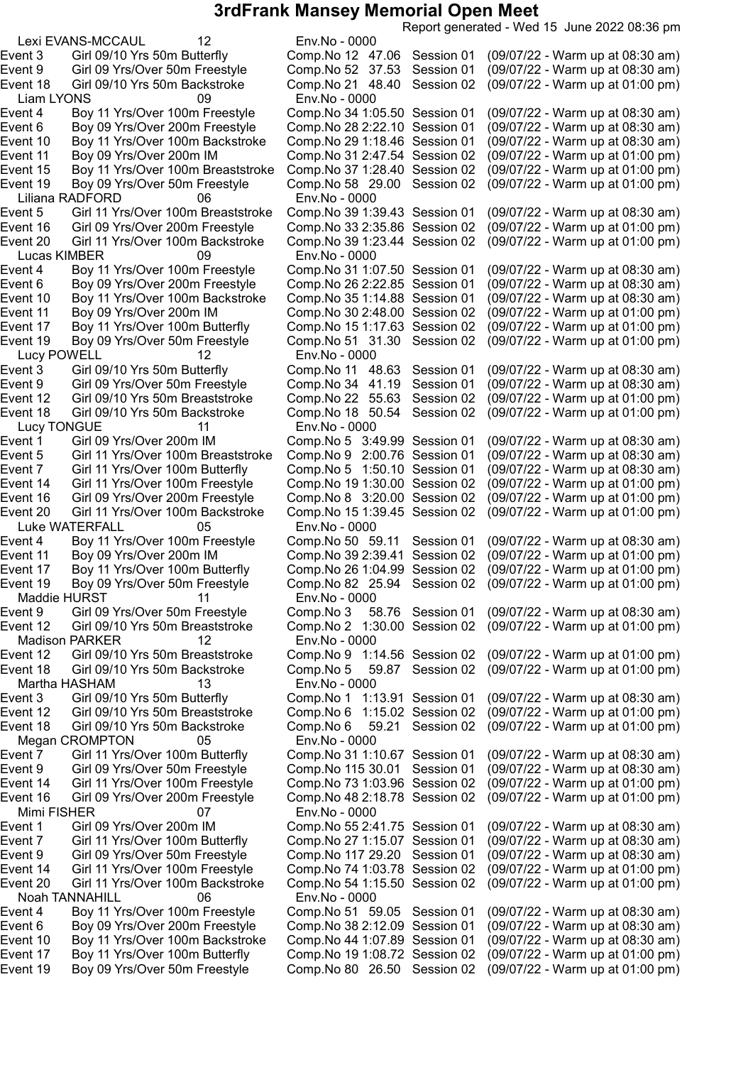# 3rdFrank Mansey Memorial Open Meet

Report generated - Wed 15 June 2022 08:36 pm

**Lexi EVANS-MCCAUL** 12 Env.No - 0000

| Event | Description | Comp.No | Time | Session | Warm up |
|---|---|---|---|---|---|
| Event 3 | Girl 09/10 Yrs 50m Butterfly | Comp.No 12 | 47.06 | Session 01 | (09/07/22 - Warm up at 08:30 am) |
| Event 9 | Girl 09 Yrs/Over 50m Freestyle | Comp.No 52 | 37.53 | Session 01 | (09/07/22 - Warm up at 08:30 am) |
| Event 18 | Girl 09/10 Yrs 50m Backstroke | Comp.No 21 | 48.40 | Session 02 | (09/07/22 - Warm up at 01:00 pm) |

**Liam LYONS** 09 Env.No - 0000

| Event | Description | Comp.No | Time | Session | Warm up |
|---|---|---|---|---|---|
| Event 4 | Boy 11 Yrs/Over 100m Freestyle | Comp.No 34 | 1:05.50 | Session 01 | (09/07/22 - Warm up at 08:30 am) |
| Event 6 | Boy 09 Yrs/Over 200m Freestyle | Comp.No 28 | 2:22.10 | Session 01 | (09/07/22 - Warm up at 08:30 am) |
| Event 10 | Boy 11 Yrs/Over 100m Backstroke | Comp.No 29 | 1:18.46 | Session 01 | (09/07/22 - Warm up at 08:30 am) |
| Event 11 | Boy 09 Yrs/Over 200m IM | Comp.No 31 | 2:47.54 | Session 02 | (09/07/22 - Warm up at 01:00 pm) |
| Event 15 | Boy 11 Yrs/Over 100m Breaststroke | Comp.No 37 | 1:28.40 | Session 02 | (09/07/22 - Warm up at 01:00 pm) |
| Event 19 | Boy 09 Yrs/Over 50m Freestyle | Comp.No 58 | 29.00 | Session 02 | (09/07/22 - Warm up at 01:00 pm) |

**Liliana RADFORD** 06 Env.No - 0000

| Event | Description | Comp.No | Time | Session | Warm up |
|---|---|---|---|---|---|
| Event 5 | Girl 11 Yrs/Over 100m Breaststroke | Comp.No 39 | 1:39.43 | Session 01 | (09/07/22 - Warm up at 08:30 am) |
| Event 16 | Girl 09 Yrs/Over 200m Freestyle | Comp.No 33 | 2:35.86 | Session 02 | (09/07/22 - Warm up at 01:00 pm) |
| Event 20 | Girl 11 Yrs/Over 100m Backstroke | Comp.No 39 | 1:23.44 | Session 02 | (09/07/22 - Warm up at 01:00 pm) |

**Lucas KIMBER** 09 Env.No - 0000

| Event | Description | Comp.No | Time | Session | Warm up |
|---|---|---|---|---|---|
| Event 4 | Boy 11 Yrs/Over 100m Freestyle | Comp.No 31 | 1:07.50 | Session 01 | (09/07/22 - Warm up at 08:30 am) |
| Event 6 | Boy 09 Yrs/Over 200m Freestyle | Comp.No 26 | 2:22.85 | Session 01 | (09/07/22 - Warm up at 08:30 am) |
| Event 10 | Boy 11 Yrs/Over 100m Backstroke | Comp.No 35 | 1:14.88 | Session 01 | (09/07/22 - Warm up at 08:30 am) |
| Event 11 | Boy 09 Yrs/Over 200m IM | Comp.No 30 | 2:48.00 | Session 02 | (09/07/22 - Warm up at 01:00 pm) |
| Event 17 | Boy 11 Yrs/Over 100m Butterfly | Comp.No 15 | 1:17.63 | Session 02 | (09/07/22 - Warm up at 01:00 pm) |
| Event 19 | Boy 09 Yrs/Over 50m Freestyle | Comp.No 51 | 31.30 | Session 02 | (09/07/22 - Warm up at 01:00 pm) |

**Lucy POWELL** 12 Env.No - 0000

| Event | Description | Comp.No | Time | Session | Warm up |
|---|---|---|---|---|---|
| Event 3 | Girl 09/10 Yrs 50m Butterfly | Comp.No 11 | 48.63 | Session 01 | (09/07/22 - Warm up at 08:30 am) |
| Event 9 | Girl 09 Yrs/Over 50m Freestyle | Comp.No 34 | 41.19 | Session 01 | (09/07/22 - Warm up at 08:30 am) |
| Event 12 | Girl 09/10 Yrs 50m Breaststroke | Comp.No 22 | 55.63 | Session 02 | (09/07/22 - Warm up at 01:00 pm) |
| Event 18 | Girl 09/10 Yrs 50m Backstroke | Comp.No 18 | 50.54 | Session 02 | (09/07/22 - Warm up at 01:00 pm) |

**Lucy TONGUE** 11 Env.No - 0000

| Event | Description | Comp.No | Time | Session | Warm up |
|---|---|---|---|---|---|
| Event 1 | Girl 09 Yrs/Over 200m IM | Comp.No 5 | 3:49.99 | Session 01 | (09/07/22 - Warm up at 08:30 am) |
| Event 5 | Girl 11 Yrs/Over 100m Breaststroke | Comp.No 9 | 2:00.76 | Session 01 | (09/07/22 - Warm up at 08:30 am) |
| Event 7 | Girl 11 Yrs/Over 100m Butterfly | Comp.No 5 | 1:50.10 | Session 01 | (09/07/22 - Warm up at 08:30 am) |
| Event 14 | Girl 11 Yrs/Over 100m Freestyle | Comp.No 19 | 1:30.00 | Session 02 | (09/07/22 - Warm up at 01:00 pm) |
| Event 16 | Girl 09 Yrs/Over 200m Freestyle | Comp.No 8 | 3:20.00 | Session 02 | (09/07/22 - Warm up at 01:00 pm) |
| Event 20 | Girl 11 Yrs/Over 100m Backstroke | Comp.No 15 | 1:39.45 | Session 02 | (09/07/22 - Warm up at 01:00 pm) |

**Luke WATERFALL** 05 Env.No - 0000

| Event | Description | Comp.No | Time | Session | Warm up |
|---|---|---|---|---|---|
| Event 4 | Boy 11 Yrs/Over 100m Freestyle | Comp.No 50 | 59.11 | Session 01 | (09/07/22 - Warm up at 08:30 am) |
| Event 11 | Boy 09 Yrs/Over 200m IM | Comp.No 39 | 2:39.41 | Session 02 | (09/07/22 - Warm up at 01:00 pm) |
| Event 17 | Boy 11 Yrs/Over 100m Butterfly | Comp.No 26 | 1:04.99 | Session 02 | (09/07/22 - Warm up at 01:00 pm) |
| Event 19 | Boy 09 Yrs/Over 50m Freestyle | Comp.No 82 | 25.94 | Session 02 | (09/07/22 - Warm up at 01:00 pm) |

**Maddie HURST** 11 Env.No - 0000

| Event | Description | Comp.No | Time | Session | Warm up |
|---|---|---|---|---|---|
| Event 9 | Girl 09 Yrs/Over 50m Freestyle | Comp.No 3 | 58.76 | Session 01 | (09/07/22 - Warm up at 08:30 am) |
| Event 12 | Girl 09/10 Yrs 50m Breaststroke | Comp.No 2 | 1:30.00 | Session 02 | (09/07/22 - Warm up at 01:00 pm) |

**Madison PARKER** 12 Env.No - 0000

| Event | Description | Comp.No | Time | Session | Warm up |
|---|---|---|---|---|---|
| Event 12 | Girl 09/10 Yrs 50m Breaststroke | Comp.No 9 | 1:14.56 | Session 02 | (09/07/22 - Warm up at 01:00 pm) |
| Event 18 | Girl 09/10 Yrs 50m Backstroke | Comp.No 5 | 59.87 | Session 02 | (09/07/22 - Warm up at 01:00 pm) |

**Martha HASHAM** 13 Env.No - 0000

| Event | Description | Comp.No | Time | Session | Warm up |
|---|---|---|---|---|---|
| Event 3 | Girl 09/10 Yrs 50m Butterfly | Comp.No 1 | 1:13.91 | Session 01 | (09/07/22 - Warm up at 08:30 am) |
| Event 12 | Girl 09/10 Yrs 50m Breaststroke | Comp.No 6 | 1:15.02 | Session 02 | (09/07/22 - Warm up at 01:00 pm) |
| Event 18 | Girl 09/10 Yrs 50m Backstroke | Comp.No 6 | 59.21 | Session 02 | (09/07/22 - Warm up at 01:00 pm) |

**Megan CROMPTON** 05 Env.No - 0000

| Event | Description | Comp.No | Time | Session | Warm up |
|---|---|---|---|---|---|
| Event 7 | Girl 11 Yrs/Over 100m Butterfly | Comp.No 31 | 1:10.67 | Session 01 | (09/07/22 - Warm up at 08:30 am) |
| Event 9 | Girl 09 Yrs/Over 50m Freestyle | Comp.No 115 | 30.01 | Session 01 | (09/07/22 - Warm up at 08:30 am) |
| Event 14 | Girl 11 Yrs/Over 100m Freestyle | Comp.No 73 | 1:03.96 | Session 02 | (09/07/22 - Warm up at 01:00 pm) |
| Event 16 | Girl 09 Yrs/Over 200m Freestyle | Comp.No 48 | 2:18.78 | Session 02 | (09/07/22 - Warm up at 01:00 pm) |

**Mimi FISHER** 07 Env.No - 0000

| Event | Description | Comp.No | Time | Session | Warm up |
|---|---|---|---|---|---|
| Event 1 | Girl 09 Yrs/Over 200m IM | Comp.No 55 | 2:41.75 | Session 01 | (09/07/22 - Warm up at 08:30 am) |
| Event 7 | Girl 11 Yrs/Over 100m Butterfly | Comp.No 27 | 1:15.07 | Session 01 | (09/07/22 - Warm up at 08:30 am) |
| Event 9 | Girl 09 Yrs/Over 50m Freestyle | Comp.No 117 | 29.20 | Session 01 | (09/07/22 - Warm up at 08:30 am) |
| Event 14 | Girl 11 Yrs/Over 100m Freestyle | Comp.No 74 | 1:03.78 | Session 02 | (09/07/22 - Warm up at 01:00 pm) |
| Event 20 | Girl 11 Yrs/Over 100m Backstroke | Comp.No 54 | 1:15.50 | Session 02 | (09/07/22 - Warm up at 01:00 pm) |

**Noah TANNAHILL** 06 Env.No - 0000

| Event | Description | Comp.No | Time | Session | Warm up |
|---|---|---|---|---|---|
| Event 4 | Boy 11 Yrs/Over 100m Freestyle | Comp.No 51 | 59.05 | Session 01 | (09/07/22 - Warm up at 08:30 am) |
| Event 6 | Boy 09 Yrs/Over 200m Freestyle | Comp.No 38 | 2:12.09 | Session 01 | (09/07/22 - Warm up at 08:30 am) |
| Event 10 | Boy 11 Yrs/Over 100m Backstroke | Comp.No 44 | 1:07.89 | Session 01 | (09/07/22 - Warm up at 08:30 am) |
| Event 17 | Boy 11 Yrs/Over 100m Butterfly | Comp.No 19 | 1:08.72 | Session 02 | (09/07/22 - Warm up at 01:00 pm) |
| Event 19 | Boy 09 Yrs/Over 50m Freestyle | Comp.No 80 | 26.50 | Session 02 | (09/07/22 - Warm up at 01:00 pm) |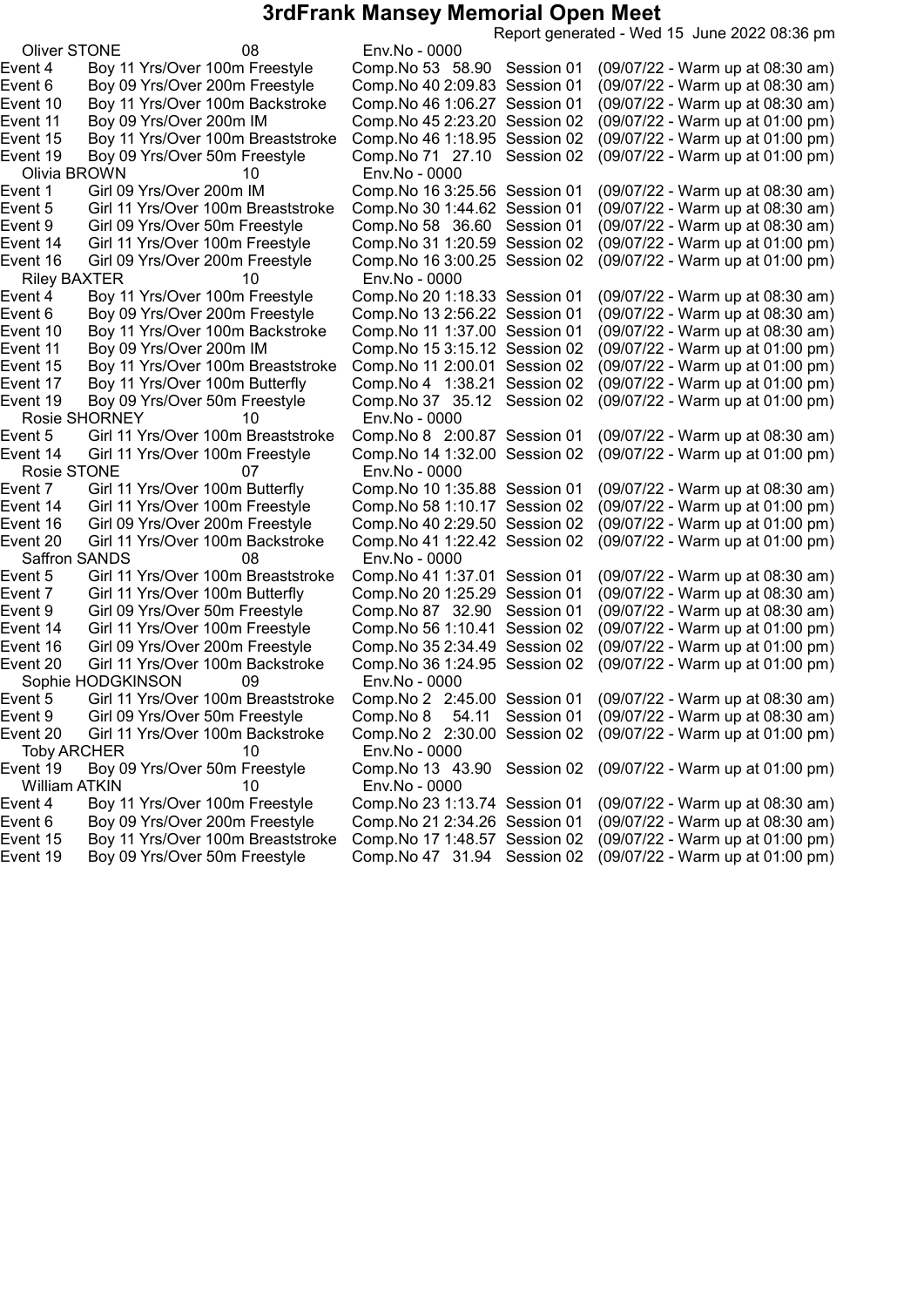# 3rdFrank Mansey Memorial Open Meet

Report generated - Wed 15 June 2022 08:36 pm

Oliver STONE 08 Env.No - 0000

| Event | Description | Comp.No | Time | Session | Warm up |
|---|---|---|---|---|---|
| Event 4 | Boy 11 Yrs/Over 100m Freestyle | Comp.No 53 | 58.90 | Session 01 | (09/07/22 - Warm up at 08:30 am) |
| Event 6 | Boy 09 Yrs/Over 200m Freestyle | Comp.No 40 | 2:09.83 | Session 01 | (09/07/22 - Warm up at 08:30 am) |
| Event 10 | Boy 11 Yrs/Over 100m Backstroke | Comp.No 46 | 1:06.27 | Session 01 | (09/07/22 - Warm up at 08:30 am) |
| Event 11 | Boy 09 Yrs/Over 200m IM | Comp.No 45 | 2:23.20 | Session 02 | (09/07/22 - Warm up at 01:00 pm) |
| Event 15 | Boy 11 Yrs/Over 100m Breaststroke | Comp.No 46 | 1:18.95 | Session 02 | (09/07/22 - Warm up at 01:00 pm) |
| Event 19 | Boy 09 Yrs/Over 50m Freestyle | Comp.No 71 | 27.10 | Session 02 | (09/07/22 - Warm up at 01:00 pm) |

Olivia BROWN 10 Env.No - 0000

| Event | Description | Comp.No | Time | Session | Warm up |
|---|---|---|---|---|---|
| Event 1 | Girl 09 Yrs/Over 200m IM | Comp.No 16 | 3:25.56 | Session 01 | (09/07/22 - Warm up at 08:30 am) |
| Event 5 | Girl 11 Yrs/Over 100m Breaststroke | Comp.No 30 | 1:44.62 | Session 01 | (09/07/22 - Warm up at 08:30 am) |
| Event 9 | Girl 09 Yrs/Over 50m Freestyle | Comp.No 58 | 36.60 | Session 01 | (09/07/22 - Warm up at 08:30 am) |
| Event 14 | Girl 11 Yrs/Over 100m Freestyle | Comp.No 31 | 1:20.59 | Session 02 | (09/07/22 - Warm up at 01:00 pm) |
| Event 16 | Girl 09 Yrs/Over 200m Freestyle | Comp.No 16 | 3:00.25 | Session 02 | (09/07/22 - Warm up at 01:00 pm) |

Riley BAXTER 10 Env.No - 0000

| Event | Description | Comp.No | Time | Session | Warm up |
|---|---|---|---|---|---|
| Event 4 | Boy 11 Yrs/Over 100m Freestyle | Comp.No 20 | 1:18.33 | Session 01 | (09/07/22 - Warm up at 08:30 am) |
| Event 6 | Boy 09 Yrs/Over 200m Freestyle | Comp.No 13 | 2:56.22 | Session 01 | (09/07/22 - Warm up at 08:30 am) |
| Event 10 | Boy 11 Yrs/Over 100m Backstroke | Comp.No 11 | 1:37.00 | Session 01 | (09/07/22 - Warm up at 08:30 am) |
| Event 11 | Boy 09 Yrs/Over 200m IM | Comp.No 15 | 3:15.12 | Session 02 | (09/07/22 - Warm up at 01:00 pm) |
| Event 15 | Boy 11 Yrs/Over 100m Breaststroke | Comp.No 11 | 2:00.01 | Session 02 | (09/07/22 - Warm up at 01:00 pm) |
| Event 17 | Boy 11 Yrs/Over 100m Butterfly | Comp.No 4 | 1:38.21 | Session 02 | (09/07/22 - Warm up at 01:00 pm) |
| Event 19 | Boy 09 Yrs/Over 50m Freestyle | Comp.No 37 | 35.12 | Session 02 | (09/07/22 - Warm up at 01:00 pm) |

Rosie SHORNEY 10 Env.No - 0000

| Event | Description | Comp.No | Time | Session | Warm up |
|---|---|---|---|---|---|
| Event 5 | Girl 11 Yrs/Over 100m Breaststroke | Comp.No 8 | 2:00.87 | Session 01 | (09/07/22 - Warm up at 08:30 am) |
| Event 14 | Girl 11 Yrs/Over 100m Freestyle | Comp.No 14 | 1:32.00 | Session 02 | (09/07/22 - Warm up at 01:00 pm) |

Rosie STONE 07 Env.No - 0000

| Event | Description | Comp.No | Time | Session | Warm up |
|---|---|---|---|---|---|
| Event 7 | Girl 11 Yrs/Over 100m Butterfly | Comp.No 10 | 1:35.88 | Session 01 | (09/07/22 - Warm up at 08:30 am) |
| Event 14 | Girl 11 Yrs/Over 100m Freestyle | Comp.No 58 | 1:10.17 | Session 02 | (09/07/22 - Warm up at 01:00 pm) |
| Event 16 | Girl 09 Yrs/Over 200m Freestyle | Comp.No 40 | 2:29.50 | Session 02 | (09/07/22 - Warm up at 01:00 pm) |
| Event 20 | Girl 11 Yrs/Over 100m Backstroke | Comp.No 41 | 1:22.42 | Session 02 | (09/07/22 - Warm up at 01:00 pm) |

Saffron SANDS 08 Env.No - 0000

| Event | Description | Comp.No | Time | Session | Warm up |
|---|---|---|---|---|---|
| Event 5 | Girl 11 Yrs/Over 100m Breaststroke | Comp.No 41 | 1:37.01 | Session 01 | (09/07/22 - Warm up at 08:30 am) |
| Event 7 | Girl 11 Yrs/Over 100m Butterfly | Comp.No 20 | 1:25.29 | Session 01 | (09/07/22 - Warm up at 08:30 am) |
| Event 9 | Girl 09 Yrs/Over 50m Freestyle | Comp.No 87 | 32.90 | Session 01 | (09/07/22 - Warm up at 08:30 am) |
| Event 14 | Girl 11 Yrs/Over 100m Freestyle | Comp.No 56 | 1:10.41 | Session 02 | (09/07/22 - Warm up at 01:00 pm) |
| Event 16 | Girl 09 Yrs/Over 200m Freestyle | Comp.No 35 | 2:34.49 | Session 02 | (09/07/22 - Warm up at 01:00 pm) |
| Event 20 | Girl 11 Yrs/Over 100m Backstroke | Comp.No 36 | 1:24.95 | Session 02 | (09/07/22 - Warm up at 01:00 pm) |

Sophie HODGKINSON 09 Env.No - 0000

| Event | Description | Comp.No | Time | Session | Warm up |
|---|---|---|---|---|---|
| Event 5 | Girl 11 Yrs/Over 100m Breaststroke | Comp.No 2 | 2:45.00 | Session 01 | (09/07/22 - Warm up at 08:30 am) |
| Event 9 | Girl 09 Yrs/Over 50m Freestyle | Comp.No 8 | 54.11 | Session 01 | (09/07/22 - Warm up at 08:30 am) |
| Event 20 | Girl 11 Yrs/Over 100m Backstroke | Comp.No 2 | 2:30.00 | Session 02 | (09/07/22 - Warm up at 01:00 pm) |

Toby ARCHER 10 Env.No - 0000

| Event | Description | Comp.No | Time | Session | Warm up |
|---|---|---|---|---|---|
| Event 19 | Boy 09 Yrs/Over 50m Freestyle | Comp.No 13 | 43.90 | Session 02 | (09/07/22 - Warm up at 01:00 pm) |

William ATKIN 10 Env.No - 0000

| Event | Description | Comp.No | Time | Session | Warm up |
|---|---|---|---|---|---|
| Event 4 | Boy 11 Yrs/Over 100m Freestyle | Comp.No 23 | 1:13.74 | Session 01 | (09/07/22 - Warm up at 08:30 am) |
| Event 6 | Boy 09 Yrs/Over 200m Freestyle | Comp.No 21 | 2:34.26 | Session 01 | (09/07/22 - Warm up at 08:30 am) |
| Event 15 | Boy 11 Yrs/Over 100m Breaststroke | Comp.No 17 | 1:48.57 | Session 02 | (09/07/22 - Warm up at 01:00 pm) |
| Event 19 | Boy 09 Yrs/Over 50m Freestyle | Comp.No 47 | 31.94 | Session 02 | (09/07/22 - Warm up at 01:00 pm) |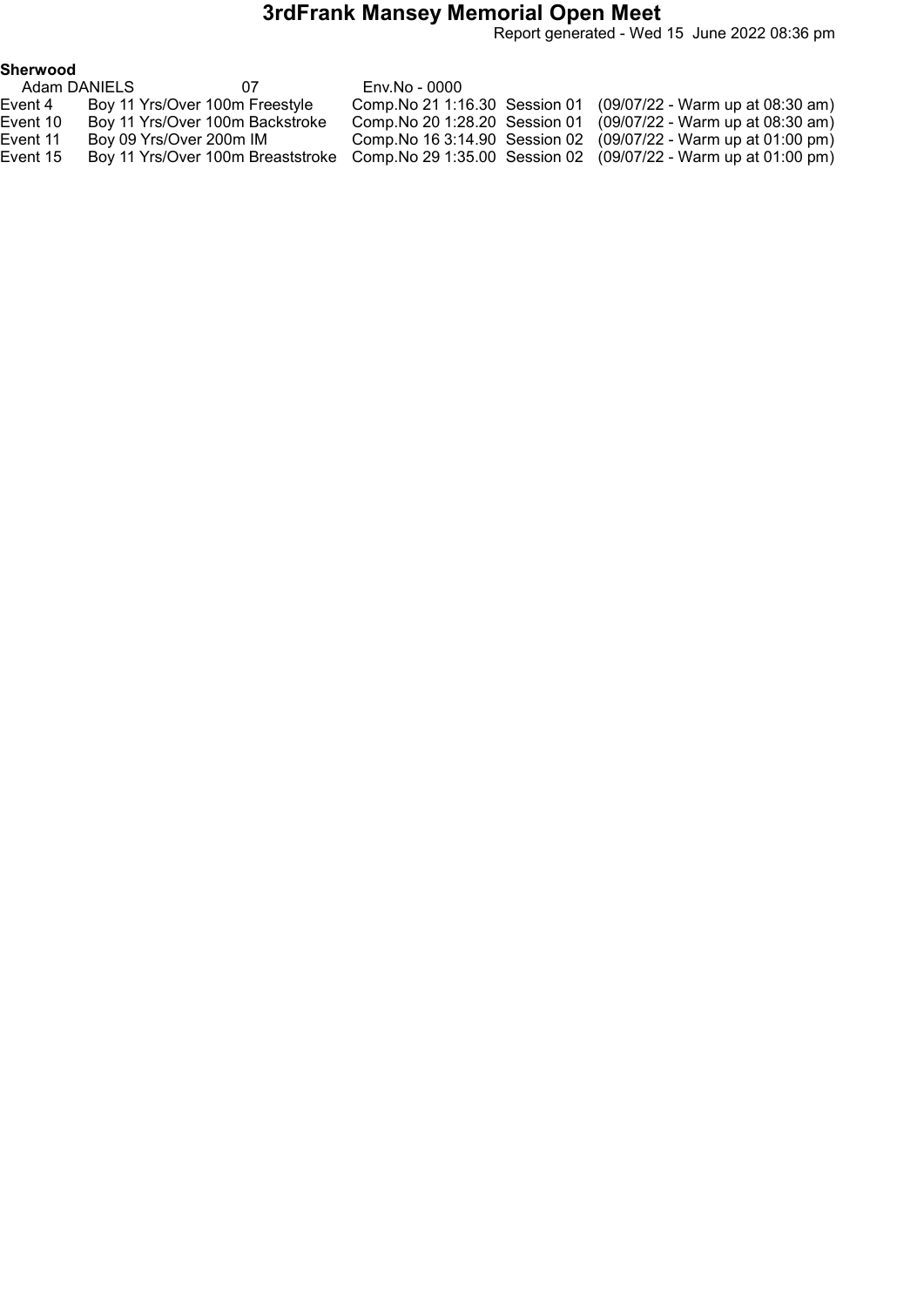# 3rdFrank Mansey Memorial Open Meet

Report generated - Wed 15 June 2022 08:36 pm

**Sherwood**

Adam DANIELS 07 Env.No - 0000

| Event | Description | Comp.No | Time | Session | Details |
|---|---|---|---|---|---|
| Event 4 | Boy 11 Yrs/Over 100m Freestyle | Comp.No 21 | 1:16.30 | Session 01 | (09/07/22 - Warm up at 08:30 am) |
| Event 10 | Boy 11 Yrs/Over 100m Backstroke | Comp.No 20 | 1:28.20 | Session 01 | (09/07/22 - Warm up at 08:30 am) |
| Event 11 | Boy 09 Yrs/Over 200m IM | Comp.No 16 | 3:14.90 | Session 02 | (09/07/22 - Warm up at 01:00 pm) |
| Event 15 | Boy 11 Yrs/Over 100m Breaststroke | Comp.No 29 | 1:35.00 | Session 02 | (09/07/22 - Warm up at 01:00 pm) |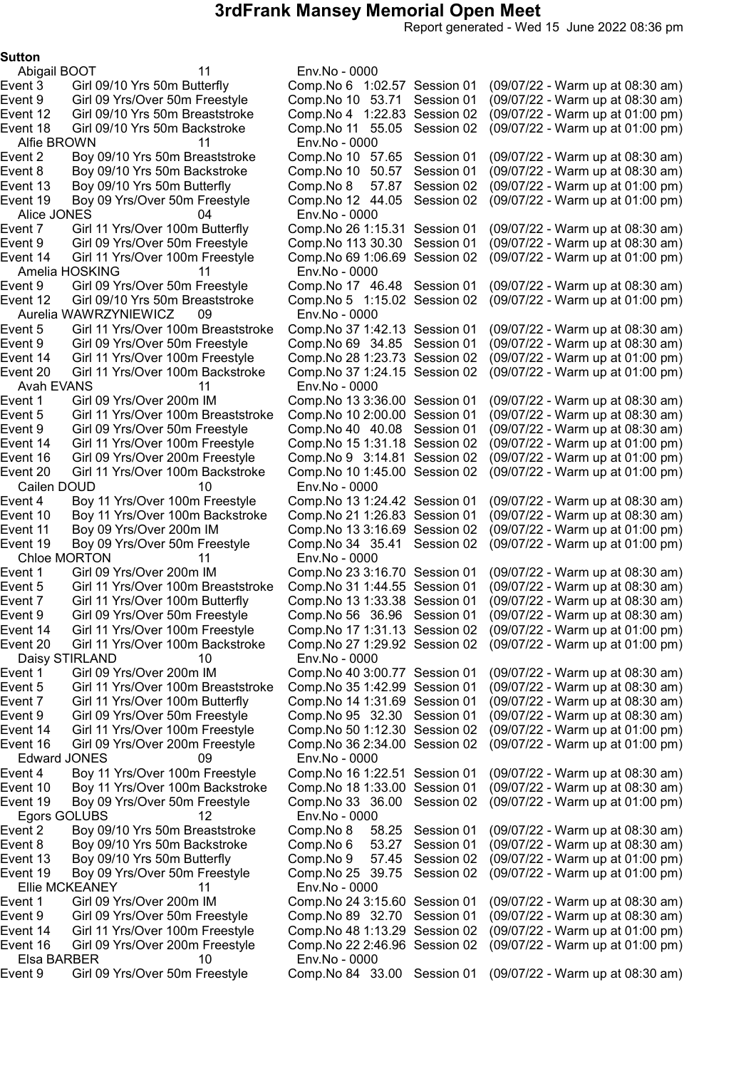# 3rdFrank Mansey Memorial Open Meet

Report generated - Wed 15 June 2022 08:36 pm

**Sutton**

Abigail BOOT 11 Env.No - 0000

| Event | Description | Comp.No | Time | Session | Warm up |
|---|---|---|---|---|---|
| Event 3 | Girl 09/10 Yrs 50m Butterfly | Comp.No 6 | 1:02.57 | Session 01 | (09/07/22 - Warm up at 08:30 am) |
| Event 9 | Girl 09 Yrs/Over 50m Freestyle | Comp.No 10 | 53.71 | Session 01 | (09/07/22 - Warm up at 08:30 am) |
| Event 12 | Girl 09/10 Yrs 50m Breaststroke | Comp.No 4 | 1:22.83 | Session 02 | (09/07/22 - Warm up at 01:00 pm) |
| Event 18 | Girl 09/10 Yrs 50m Backstroke | Comp.No 11 | 55.05 | Session 02 | (09/07/22 - Warm up at 01:00 pm) |

Alfie BROWN 11 Env.No - 0000

| Event | Description | Comp.No | Time | Session | Warm up |
|---|---|---|---|---|---|
| Event 2 | Boy 09/10 Yrs 50m Breaststroke | Comp.No 10 | 57.65 | Session 01 | (09/07/22 - Warm up at 08:30 am) |
| Event 8 | Boy 09/10 Yrs 50m Backstroke | Comp.No 10 | 50.57 | Session 01 | (09/07/22 - Warm up at 08:30 am) |
| Event 13 | Boy 09/10 Yrs 50m Butterfly | Comp.No 8 | 57.87 | Session 02 | (09/07/22 - Warm up at 01:00 pm) |
| Event 19 | Boy 09 Yrs/Over 50m Freestyle | Comp.No 12 | 44.05 | Session 02 | (09/07/22 - Warm up at 01:00 pm) |

Alice JONES 04 Env.No - 0000

| Event | Description | Comp.No | Time | Session | Warm up |
|---|---|---|---|---|---|
| Event 7 | Girl 11 Yrs/Over 100m Butterfly | Comp.No 26 | 1:15.31 | Session 01 | (09/07/22 - Warm up at 08:30 am) |
| Event 9 | Girl 09 Yrs/Over 50m Freestyle | Comp.No 113 | 30.30 | Session 01 | (09/07/22 - Warm up at 08:30 am) |
| Event 14 | Girl 11 Yrs/Over 100m Freestyle | Comp.No 69 | 1:06.69 | Session 02 | (09/07/22 - Warm up at 01:00 pm) |

Amelia HOSKING 11 Env.No - 0000

| Event | Description | Comp.No | Time | Session | Warm up |
|---|---|---|---|---|---|
| Event 9 | Girl 09 Yrs/Over 50m Freestyle | Comp.No 17 | 46.48 | Session 01 | (09/07/22 - Warm up at 08:30 am) |
| Event 12 | Girl 09/10 Yrs 50m Breaststroke | Comp.No 5 | 1:15.02 | Session 02 | (09/07/22 - Warm up at 01:00 pm) |

Aurelia WAWRZYNIEWICZ 09 Env.No - 0000

| Event | Description | Comp.No | Time | Session | Warm up |
|---|---|---|---|---|---|
| Event 5 | Girl 11 Yrs/Over 100m Breaststroke | Comp.No 37 | 1:42.13 | Session 01 | (09/07/22 - Warm up at 08:30 am) |
| Event 9 | Girl 09 Yrs/Over 50m Freestyle | Comp.No 69 | 34.85 | Session 01 | (09/07/22 - Warm up at 08:30 am) |
| Event 14 | Girl 11 Yrs/Over 100m Freestyle | Comp.No 28 | 1:23.73 | Session 02 | (09/07/22 - Warm up at 01:00 pm) |
| Event 20 | Girl 11 Yrs/Over 100m Backstroke | Comp.No 37 | 1:24.15 | Session 02 | (09/07/22 - Warm up at 01:00 pm) |

Avah EVANS 11 Env.No - 0000

| Event | Description | Comp.No | Time | Session | Warm up |
|---|---|---|---|---|---|
| Event 1 | Girl 09 Yrs/Over 200m IM | Comp.No 13 | 3:36.00 | Session 01 | (09/07/22 - Warm up at 08:30 am) |
| Event 5 | Girl 11 Yrs/Over 100m Breaststroke | Comp.No 10 | 2:00.00 | Session 01 | (09/07/22 - Warm up at 08:30 am) |
| Event 9 | Girl 09 Yrs/Over 50m Freestyle | Comp.No 40 | 40.08 | Session 01 | (09/07/22 - Warm up at 08:30 am) |
| Event 14 | Girl 11 Yrs/Over 100m Freestyle | Comp.No 15 | 1:31.18 | Session 02 | (09/07/22 - Warm up at 01:00 pm) |
| Event 16 | Girl 09 Yrs/Over 200m Freestyle | Comp.No 9 | 3:14.81 | Session 02 | (09/07/22 - Warm up at 01:00 pm) |
| Event 20 | Girl 11 Yrs/Over 100m Backstroke | Comp.No 10 | 1:45.00 | Session 02 | (09/07/22 - Warm up at 01:00 pm) |

Cailen DOUD 10 Env.No - 0000

| Event | Description | Comp.No | Time | Session | Warm up |
|---|---|---|---|---|---|
| Event 4 | Boy 11 Yrs/Over 100m Freestyle | Comp.No 13 | 1:24.42 | Session 01 | (09/07/22 - Warm up at 08:30 am) |
| Event 10 | Boy 11 Yrs/Over 100m Backstroke | Comp.No 21 | 1:26.83 | Session 01 | (09/07/22 - Warm up at 08:30 am) |
| Event 11 | Boy 09 Yrs/Over 200m IM | Comp.No 13 | 3:16.69 | Session 02 | (09/07/22 - Warm up at 01:00 pm) |
| Event 19 | Boy 09 Yrs/Over 50m Freestyle | Comp.No 34 | 35.41 | Session 02 | (09/07/22 - Warm up at 01:00 pm) |

Chloe MORTON 11 Env.No - 0000

| Event | Description | Comp.No | Time | Session | Warm up |
|---|---|---|---|---|---|
| Event 1 | Girl 09 Yrs/Over 200m IM | Comp.No 23 | 3:16.70 | Session 01 | (09/07/22 - Warm up at 08:30 am) |
| Event 5 | Girl 11 Yrs/Over 100m Breaststroke | Comp.No 31 | 1:44.55 | Session 01 | (09/07/22 - Warm up at 08:30 am) |
| Event 7 | Girl 11 Yrs/Over 100m Butterfly | Comp.No 13 | 1:33.38 | Session 01 | (09/07/22 - Warm up at 08:30 am) |
| Event 9 | Girl 09 Yrs/Over 50m Freestyle | Comp.No 56 | 36.96 | Session 01 | (09/07/22 - Warm up at 08:30 am) |
| Event 14 | Girl 11 Yrs/Over 100m Freestyle | Comp.No 17 | 1:31.13 | Session 02 | (09/07/22 - Warm up at 01:00 pm) |
| Event 20 | Girl 11 Yrs/Over 100m Backstroke | Comp.No 27 | 1:29.92 | Session 02 | (09/07/22 - Warm up at 01:00 pm) |

Daisy STIRLAND 10 Env.No - 0000

| Event | Description | Comp.No | Time | Session | Warm up |
|---|---|---|---|---|---|
| Event 1 | Girl 09 Yrs/Over 200m IM | Comp.No 40 | 3:00.77 | Session 01 | (09/07/22 - Warm up at 08:30 am) |
| Event 5 | Girl 11 Yrs/Over 100m Breaststroke | Comp.No 35 | 1:42.99 | Session 01 | (09/07/22 - Warm up at 08:30 am) |
| Event 7 | Girl 11 Yrs/Over 100m Butterfly | Comp.No 14 | 1:31.69 | Session 01 | (09/07/22 - Warm up at 08:30 am) |
| Event 9 | Girl 09 Yrs/Over 50m Freestyle | Comp.No 95 | 32.30 | Session 01 | (09/07/22 - Warm up at 08:30 am) |
| Event 14 | Girl 11 Yrs/Over 100m Freestyle | Comp.No 50 | 1:12.30 | Session 02 | (09/07/22 - Warm up at 01:00 pm) |
| Event 16 | Girl 09 Yrs/Over 200m Freestyle | Comp.No 36 | 2:34.00 | Session 02 | (09/07/22 - Warm up at 01:00 pm) |

Edward JONES 09 Env.No - 0000

| Event | Description | Comp.No | Time | Session | Warm up |
|---|---|---|---|---|---|
| Event 4 | Boy 11 Yrs/Over 100m Freestyle | Comp.No 16 | 1:22.51 | Session 01 | (09/07/22 - Warm up at 08:30 am) |
| Event 10 | Boy 11 Yrs/Over 100m Backstroke | Comp.No 18 | 1:33.00 | Session 01 | (09/07/22 - Warm up at 08:30 am) |
| Event 19 | Boy 09 Yrs/Over 50m Freestyle | Comp.No 33 | 36.00 | Session 02 | (09/07/22 - Warm up at 01:00 pm) |

Egors GOLUBS 12 Env.No - 0000

| Event | Description | Comp.No | Time | Session | Warm up |
|---|---|---|---|---|---|
| Event 2 | Boy 09/10 Yrs 50m Breaststroke | Comp.No 8 | 58.25 | Session 01 | (09/07/22 - Warm up at 08:30 am) |
| Event 8 | Boy 09/10 Yrs 50m Backstroke | Comp.No 6 | 53.27 | Session 01 | (09/07/22 - Warm up at 08:30 am) |
| Event 13 | Boy 09/10 Yrs 50m Butterfly | Comp.No 9 | 57.45 | Session 02 | (09/07/22 - Warm up at 01:00 pm) |
| Event 19 | Boy 09 Yrs/Over 50m Freestyle | Comp.No 25 | 39.75 | Session 02 | (09/07/22 - Warm up at 01:00 pm) |

Ellie MCKEANEY 11 Env.No - 0000

| Event | Description | Comp.No | Time | Session | Warm up |
|---|---|---|---|---|---|
| Event 1 | Girl 09 Yrs/Over 200m IM | Comp.No 24 | 3:15.60 | Session 01 | (09/07/22 - Warm up at 08:30 am) |
| Event 9 | Girl 09 Yrs/Over 50m Freestyle | Comp.No 89 | 32.70 | Session 01 | (09/07/22 - Warm up at 08:30 am) |
| Event 14 | Girl 11 Yrs/Over 100m Freestyle | Comp.No 48 | 1:13.29 | Session 02 | (09/07/22 - Warm up at 01:00 pm) |
| Event 16 | Girl 09 Yrs/Over 200m Freestyle | Comp.No 22 | 2:46.96 | Session 02 | (09/07/22 - Warm up at 01:00 pm) |

Elsa BARBER 10 Env.No - 0000

| Event | Description | Comp.No | Time | Session | Warm up |
|---|---|---|---|---|---|
| Event 9 | Girl 09 Yrs/Over 50m Freestyle | Comp.No 84 | 33.00 | Session 01 | (09/07/22 - Warm up at 08:30 am) |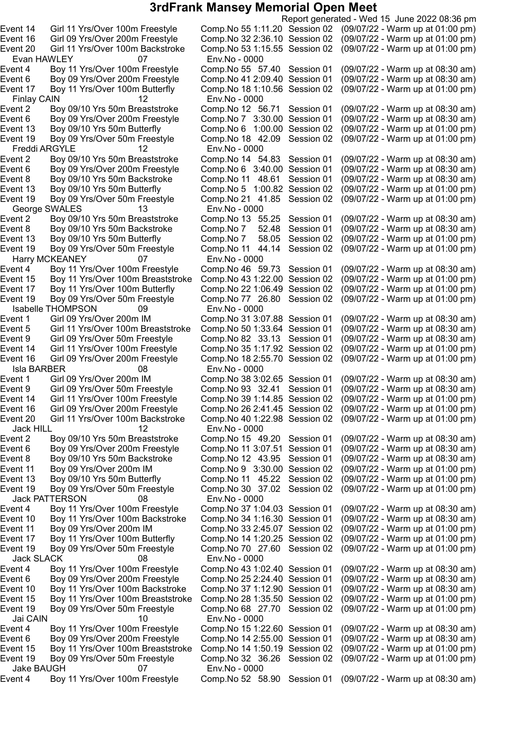# 3rdFrank Mansey Memorial Open Meet

Report generated - Wed 15 June 2022 08:36 pm

| | | | | |
|---|---|---|---|---|
| Event 14 | Girl 11 Yrs/Over 100m Freestyle | Comp.No 55 1:11.20 | Session 02 | (09/07/22 - Warm up at 01:00 pm) |
| Event 16 | Girl 09 Yrs/Over 200m Freestyle | Comp.No 32 2:36.10 | Session 02 | (09/07/22 - Warm up at 01:00 pm) |
| Event 20 | Girl 11 Yrs/Over 100m Backstroke | Comp.No 53 1:15.55 | Session 02 | (09/07/22 - Warm up at 01:00 pm) |
| **Evan HAWLEY** | 07 | Env.No - 0000 | | |
| Event 4 | Boy 11 Yrs/Over 100m Freestyle | Comp.No 55 57.40 | Session 01 | (09/07/22 - Warm up at 08:30 am) |
| Event 6 | Boy 09 Yrs/Over 200m Freestyle | Comp.No 41 2:09.40 | Session 01 | (09/07/22 - Warm up at 08:30 am) |
| Event 17 | Boy 11 Yrs/Over 100m Butterfly | Comp.No 18 1:10.56 | Session 02 | (09/07/22 - Warm up at 01:00 pm) |
| **Finlay CAIN** | 12 | Env.No - 0000 | | |
| Event 2 | Boy 09/10 Yrs 50m Breaststroke | Comp.No 12 56.71 | Session 01 | (09/07/22 - Warm up at 08:30 am) |
| Event 6 | Boy 09 Yrs/Over 200m Freestyle | Comp.No 7 3:30.00 | Session 01 | (09/07/22 - Warm up at 08:30 am) |
| Event 13 | Boy 09/10 Yrs 50m Butterfly | Comp.No 6 1:00.00 | Session 02 | (09/07/22 - Warm up at 01:00 pm) |
| Event 19 | Boy 09 Yrs/Over 50m Freestyle | Comp.No 18 42.09 | Session 02 | (09/07/22 - Warm up at 01:00 pm) |
| **Freddi ARGYLE** | 12 | Env.No - 0000 | | |
| Event 2 | Boy 09/10 Yrs 50m Breaststroke | Comp.No 14 54.83 | Session 01 | (09/07/22 - Warm up at 08:30 am) |
| Event 6 | Boy 09 Yrs/Over 200m Freestyle | Comp.No 6 3:40.00 | Session 01 | (09/07/22 - Warm up at 08:30 am) |
| Event 8 | Boy 09/10 Yrs 50m Backstroke | Comp.No 11 48.61 | Session 01 | (09/07/22 - Warm up at 08:30 am) |
| Event 13 | Boy 09/10 Yrs 50m Butterfly | Comp.No 5 1:00.82 | Session 02 | (09/07/22 - Warm up at 01:00 pm) |
| Event 19 | Boy 09 Yrs/Over 50m Freestyle | Comp.No 21 41.85 | Session 02 | (09/07/22 - Warm up at 01:00 pm) |
| **George SWALES** | 13 | Env.No - 0000 | | |
| Event 2 | Boy 09/10 Yrs 50m Breaststroke | Comp.No 13 55.25 | Session 01 | (09/07/22 - Warm up at 08:30 am) |
| Event 8 | Boy 09/10 Yrs 50m Backstroke | Comp.No 7 52.48 | Session 01 | (09/07/22 - Warm up at 08:30 am) |
| Event 13 | Boy 09/10 Yrs 50m Butterfly | Comp.No 7 58.05 | Session 02 | (09/07/22 - Warm up at 01:00 pm) |
| Event 19 | Boy 09 Yrs/Over 50m Freestyle | Comp.No 11 44.14 | Session 02 | (09/07/22 - Warm up at 01:00 pm) |
| **Harry MCKEANEY** | 07 | Env.No - 0000 | | |
| Event 4 | Boy 11 Yrs/Over 100m Freestyle | Comp.No 46 59.73 | Session 01 | (09/07/22 - Warm up at 08:30 am) |
| Event 15 | Boy 11 Yrs/Over 100m Breaststroke | Comp.No 43 1:22.00 | Session 02 | (09/07/22 - Warm up at 01:00 pm) |
| Event 17 | Boy 11 Yrs/Over 100m Butterfly | Comp.No 22 1:06.49 | Session 02 | (09/07/22 - Warm up at 01:00 pm) |
| Event 19 | Boy 09 Yrs/Over 50m Freestyle | Comp.No 77 26.80 | Session 02 | (09/07/22 - Warm up at 01:00 pm) |
| **Isabelle THOMPSON** | 09 | Env.No - 0000 | | |
| Event 1 | Girl 09 Yrs/Over 200m IM | Comp.No 31 3:07.88 | Session 01 | (09/07/22 - Warm up at 08:30 am) |
| Event 5 | Girl 11 Yrs/Over 100m Breaststroke | Comp.No 50 1:33.64 | Session 01 | (09/07/22 - Warm up at 08:30 am) |
| Event 9 | Girl 09 Yrs/Over 50m Freestyle | Comp.No 82 33.13 | Session 01 | (09/07/22 - Warm up at 08:30 am) |
| Event 14 | Girl 11 Yrs/Over 100m Freestyle | Comp.No 35 1:17.92 | Session 02 | (09/07/22 - Warm up at 01:00 pm) |
| Event 16 | Girl 09 Yrs/Over 200m Freestyle | Comp.No 18 2:55.70 | Session 02 | (09/07/22 - Warm up at 01:00 pm) |
| **Isla BARBER** | 08 | Env.No - 0000 | | |
| Event 1 | Girl 09 Yrs/Over 200m IM | Comp.No 38 3:02.65 | Session 01 | (09/07/22 - Warm up at 08:30 am) |
| Event 9 | Girl 09 Yrs/Over 50m Freestyle | Comp.No 93 32.41 | Session 01 | (09/07/22 - Warm up at 08:30 am) |
| Event 14 | Girl 11 Yrs/Over 100m Freestyle | Comp.No 39 1:14.85 | Session 02 | (09/07/22 - Warm up at 01:00 pm) |
| Event 16 | Girl 09 Yrs/Over 200m Freestyle | Comp.No 26 2:41.45 | Session 02 | (09/07/22 - Warm up at 01:00 pm) |
| Event 20 | Girl 11 Yrs/Over 100m Backstroke | Comp.No 40 1:22.98 | Session 02 | (09/07/22 - Warm up at 01:00 pm) |
| **Jack HILL** | 12 | Env.No - 0000 | | |
| Event 2 | Boy 09/10 Yrs 50m Breaststroke | Comp.No 15 49.20 | Session 01 | (09/07/22 - Warm up at 08:30 am) |
| Event 6 | Boy 09 Yrs/Over 200m Freestyle | Comp.No 11 3:07.51 | Session 01 | (09/07/22 - Warm up at 08:30 am) |
| Event 8 | Boy 09/10 Yrs 50m Backstroke | Comp.No 12 43.95 | Session 01 | (09/07/22 - Warm up at 08:30 am) |
| Event 11 | Boy 09 Yrs/Over 200m IM | Comp.No 9 3:30.00 | Session 02 | (09/07/22 - Warm up at 01:00 pm) |
| Event 13 | Boy 09/10 Yrs 50m Butterfly | Comp.No 11 45.22 | Session 02 | (09/07/22 - Warm up at 01:00 pm) |
| Event 19 | Boy 09 Yrs/Over 50m Freestyle | Comp.No 30 37.02 | Session 02 | (09/07/22 - Warm up at 01:00 pm) |
| **Jack PATTERSON** | 08 | Env.No - 0000 | | |
| Event 4 | Boy 11 Yrs/Over 100m Freestyle | Comp.No 37 1:04.03 | Session 01 | (09/07/22 - Warm up at 08:30 am) |
| Event 10 | Boy 11 Yrs/Over 100m Backstroke | Comp.No 34 1:16.30 | Session 01 | (09/07/22 - Warm up at 08:30 am) |
| Event 11 | Boy 09 Yrs/Over 200m IM | Comp.No 33 2:45.07 | Session 02 | (09/07/22 - Warm up at 01:00 pm) |
| Event 17 | Boy 11 Yrs/Over 100m Butterfly | Comp.No 14 1:20.25 | Session 02 | (09/07/22 - Warm up at 01:00 pm) |
| Event 19 | Boy 09 Yrs/Over 50m Freestyle | Comp.No 70 27.60 | Session 02 | (09/07/22 - Warm up at 01:00 pm) |
| **Jack SLACK** | 08 | Env.No - 0000 | | |
| Event 4 | Boy 11 Yrs/Over 100m Freestyle | Comp.No 43 1:02.40 | Session 01 | (09/07/22 - Warm up at 08:30 am) |
| Event 6 | Boy 09 Yrs/Over 200m Freestyle | Comp.No 25 2:24.40 | Session 01 | (09/07/22 - Warm up at 08:30 am) |
| Event 10 | Boy 11 Yrs/Over 100m Backstroke | Comp.No 37 1:12.90 | Session 01 | (09/07/22 - Warm up at 08:30 am) |
| Event 15 | Boy 11 Yrs/Over 100m Breaststroke | Comp.No 28 1:35.50 | Session 02 | (09/07/22 - Warm up at 01:00 pm) |
| Event 19 | Boy 09 Yrs/Over 50m Freestyle | Comp.No 68 27.70 | Session 02 | (09/07/22 - Warm up at 01:00 pm) |
| **Jai CAIN** | 10 | Env.No - 0000 | | |
| Event 4 | Boy 11 Yrs/Over 100m Freestyle | Comp.No 15 1:22.60 | Session 01 | (09/07/22 - Warm up at 08:30 am) |
| Event 6 | Boy 09 Yrs/Over 200m Freestyle | Comp.No 14 2:55.00 | Session 01 | (09/07/22 - Warm up at 08:30 am) |
| Event 15 | Boy 11 Yrs/Over 100m Breaststroke | Comp.No 14 1:50.19 | Session 02 | (09/07/22 - Warm up at 01:00 pm) |
| Event 19 | Boy 09 Yrs/Over 50m Freestyle | Comp.No 32 36.26 | Session 02 | (09/07/22 - Warm up at 01:00 pm) |
| **Jake BAUGH** | 07 | Env.No - 0000 | | |
| Event 4 | Boy 11 Yrs/Over 100m Freestyle | Comp.No 52 58.90 | Session 01 | (09/07/22 - Warm up at 08:30 am) |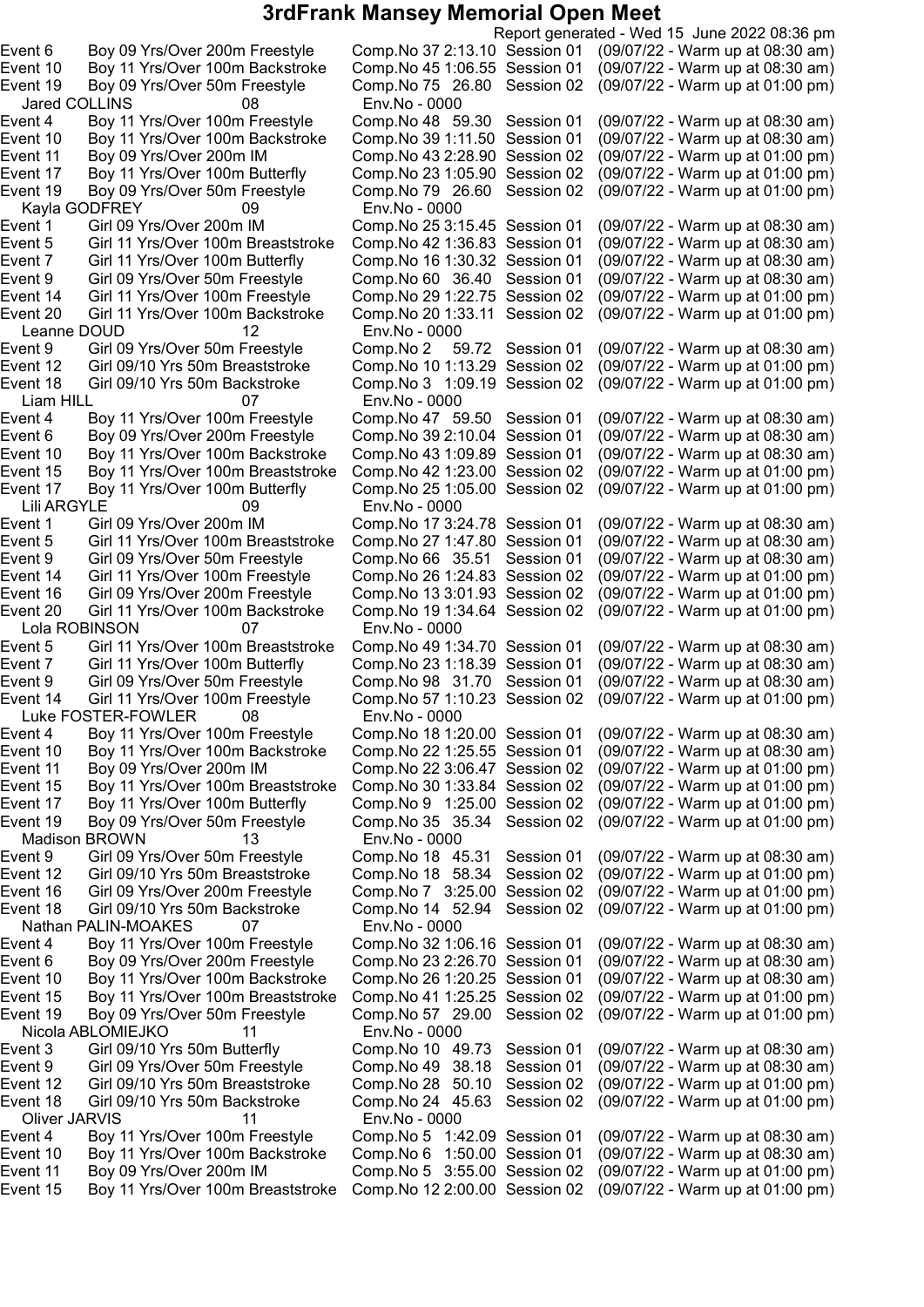# 3rdFrank Mansey Memorial Open Meet

Report generated - Wed 15 June 2022 08:36 pm

Event 6 Boy 09 Yrs/Over 200m Freestyle Comp.No 37 2:13.10 Session 01 (09/07/22 - Warm up at 08:30 am)
Event 10 Boy 11 Yrs/Over 100m Backstroke Comp.No 45 1:06.55 Session 01 (09/07/22 - Warm up at 08:30 am)
Event 19 Boy 09 Yrs/Over 50m Freestyle Comp.No 75 26.80 Session 02 (09/07/22 - Warm up at 01:00 pm)

Jared COLLINS 08 Env.No - 0000
Event 4 Boy 11 Yrs/Over 100m Freestyle Comp.No 48 59.30 Session 01 (09/07/22 - Warm up at 08:30 am)
Event 10 Boy 11 Yrs/Over 100m Backstroke Comp.No 39 1:11.50 Session 01 (09/07/22 - Warm up at 08:30 am)
Event 11 Boy 09 Yrs/Over 200m IM Comp.No 43 2:28.90 Session 02 (09/07/22 - Warm up at 01:00 pm)
Event 17 Boy 11 Yrs/Over 100m Butterfly Comp.No 23 1:05.90 Session 02 (09/07/22 - Warm up at 01:00 pm)
Event 19 Boy 09 Yrs/Over 50m Freestyle Comp.No 79 26.60 Session 02 (09/07/22 - Warm up at 01:00 pm)

Kayla GODFREY 09 Env.No - 0000
Event 1 Girl 09 Yrs/Over 200m IM Comp.No 25 3:15.45 Session 01 (09/07/22 - Warm up at 08:30 am)
Event 5 Girl 11 Yrs/Over 100m Breaststroke Comp.No 42 1:36.83 Session 01 (09/07/22 - Warm up at 08:30 am)
Event 7 Girl 11 Yrs/Over 100m Butterfly Comp.No 16 1:30.32 Session 01 (09/07/22 - Warm up at 08:30 am)
Event 9 Girl 09 Yrs/Over 50m Freestyle Comp.No 60 36.40 Session 01 (09/07/22 - Warm up at 08:30 am)
Event 14 Girl 11 Yrs/Over 100m Freestyle Comp.No 29 1:22.75 Session 02 (09/07/22 - Warm up at 01:00 pm)
Event 20 Girl 11 Yrs/Over 100m Backstroke Comp.No 20 1:33.11 Session 02 (09/07/22 - Warm up at 01:00 pm)

Leanne DOUD 12 Env.No - 0000
Event 9 Girl 09 Yrs/Over 50m Freestyle Comp.No 2 59.72 Session 01 (09/07/22 - Warm up at 08:30 am)
Event 12 Girl 09/10 Yrs 50m Breaststroke Comp.No 10 1:13.29 Session 02 (09/07/22 - Warm up at 01:00 pm)
Event 18 Girl 09/10 Yrs 50m Backstroke Comp.No 3 1:09.19 Session 02 (09/07/22 - Warm up at 01:00 pm)

Liam HILL 07 Env.No - 0000
Event 4 Boy 11 Yrs/Over 100m Freestyle Comp.No 47 59.50 Session 01 (09/07/22 - Warm up at 08:30 am)
Event 6 Boy 09 Yrs/Over 200m Freestyle Comp.No 39 2:10.04 Session 01 (09/07/22 - Warm up at 08:30 am)
Event 10 Boy 11 Yrs/Over 100m Backstroke Comp.No 43 1:09.89 Session 01 (09/07/22 - Warm up at 08:30 am)
Event 15 Boy 11 Yrs/Over 100m Breaststroke Comp.No 42 1:23.00 Session 02 (09/07/22 - Warm up at 01:00 pm)
Event 17 Boy 11 Yrs/Over 100m Butterfly Comp.No 25 1:05.00 Session 02 (09/07/22 - Warm up at 01:00 pm)

Lili ARGYLE 09 Env.No - 0000
Event 1 Girl 09 Yrs/Over 200m IM Comp.No 17 3:24.78 Session 01 (09/07/22 - Warm up at 08:30 am)
Event 5 Girl 11 Yrs/Over 100m Breaststroke Comp.No 27 1:47.80 Session 01 (09/07/22 - Warm up at 08:30 am)
Event 9 Girl 09 Yrs/Over 50m Freestyle Comp.No 66 35.51 Session 01 (09/07/22 - Warm up at 08:30 am)
Event 14 Girl 11 Yrs/Over 100m Freestyle Comp.No 26 1:24.83 Session 02 (09/07/22 - Warm up at 01:00 pm)
Event 16 Girl 09 Yrs/Over 200m Freestyle Comp.No 13 3:01.93 Session 02 (09/07/22 - Warm up at 01:00 pm)
Event 20 Girl 11 Yrs/Over 100m Backstroke Comp.No 19 1:34.64 Session 02 (09/07/22 - Warm up at 01:00 pm)

Lola ROBINSON 07 Env.No - 0000
Event 5 Girl 11 Yrs/Over 100m Breaststroke Comp.No 49 1:34.70 Session 01 (09/07/22 - Warm up at 08:30 am)
Event 7 Girl 11 Yrs/Over 100m Butterfly Comp.No 23 1:18.39 Session 01 (09/07/22 - Warm up at 08:30 am)
Event 9 Girl 09 Yrs/Over 50m Freestyle Comp.No 98 31.70 Session 01 (09/07/22 - Warm up at 08:30 am)
Event 14 Girl 11 Yrs/Over 100m Freestyle Comp.No 57 1:10.23 Session 02 (09/07/22 - Warm up at 01:00 pm)

Luke FOSTER-FOWLER 08 Env.No - 0000
Event 4 Boy 11 Yrs/Over 100m Freestyle Comp.No 18 1:20.00 Session 01 (09/07/22 - Warm up at 08:30 am)
Event 10 Boy 11 Yrs/Over 100m Backstroke Comp.No 22 1:25.55 Session 01 (09/07/22 - Warm up at 08:30 am)
Event 11 Boy 09 Yrs/Over 200m IM Comp.No 22 3:06.47 Session 02 (09/07/22 - Warm up at 01:00 pm)
Event 15 Boy 11 Yrs/Over 100m Breaststroke Comp.No 30 1:33.84 Session 02 (09/07/22 - Warm up at 01:00 pm)
Event 17 Boy 11 Yrs/Over 100m Butterfly Comp.No 9 1:25.00 Session 02 (09/07/22 - Warm up at 01:00 pm)
Event 19 Boy 09 Yrs/Over 50m Freestyle Comp.No 35 35.34 Session 02 (09/07/22 - Warm up at 01:00 pm)

Madison BROWN 13 Env.No - 0000
Event 9 Girl 09 Yrs/Over 50m Freestyle Comp.No 18 45.31 Session 01 (09/07/22 - Warm up at 08:30 am)
Event 12 Girl 09/10 Yrs 50m Breaststroke Comp.No 18 58.34 Session 02 (09/07/22 - Warm up at 01:00 pm)
Event 16 Girl 09 Yrs/Over 200m Freestyle Comp.No 7 3:25.00 Session 02 (09/07/22 - Warm up at 01:00 pm)
Event 18 Girl 09/10 Yrs 50m Backstroke Comp.No 14 52.94 Session 02 (09/07/22 - Warm up at 01:00 pm)

Nathan PALIN-MOAKES 07 Env.No - 0000
Event 4 Boy 11 Yrs/Over 100m Freestyle Comp.No 32 1:06.16 Session 01 (09/07/22 - Warm up at 08:30 am)
Event 6 Boy 09 Yrs/Over 200m Freestyle Comp.No 23 2:26.70 Session 01 (09/07/22 - Warm up at 08:30 am)
Event 10 Boy 11 Yrs/Over 100m Backstroke Comp.No 26 1:20.25 Session 01 (09/07/22 - Warm up at 08:30 am)
Event 15 Boy 11 Yrs/Over 100m Breaststroke Comp.No 41 1:25.25 Session 02 (09/07/22 - Warm up at 01:00 pm)
Event 19 Boy 09 Yrs/Over 50m Freestyle Comp.No 57 29.00 Session 02 (09/07/22 - Warm up at 01:00 pm)

Nicola ABLOMIEJKO 11 Env.No - 0000
Event 3 Girl 09/10 Yrs 50m Butterfly Comp.No 10 49.73 Session 01 (09/07/22 - Warm up at 08:30 am)
Event 9 Girl 09 Yrs/Over 50m Freestyle Comp.No 49 38.18 Session 01 (09/07/22 - Warm up at 08:30 am)
Event 12 Girl 09/10 Yrs 50m Breaststroke Comp.No 28 50.10 Session 02 (09/07/22 - Warm up at 01:00 pm)
Event 18 Girl 09/10 Yrs 50m Backstroke Comp.No 24 45.63 Session 02 (09/07/22 - Warm up at 01:00 pm)

Oliver JARVIS 11 Env.No - 0000
Event 4 Boy 11 Yrs/Over 100m Freestyle Comp.No 5 1:42.09 Session 01 (09/07/22 - Warm up at 08:30 am)
Event 10 Boy 11 Yrs/Over 100m Backstroke Comp.No 6 1:50.00 Session 01 (09/07/22 - Warm up at 08:30 am)
Event 11 Boy 09 Yrs/Over 200m IM Comp.No 5 3:55.00 Session 02 (09/07/22 - Warm up at 01:00 pm)
Event 15 Boy 11 Yrs/Over 100m Breaststroke Comp.No 12 2:00.00 Session 02 (09/07/22 - Warm up at 01:00 pm)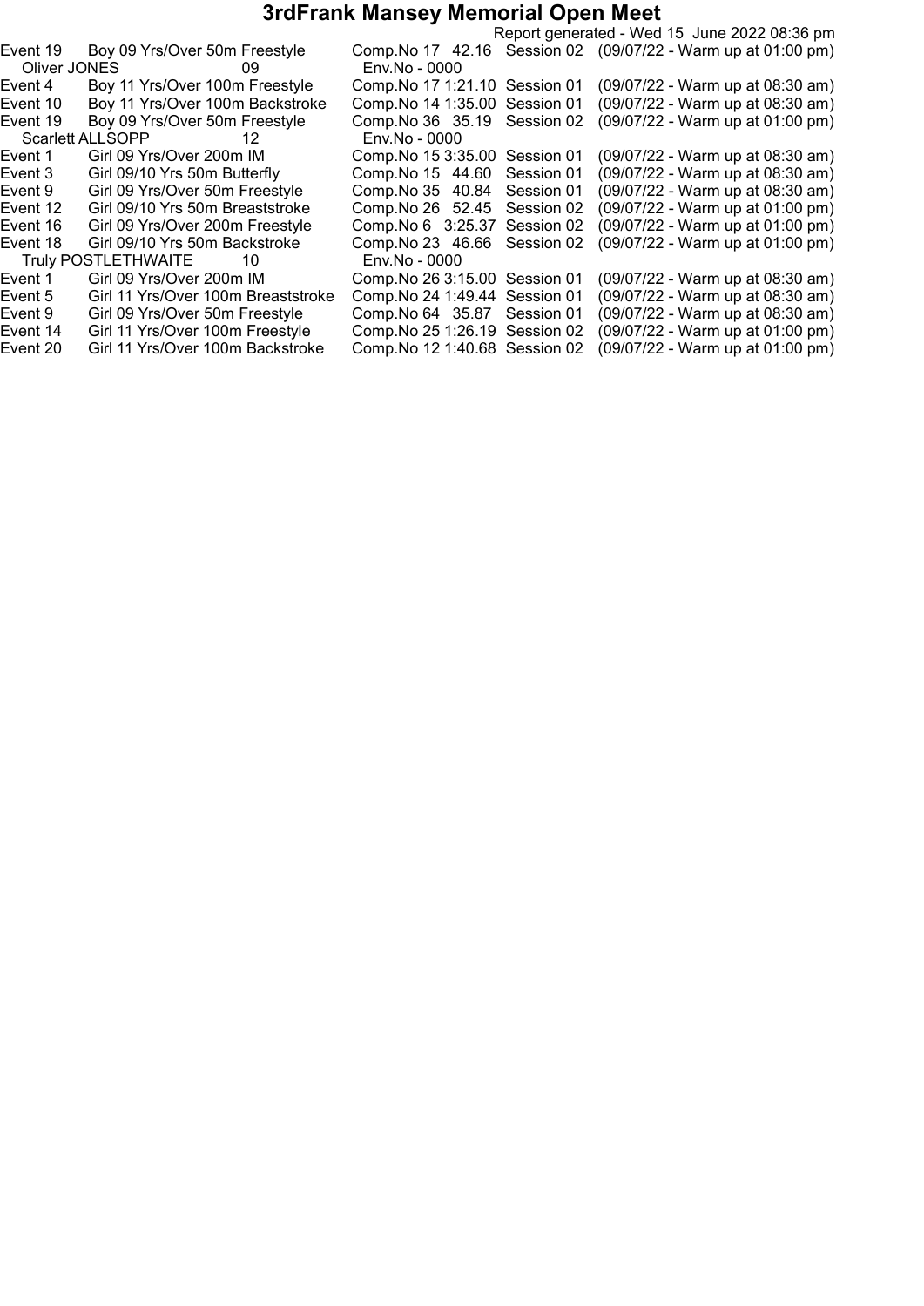# 3rdFrank Mansey Memorial Open Meet

Report generated - Wed 15 June 2022 08:36 pm

| | | | | |
|---|---|---|---|---|
| Event 19 | Boy 09 Yrs/Over 50m Freestyle | Comp.No 17 42.16 | Session 02 | (09/07/22 - Warm up at 01:00 pm) |
| Oliver JONES | 09 | Env.No - 0000 | | |
| Event 4 | Boy 11 Yrs/Over 100m Freestyle | Comp.No 17 1:21.10 | Session 01 | (09/07/22 - Warm up at 08:30 am) |
| Event 10 | Boy 11 Yrs/Over 100m Backstroke | Comp.No 14 1:35.00 | Session 01 | (09/07/22 - Warm up at 08:30 am) |
| Event 19 | Boy 09 Yrs/Over 50m Freestyle | Comp.No 36 35.19 | Session 02 | (09/07/22 - Warm up at 01:00 pm) |
| Scarlett ALLSOPP | 12 | Env.No - 0000 | | |
| Event 1 | Girl 09 Yrs/Over 200m IM | Comp.No 15 3:35.00 | Session 01 | (09/07/22 - Warm up at 08:30 am) |
| Event 3 | Girl 09/10 Yrs 50m Butterfly | Comp.No 15 44.60 | Session 01 | (09/07/22 - Warm up at 08:30 am) |
| Event 9 | Girl 09 Yrs/Over 50m Freestyle | Comp.No 35 40.84 | Session 01 | (09/07/22 - Warm up at 08:30 am) |
| Event 12 | Girl 09/10 Yrs 50m Breaststroke | Comp.No 26 52.45 | Session 02 | (09/07/22 - Warm up at 01:00 pm) |
| Event 16 | Girl 09 Yrs/Over 200m Freestyle | Comp.No 6 3:25.37 | Session 02 | (09/07/22 - Warm up at 01:00 pm) |
| Event 18 | Girl 09/10 Yrs 50m Backstroke | Comp.No 23 46.66 | Session 02 | (09/07/22 - Warm up at 01:00 pm) |
| Truly POSTLETHWAITE | 10 | Env.No - 0000 | | |
| Event 1 | Girl 09 Yrs/Over 200m IM | Comp.No 26 3:15.00 | Session 01 | (09/07/22 - Warm up at 08:30 am) |
| Event 5 | Girl 11 Yrs/Over 100m Breaststroke | Comp.No 24 1:49.44 | Session 01 | (09/07/22 - Warm up at 08:30 am) |
| Event 9 | Girl 09 Yrs/Over 50m Freestyle | Comp.No 64 35.87 | Session 01 | (09/07/22 - Warm up at 08:30 am) |
| Event 14 | Girl 11 Yrs/Over 100m Freestyle | Comp.No 25 1:26.19 | Session 02 | (09/07/22 - Warm up at 01:00 pm) |
| Event 20 | Girl 11 Yrs/Over 100m Backstroke | Comp.No 12 1:40.68 | Session 02 | (09/07/22 - Warm up at 01:00 pm) |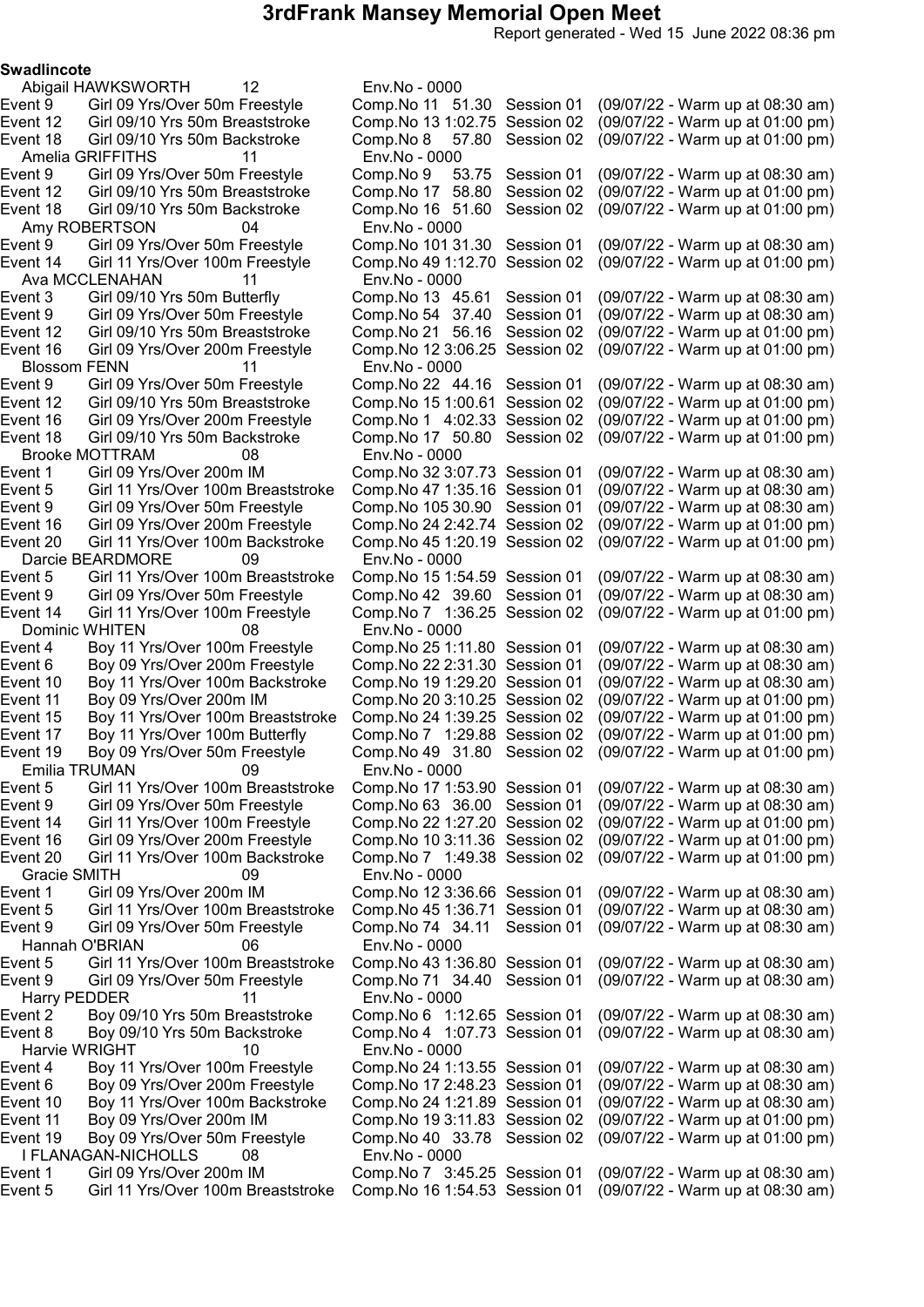# 3rdFrank Mansey Memorial Open Meet

Report generated - Wed 15 June 2022 08:36 pm

**Swadlincote**

Abigail HAWKSWORTH 12 Env.No - 0000

| Event | Description | Comp.No | Time | Session | Warm up |
|---|---|---|---|---|---|
| Event 9 | Girl 09 Yrs/Over 50m Freestyle | Comp.No 11 | 51.30 | Session 01 | (09/07/22 - Warm up at 08:30 am) |
| Event 12 | Girl 09/10 Yrs 50m Breaststroke | Comp.No 13 | 1:02.75 | Session 02 | (09/07/22 - Warm up at 01:00 pm) |
| Event 18 | Girl 09/10 Yrs 50m Backstroke | Comp.No 8 | 57.80 | Session 02 | (09/07/22 - Warm up at 01:00 pm) |

Amelia GRIFFITHS 11 Env.No - 0000

| Event | Description | Comp.No | Time | Session | Warm up |
|---|---|---|---|---|---|
| Event 9 | Girl 09 Yrs/Over 50m Freestyle | Comp.No 9 | 53.75 | Session 01 | (09/07/22 - Warm up at 08:30 am) |
| Event 12 | Girl 09/10 Yrs 50m Breaststroke | Comp.No 17 | 58.80 | Session 02 | (09/07/22 - Warm up at 01:00 pm) |
| Event 18 | Girl 09/10 Yrs 50m Backstroke | Comp.No 16 | 51.60 | Session 02 | (09/07/22 - Warm up at 01:00 pm) |

Amy ROBERTSON 04 Env.No - 0000

| Event | Description | Comp.No | Time | Session | Warm up |
|---|---|---|---|---|---|
| Event 9 | Girl 09 Yrs/Over 50m Freestyle | Comp.No 101 | 31.30 | Session 01 | (09/07/22 - Warm up at 08:30 am) |
| Event 14 | Girl 11 Yrs/Over 100m Freestyle | Comp.No 49 | 1:12.70 | Session 02 | (09/07/22 - Warm up at 01:00 pm) |

Ava MCCLENAHAN 11 Env.No - 0000

| Event | Description | Comp.No | Time | Session | Warm up |
|---|---|---|---|---|---|
| Event 3 | Girl 09/10 Yrs 50m Butterfly | Comp.No 13 | 45.61 | Session 01 | (09/07/22 - Warm up at 08:30 am) |
| Event 9 | Girl 09 Yrs/Over 50m Freestyle | Comp.No 54 | 37.40 | Session 01 | (09/07/22 - Warm up at 08:30 am) |
| Event 12 | Girl 09/10 Yrs 50m Breaststroke | Comp.No 21 | 56.16 | Session 02 | (09/07/22 - Warm up at 01:00 pm) |
| Event 16 | Girl 09 Yrs/Over 200m Freestyle | Comp.No 12 | 3:06.25 | Session 02 | (09/07/22 - Warm up at 01:00 pm) |

Blossom FENN 11 Env.No - 0000

| Event | Description | Comp.No | Time | Session | Warm up |
|---|---|---|---|---|---|
| Event 9 | Girl 09 Yrs/Over 50m Freestyle | Comp.No 22 | 44.16 | Session 01 | (09/07/22 - Warm up at 08:30 am) |
| Event 12 | Girl 09/10 Yrs 50m Breaststroke | Comp.No 15 | 1:00.61 | Session 02 | (09/07/22 - Warm up at 01:00 pm) |
| Event 16 | Girl 09 Yrs/Over 200m Freestyle | Comp.No 1 | 4:02.33 | Session 02 | (09/07/22 - Warm up at 01:00 pm) |
| Event 18 | Girl 09/10 Yrs 50m Backstroke | Comp.No 17 | 50.80 | Session 02 | (09/07/22 - Warm up at 01:00 pm) |

Brooke MOTTRAM 08 Env.No - 0000

| Event | Description | Comp.No | Time | Session | Warm up |
|---|---|---|---|---|---|
| Event 1 | Girl 09 Yrs/Over 200m IM | Comp.No 32 | 3:07.73 | Session 01 | (09/07/22 - Warm up at 08:30 am) |
| Event 5 | Girl 11 Yrs/Over 100m Breaststroke | Comp.No 47 | 1:35.16 | Session 01 | (09/07/22 - Warm up at 08:30 am) |
| Event 9 | Girl 09 Yrs/Over 50m Freestyle | Comp.No 105 | 30.90 | Session 01 | (09/07/22 - Warm up at 08:30 am) |
| Event 16 | Girl 09 Yrs/Over 200m Freestyle | Comp.No 24 | 2:42.74 | Session 02 | (09/07/22 - Warm up at 01:00 pm) |
| Event 20 | Girl 11 Yrs/Over 100m Backstroke | Comp.No 45 | 1:20.19 | Session 02 | (09/07/22 - Warm up at 01:00 pm) |

Darcie BEARDMORE 09 Env.No - 0000

| Event | Description | Comp.No | Time | Session | Warm up |
|---|---|---|---|---|---|
| Event 5 | Girl 11 Yrs/Over 100m Breaststroke | Comp.No 15 | 1:54.59 | Session 01 | (09/07/22 - Warm up at 08:30 am) |
| Event 9 | Girl 09 Yrs/Over 50m Freestyle | Comp.No 42 | 39.60 | Session 01 | (09/07/22 - Warm up at 08:30 am) |
| Event 14 | Girl 11 Yrs/Over 100m Freestyle | Comp.No 7 | 1:36.25 | Session 02 | (09/07/22 - Warm up at 01:00 pm) |

Dominic WHITEN 08 Env.No - 0000

| Event | Description | Comp.No | Time | Session | Warm up |
|---|---|---|---|---|---|
| Event 4 | Boy 11 Yrs/Over 100m Freestyle | Comp.No 25 | 1:11.80 | Session 01 | (09/07/22 - Warm up at 08:30 am) |
| Event 6 | Boy 09 Yrs/Over 200m Freestyle | Comp.No 22 | 2:31.30 | Session 01 | (09/07/22 - Warm up at 08:30 am) |
| Event 10 | Boy 11 Yrs/Over 100m Backstroke | Comp.No 19 | 1:29.20 | Session 01 | (09/07/22 - Warm up at 08:30 am) |
| Event 11 | Boy 09 Yrs/Over 200m IM | Comp.No 20 | 3:10.25 | Session 02 | (09/07/22 - Warm up at 01:00 pm) |
| Event 15 | Boy 11 Yrs/Over 100m Breaststroke | Comp.No 24 | 1:39.25 | Session 02 | (09/07/22 - Warm up at 01:00 pm) |
| Event 17 | Boy 11 Yrs/Over 100m Butterfly | Comp.No 7 | 1:29.88 | Session 02 | (09/07/22 - Warm up at 01:00 pm) |
| Event 19 | Boy 09 Yrs/Over 50m Freestyle | Comp.No 49 | 31.80 | Session 02 | (09/07/22 - Warm up at 01:00 pm) |

Emilia TRUMAN 09 Env.No - 0000

| Event | Description | Comp.No | Time | Session | Warm up |
|---|---|---|---|---|---|
| Event 5 | Girl 11 Yrs/Over 100m Breaststroke | Comp.No 17 | 1:53.90 | Session 01 | (09/07/22 - Warm up at 08:30 am) |
| Event 9 | Girl 09 Yrs/Over 50m Freestyle | Comp.No 63 | 36.00 | Session 01 | (09/07/22 - Warm up at 08:30 am) |
| Event 14 | Girl 11 Yrs/Over 100m Freestyle | Comp.No 22 | 1:27.20 | Session 02 | (09/07/22 - Warm up at 01:00 pm) |
| Event 16 | Girl 09 Yrs/Over 200m Freestyle | Comp.No 10 | 3:11.36 | Session 02 | (09/07/22 - Warm up at 01:00 pm) |
| Event 20 | Girl 11 Yrs/Over 100m Backstroke | Comp.No 7 | 1:49.38 | Session 02 | (09/07/22 - Warm up at 01:00 pm) |

Gracie SMITH 09 Env.No - 0000

| Event | Description | Comp.No | Time | Session | Warm up |
|---|---|---|---|---|---|
| Event 1 | Girl 09 Yrs/Over 200m IM | Comp.No 12 | 3:36.66 | Session 01 | (09/07/22 - Warm up at 08:30 am) |
| Event 5 | Girl 11 Yrs/Over 100m Breaststroke | Comp.No 45 | 1:36.71 | Session 01 | (09/07/22 - Warm up at 08:30 am) |
| Event 9 | Girl 09 Yrs/Over 50m Freestyle | Comp.No 74 | 34.11 | Session 01 | (09/07/22 - Warm up at 08:30 am) |

Hannah O'BRIAN 06 Env.No - 0000

| Event | Description | Comp.No | Time | Session | Warm up |
|---|---|---|---|---|---|
| Event 5 | Girl 11 Yrs/Over 100m Breaststroke | Comp.No 43 | 1:36.80 | Session 01 | (09/07/22 - Warm up at 08:30 am) |
| Event 9 | Girl 09 Yrs/Over 50m Freestyle | Comp.No 71 | 34.40 | Session 01 | (09/07/22 - Warm up at 08:30 am) |

Harry PEDDER 11 Env.No - 0000

| Event | Description | Comp.No | Time | Session | Warm up |
|---|---|---|---|---|---|
| Event 2 | Boy 09/10 Yrs 50m Breaststroke | Comp.No 6 | 1:12.65 | Session 01 | (09/07/22 - Warm up at 08:30 am) |
| Event 8 | Boy 09/10 Yrs 50m Backstroke | Comp.No 4 | 1:07.73 | Session 01 | (09/07/22 - Warm up at 08:30 am) |

Harvie WRIGHT 10 Env.No - 0000

| Event | Description | Comp.No | Time | Session | Warm up |
|---|---|---|---|---|---|
| Event 4 | Boy 11 Yrs/Over 100m Freestyle | Comp.No 24 | 1:13.55 | Session 01 | (09/07/22 - Warm up at 08:30 am) |
| Event 6 | Boy 09 Yrs/Over 200m Freestyle | Comp.No 17 | 2:48.23 | Session 01 | (09/07/22 - Warm up at 08:30 am) |
| Event 10 | Boy 11 Yrs/Over 100m Backstroke | Comp.No 24 | 1:21.89 | Session 01 | (09/07/22 - Warm up at 08:30 am) |
| Event 11 | Boy 09 Yrs/Over 200m IM | Comp.No 19 | 3:11.83 | Session 02 | (09/07/22 - Warm up at 01:00 pm) |
| Event 19 | Boy 09 Yrs/Over 50m Freestyle | Comp.No 40 | 33.78 | Session 02 | (09/07/22 - Warm up at 01:00 pm) |

I FLANAGAN-NICHOLLS 08 Env.No - 0000

| Event | Description | Comp.No | Time | Session | Warm up |
|---|---|---|---|---|---|
| Event 1 | Girl 09 Yrs/Over 200m IM | Comp.No 7 | 3:45.25 | Session 01 | (09/07/22 - Warm up at 08:30 am) |
| Event 5 | Girl 11 Yrs/Over 100m Breaststroke | Comp.No 16 | 1:54.53 | Session 01 | (09/07/22 - Warm up at 08:30 am) |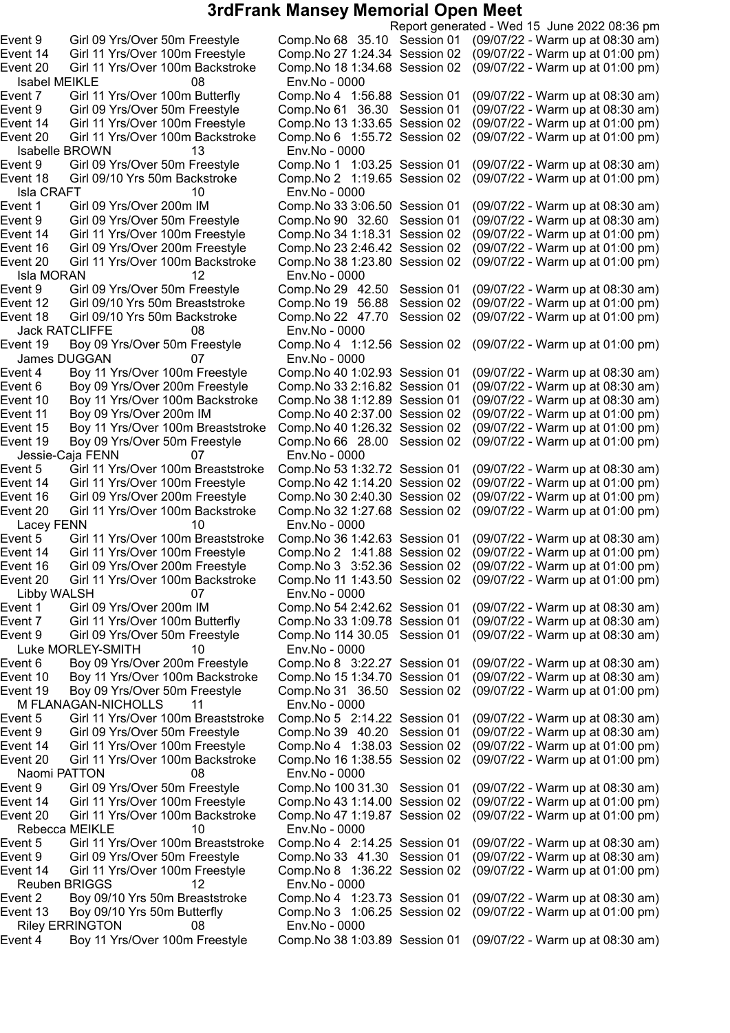# 3rdFrank Mansey Memorial Open Meet

Report generated - Wed 15 June 2022 08:36 pm

Event 9 Girl 09 Yrs/Over 50m Freestyle Comp.No 68 35.10 Session 01 (09/07/22 - Warm up at 08:30 am)
Event 14 Girl 11 Yrs/Over 100m Freestyle Comp.No 27 1:24.34 Session 02 (09/07/22 - Warm up at 01:00 pm)
Event 20 Girl 11 Yrs/Over 100m Backstroke Comp.No 18 1:34.68 Session 02 (09/07/22 - Warm up at 01:00 pm)

Isabel MEIKLE 08 Env.No - 0000
Event 7 Girl 11 Yrs/Over 100m Butterfly Comp.No 4 1:56.88 Session 01 (09/07/22 - Warm up at 08:30 am)
Event 9 Girl 09 Yrs/Over 50m Freestyle Comp.No 61 36.30 Session 01 (09/07/22 - Warm up at 08:30 am)
Event 14 Girl 11 Yrs/Over 100m Freestyle Comp.No 13 1:33.65 Session 02 (09/07/22 - Warm up at 01:00 pm)
Event 20 Girl 11 Yrs/Over 100m Backstroke Comp.No 6 1:55.72 Session 02 (09/07/22 - Warm up at 01:00 pm)

Isabelle BROWN 13 Env.No - 0000
Event 9 Girl 09 Yrs/Over 50m Freestyle Comp.No 1 1:03.25 Session 01 (09/07/22 - Warm up at 08:30 am)
Event 18 Girl 09/10 Yrs 50m Backstroke Comp.No 2 1:19.65 Session 02 (09/07/22 - Warm up at 01:00 pm)

Isla CRAFT 10 Env.No - 0000
Event 1 Girl 09 Yrs/Over 200m IM Comp.No 33 3:06.50 Session 01 (09/07/22 - Warm up at 08:30 am)
Event 9 Girl 09 Yrs/Over 50m Freestyle Comp.No 90 32.60 Session 01 (09/07/22 - Warm up at 08:30 am)
Event 14 Girl 11 Yrs/Over 100m Freestyle Comp.No 34 1:18.31 Session 02 (09/07/22 - Warm up at 01:00 pm)
Event 16 Girl 09 Yrs/Over 200m Freestyle Comp.No 23 2:46.42 Session 02 (09/07/22 - Warm up at 01:00 pm)
Event 20 Girl 11 Yrs/Over 100m Backstroke Comp.No 38 1:23.80 Session 02 (09/07/22 - Warm up at 01:00 pm)

Isla MORAN 12 Env.No - 0000
Event 9 Girl 09 Yrs/Over 50m Freestyle Comp.No 29 42.50 Session 01 (09/07/22 - Warm up at 08:30 am)
Event 12 Girl 09/10 Yrs 50m Breaststroke Comp.No 19 56.88 Session 02 (09/07/22 - Warm up at 01:00 pm)
Event 18 Girl 09/10 Yrs 50m Backstroke Comp.No 22 47.70 Session 02 (09/07/22 - Warm up at 01:00 pm)

Jack RATCLIFFE 08 Env.No - 0000
Event 19 Boy 09 Yrs/Over 50m Freestyle Comp.No 4 1:12.56 Session 02 (09/07/22 - Warm up at 01:00 pm)

James DUGGAN 07 Env.No - 0000
Event 4 Boy 11 Yrs/Over 100m Freestyle Comp.No 40 1:02.93 Session 01 (09/07/22 - Warm up at 08:30 am)
Event 6 Boy 09 Yrs/Over 200m Freestyle Comp.No 33 2:16.82 Session 01 (09/07/22 - Warm up at 08:30 am)
Event 10 Boy 11 Yrs/Over 100m Backstroke Comp.No 38 1:12.89 Session 01 (09/07/22 - Warm up at 08:30 am)
Event 11 Boy 09 Yrs/Over 200m IM Comp.No 40 2:37.00 Session 02 (09/07/22 - Warm up at 01:00 pm)
Event 15 Boy 11 Yrs/Over 100m Breaststroke Comp.No 40 1:26.32 Session 02 (09/07/22 - Warm up at 01:00 pm)
Event 19 Boy 09 Yrs/Over 50m Freestyle Comp.No 66 28.00 Session 02 (09/07/22 - Warm up at 01:00 pm)

Jessie-Caja FENN 07 Env.No - 0000
Event 5 Girl 11 Yrs/Over 100m Breaststroke Comp.No 53 1:32.72 Session 01 (09/07/22 - Warm up at 08:30 am)
Event 14 Girl 11 Yrs/Over 100m Freestyle Comp.No 42 1:14.20 Session 02 (09/07/22 - Warm up at 01:00 pm)
Event 16 Girl 09 Yrs/Over 200m Freestyle Comp.No 30 2:40.30 Session 02 (09/07/22 - Warm up at 01:00 pm)
Event 20 Girl 11 Yrs/Over 100m Backstroke Comp.No 32 1:27.68 Session 02 (09/07/22 - Warm up at 01:00 pm)

Lacey FENN 10 Env.No - 0000
Event 5 Girl 11 Yrs/Over 100m Breaststroke Comp.No 36 1:42.63 Session 01 (09/07/22 - Warm up at 08:30 am)
Event 14 Girl 11 Yrs/Over 100m Freestyle Comp.No 2 1:41.88 Session 02 (09/07/22 - Warm up at 01:00 pm)
Event 16 Girl 09 Yrs/Over 200m Freestyle Comp.No 3 3:52.36 Session 02 (09/07/22 - Warm up at 01:00 pm)
Event 20 Girl 11 Yrs/Over 100m Backstroke Comp.No 11 1:43.50 Session 02 (09/07/22 - Warm up at 01:00 pm)

Libby WALSH 07 Env.No - 0000
Event 1 Girl 09 Yrs/Over 200m IM Comp.No 54 2:42.62 Session 01 (09/07/22 - Warm up at 08:30 am)
Event 7 Girl 11 Yrs/Over 100m Butterfly Comp.No 33 1:09.78 Session 01 (09/07/22 - Warm up at 08:30 am)
Event 9 Girl 09 Yrs/Over 50m Freestyle Comp.No 114 30.05 Session 01 (09/07/22 - Warm up at 08:30 am)

Luke MORLEY-SMITH 10 Env.No - 0000
Event 6 Boy 09 Yrs/Over 200m Freestyle Comp.No 8 3:22.27 Session 01 (09/07/22 - Warm up at 08:30 am)
Event 10 Boy 11 Yrs/Over 100m Backstroke Comp.No 15 1:34.70 Session 01 (09/07/22 - Warm up at 08:30 am)
Event 19 Boy 09 Yrs/Over 50m Freestyle Comp.No 31 36.50 Session 02 (09/07/22 - Warm up at 01:00 pm)

M FLANAGAN-NICHOLLS 11 Env.No - 0000
Event 5 Girl 11 Yrs/Over 100m Breaststroke Comp.No 5 2:14.22 Session 01 (09/07/22 - Warm up at 08:30 am)
Event 9 Girl 09 Yrs/Over 50m Freestyle Comp.No 39 40.20 Session 01 (09/07/22 - Warm up at 08:30 am)
Event 14 Girl 11 Yrs/Over 100m Freestyle Comp.No 4 1:38.03 Session 02 (09/07/22 - Warm up at 01:00 pm)
Event 20 Girl 11 Yrs/Over 100m Backstroke Comp.No 16 1:38.55 Session 02 (09/07/22 - Warm up at 01:00 pm)

Naomi PATTON 08 Env.No - 0000
Event 9 Girl 09 Yrs/Over 50m Freestyle Comp.No 100 31.30 Session 01 (09/07/22 - Warm up at 08:30 am)
Event 14 Girl 11 Yrs/Over 100m Freestyle Comp.No 43 1:14.00 Session 02 (09/07/22 - Warm up at 01:00 pm)
Event 20 Girl 11 Yrs/Over 100m Backstroke Comp.No 47 1:19.87 Session 02 (09/07/22 - Warm up at 01:00 pm)

Rebecca MEIKLE 10 Env.No - 0000
Event 5 Girl 11 Yrs/Over 100m Breaststroke Comp.No 4 2:14.25 Session 01 (09/07/22 - Warm up at 08:30 am)
Event 9 Girl 09 Yrs/Over 50m Freestyle Comp.No 33 41.30 Session 01 (09/07/22 - Warm up at 08:30 am)
Event 14 Girl 11 Yrs/Over 100m Freestyle Comp.No 8 1:36.22 Session 02 (09/07/22 - Warm up at 01:00 pm)

Reuben BRIGGS 12 Env.No - 0000
Event 2 Boy 09/10 Yrs 50m Breaststroke Comp.No 4 1:23.73 Session 01 (09/07/22 - Warm up at 08:30 am)
Event 13 Boy 09/10 Yrs 50m Butterfly Comp.No 3 1:06.25 Session 02 (09/07/22 - Warm up at 01:00 pm)

Riley ERRINGTON 08 Env.No - 0000
Event 4 Boy 11 Yrs/Over 100m Freestyle Comp.No 38 1:03.89 Session 01 (09/07/22 - Warm up at 08:30 am)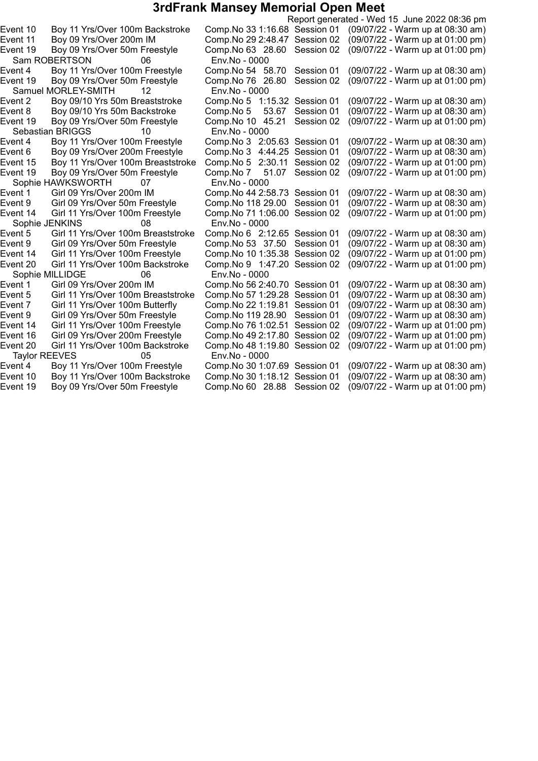# 3rdFrank Mansey Memorial Open Meet

Report generated - Wed 15 June 2022 08:36 pm

| | | | | | |
|---|---|---|---|---|---|
| Event 10 | Boy 11 Yrs/Over 100m Backstroke | Comp.No 33 | 1:16.68 | Session 01 | (09/07/22 - Warm up at 08:30 am) |
| Event 11 | Boy 09 Yrs/Over 200m IM | Comp.No 29 | 2:48.47 | Session 02 | (09/07/22 - Warm up at 01:00 pm) |
| Event 19 | Boy 09 Yrs/Over 50m Freestyle | Comp.No 63 | 28.60 | Session 02 | (09/07/22 - Warm up at 01:00 pm) |
| Sam ROBERTSON | 06 | Env.No - 0000 | | | |
| Event 4 | Boy 11 Yrs/Over 100m Freestyle | Comp.No 54 | 58.70 | Session 01 | (09/07/22 - Warm up at 08:30 am) |
| Event 19 | Boy 09 Yrs/Over 50m Freestyle | Comp.No 76 | 26.80 | Session 02 | (09/07/22 - Warm up at 01:00 pm) |
| Samuel MORLEY-SMITH | 12 | Env.No - 0000 | | | |
| Event 2 | Boy 09/10 Yrs 50m Breaststroke | Comp.No 5 | 1:15.32 | Session 01 | (09/07/22 - Warm up at 08:30 am) |
| Event 8 | Boy 09/10 Yrs 50m Backstroke | Comp.No 5 | 53.67 | Session 01 | (09/07/22 - Warm up at 08:30 am) |
| Event 19 | Boy 09 Yrs/Over 50m Freestyle | Comp.No 10 | 45.21 | Session 02 | (09/07/22 - Warm up at 01:00 pm) |
| Sebastian BRIGGS | 10 | Env.No - 0000 | | | |
| Event 4 | Boy 11 Yrs/Over 100m Freestyle | Comp.No 3 | 2:05.63 | Session 01 | (09/07/22 - Warm up at 08:30 am) |
| Event 6 | Boy 09 Yrs/Over 200m Freestyle | Comp.No 3 | 4:44.25 | Session 01 | (09/07/22 - Warm up at 08:30 am) |
| Event 15 | Boy 11 Yrs/Over 100m Breaststroke | Comp.No 5 | 2:30.11 | Session 02 | (09/07/22 - Warm up at 01:00 pm) |
| Event 19 | Boy 09 Yrs/Over 50m Freestyle | Comp.No 7 | 51.07 | Session 02 | (09/07/22 - Warm up at 01:00 pm) |
| Sophie HAWKSWORTH | 07 | Env.No - 0000 | | | |
| Event 1 | Girl 09 Yrs/Over 200m IM | Comp.No 44 | 2:58.73 | Session 01 | (09/07/22 - Warm up at 08:30 am) |
| Event 9 | Girl 09 Yrs/Over 50m Freestyle | Comp.No 118 | 29.00 | Session 01 | (09/07/22 - Warm up at 08:30 am) |
| Event 14 | Girl 11 Yrs/Over 100m Freestyle | Comp.No 71 | 1:06.00 | Session 02 | (09/07/22 - Warm up at 01:00 pm) |
| Sophie JENKINS | 08 | Env.No - 0000 | | | |
| Event 5 | Girl 11 Yrs/Over 100m Breaststroke | Comp.No 6 | 2:12.65 | Session 01 | (09/07/22 - Warm up at 08:30 am) |
| Event 9 | Girl 09 Yrs/Over 50m Freestyle | Comp.No 53 | 37.50 | Session 01 | (09/07/22 - Warm up at 08:30 am) |
| Event 14 | Girl 11 Yrs/Over 100m Freestyle | Comp.No 10 | 1:35.38 | Session 02 | (09/07/22 - Warm up at 01:00 pm) |
| Event 20 | Girl 11 Yrs/Over 100m Backstroke | Comp.No 9 | 1:47.20 | Session 02 | (09/07/22 - Warm up at 01:00 pm) |
| Sophie MILLIDGE | 06 | Env.No - 0000 | | | |
| Event 1 | Girl 09 Yrs/Over 200m IM | Comp.No 56 | 2:40.70 | Session 01 | (09/07/22 - Warm up at 08:30 am) |
| Event 5 | Girl 11 Yrs/Over 100m Breaststroke | Comp.No 57 | 1:29.28 | Session 01 | (09/07/22 - Warm up at 08:30 am) |
| Event 7 | Girl 11 Yrs/Over 100m Butterfly | Comp.No 22 | 1:19.81 | Session 01 | (09/07/22 - Warm up at 08:30 am) |
| Event 9 | Girl 09 Yrs/Over 50m Freestyle | Comp.No 119 | 28.90 | Session 01 | (09/07/22 - Warm up at 08:30 am) |
| Event 14 | Girl 11 Yrs/Over 100m Freestyle | Comp.No 76 | 1:02.51 | Session 02 | (09/07/22 - Warm up at 01:00 pm) |
| Event 16 | Girl 09 Yrs/Over 200m Freestyle | Comp.No 49 | 2:17.80 | Session 02 | (09/07/22 - Warm up at 01:00 pm) |
| Event 20 | Girl 11 Yrs/Over 100m Backstroke | Comp.No 48 | 1:19.80 | Session 02 | (09/07/22 - Warm up at 01:00 pm) |
| Taylor REEVES | 05 | Env.No - 0000 | | | |
| Event 4 | Boy 11 Yrs/Over 100m Freestyle | Comp.No 30 | 1:07.69 | Session 01 | (09/07/22 - Warm up at 08:30 am) |
| Event 10 | Boy 11 Yrs/Over 100m Backstroke | Comp.No 30 | 1:18.12 | Session 01 | (09/07/22 - Warm up at 08:30 am) |
| Event 19 | Boy 09 Yrs/Over 50m Freestyle | Comp.No 60 | 28.88 | Session 02 | (09/07/22 - Warm up at 01:00 pm) |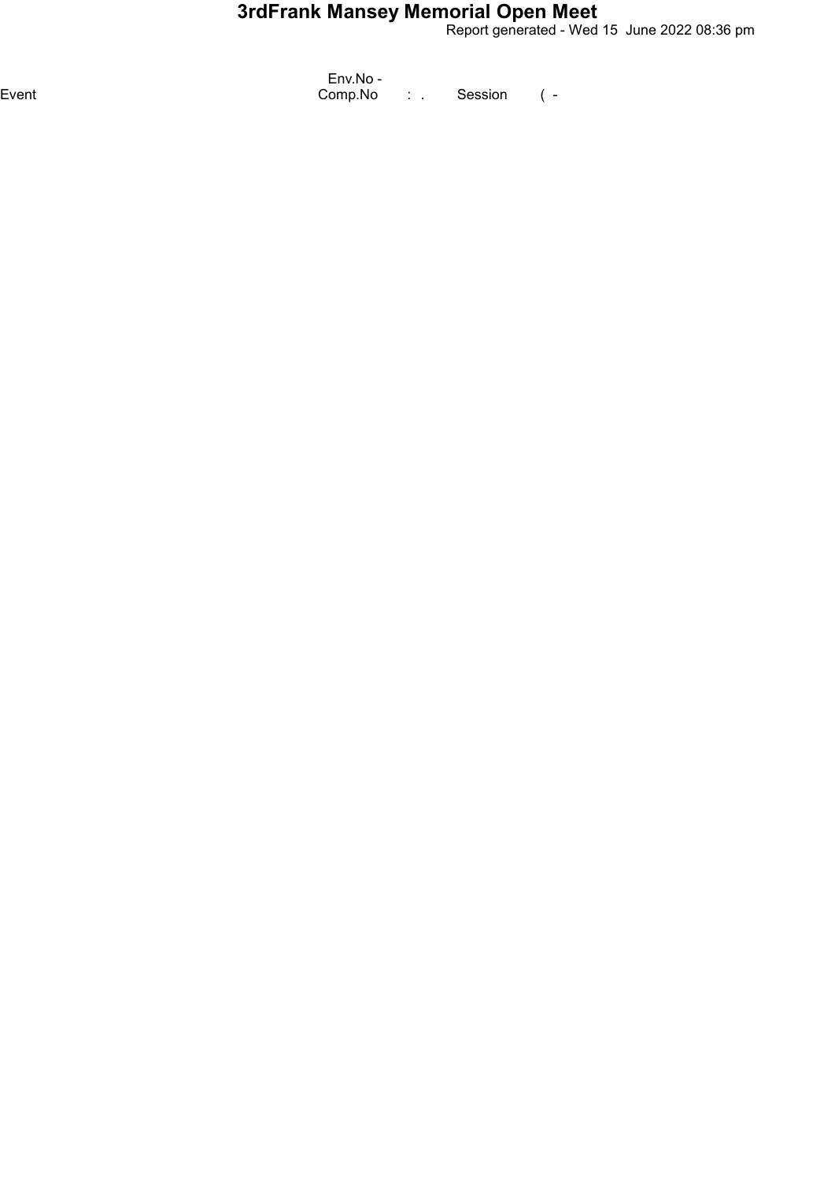# 3rdFrank Mansey Memorial Open Meet

Report generated - Wed 15 June 2022 08:36 pm

| Event | Env.No - Comp.No | : . | Session | ( - |
|---|---|---|---|---|